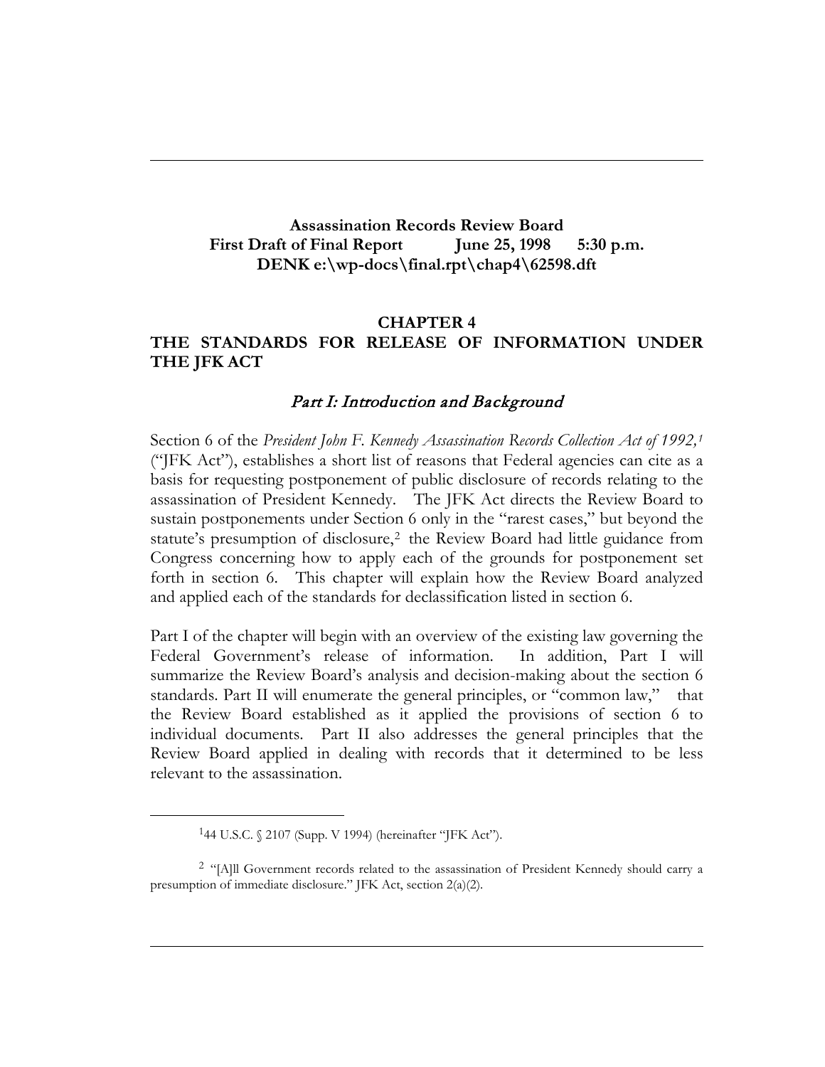**Assassination Records Review Board**
**First Draft of Final Report June 25, 1998 5:30 p.m.**
**DENK e:\wp-docs\final.rpt\chap4\62598.dft**

# CHAPTER 4
# THE STANDARDS FOR RELEASE OF INFORMATION UNDER THE JFK ACT

## *Part I: Introduction and Background*

Section 6 of the *President John F. Kennedy Assassination Records Collection Act of 1992,*[1] ("JFK Act"), establishes a short list of reasons that Federal agencies can cite as a basis for requesting postponement of public disclosure of records relating to the assassination of President Kennedy. The JFK Act directs the Review Board to sustain postponements under Section 6 only in the "rarest cases," but beyond the statute's presumption of disclosure,[2] the Review Board had little guidance from Congress concerning how to apply each of the grounds for postponement set forth in section 6. This chapter will explain how the Review Board analyzed and applied each of the standards for declassification listed in section 6.

Part I of the chapter will begin with an overview of the existing law governing the Federal Government's release of information. In addition, Part I will summarize the Review Board's analysis and decision-making about the section 6 standards. Part II will enumerate the general principles, or "common law," that the Review Board established as it applied the provisions of section 6 to individual documents. Part II also addresses the general principles that the Review Board applied in dealing with records that it determined to be less relevant to the assassination.

---

[1] 44 U.S.C. § 2107 (Supp. V 1994) (hereinafter "JFK Act").

[2] "[A]ll Government records related to the assassination of President Kennedy should carry a presumption of immediate disclosure." JFK Act, section 2(a)(2).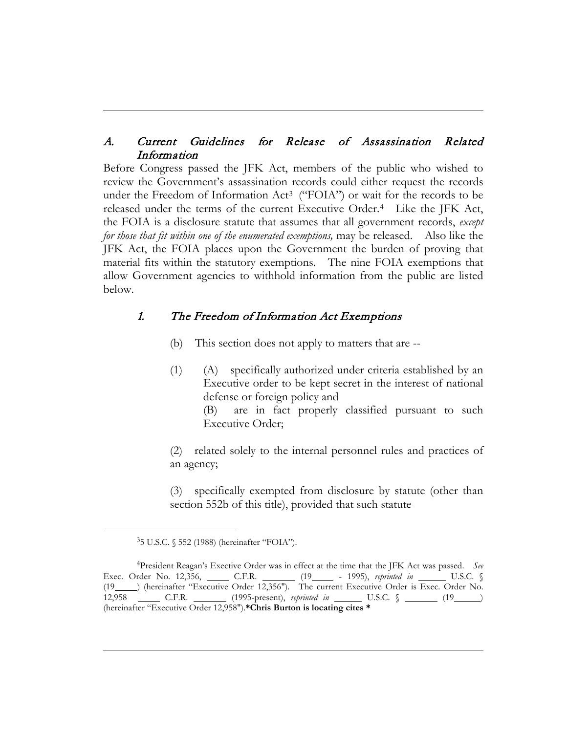## A. *Current Guidelines for Release of Assassination Related Information*

Before Congress passed the JFK Act, members of the public who wished to review the Government's assassination records could either request the records under the Freedom of Information Act[3] ("FOIA") or wait for the records to be released under the terms of the current Executive Order.[4] Like the JFK Act, the FOIA is a disclosure statute that assumes that all government records, *except for those that fit within one of the enumerated exemptions,* may be released. Also like the JFK Act, the FOIA places upon the Government the burden of proving that material fits within the statutory exemptions. The nine FOIA exemptions that allow Government agencies to withhold information from the public are listed below.

### 1. *The Freedom of Information Act Exemptions*

(b) This section does not apply to matters that are --

(1) (A) specifically authorized under criteria established by an Executive order to be kept secret in the interest of national defense or foreign policy and
(B) are in fact properly classified pursuant to such Executive Order;

(2) related solely to the internal personnel rules and practices of an agency;

(3) specifically exempted from disclosure by statute (other than section 552b of this title), provided that such statute

---

[3] 5 U.S.C. § 552 (1988) (hereinafter "FOIA").

[4] President Reagan's Exective Order was in effect at the time that the JFK Act was passed. *See* Exec. Order No. 12,356, _____ C.F.R. _______ (19_____ - 1995), *reprinted in* ______ U.S.C. § (19_____) (hereinafter "Executive Order 12,356"). The current Executive Order is Exec. Order No. 12,958 _____ C.F.R. _______ (1995-present), *reprinted in* ______ U.S.C. § _______ (19______) (hereinafter "Executive Order 12,958").**\*Chris Burton is locating cites \***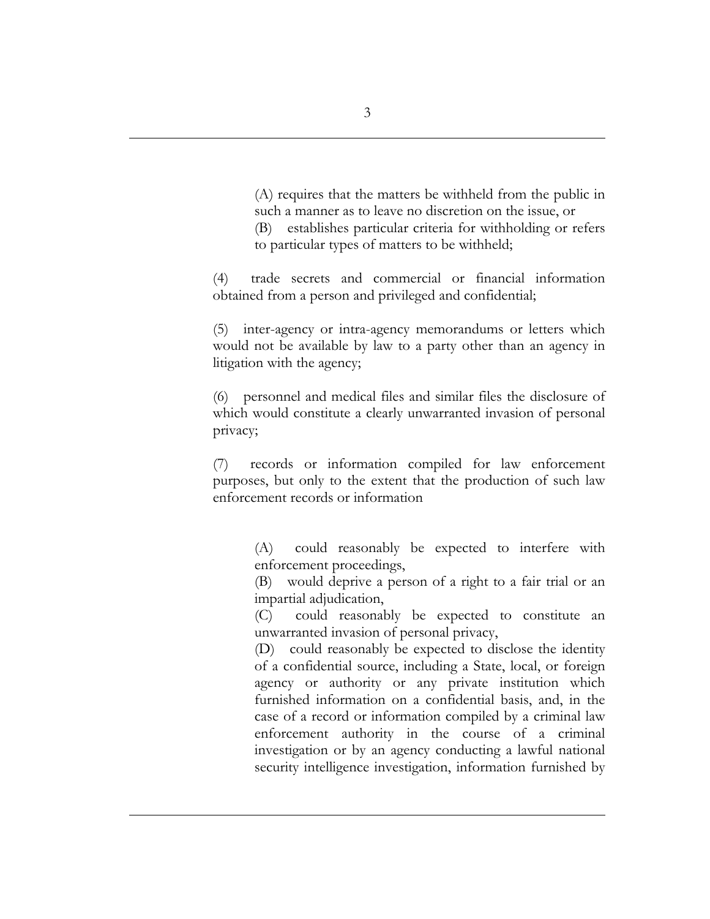(A) requires that the matters be withheld from the public in such a manner as to leave no discretion on the issue, or
(B) establishes particular criteria for withholding or refers to particular types of matters to be withheld;

(4) trade secrets and commercial or financial information obtained from a person and privileged and confidential;

(5) inter-agency or intra-agency memorandums or letters which would not be available by law to a party other than an agency in litigation with the agency;

(6) personnel and medical files and similar files the disclosure of which would constitute a clearly unwarranted invasion of personal privacy;

(7) records or information compiled for law enforcement purposes, but only to the extent that the production of such law enforcement records or information

(A) could reasonably be expected to interfere with enforcement proceedings,
(B) would deprive a person of a right to a fair trial or an impartial adjudication,
(C) could reasonably be expected to constitute an unwarranted invasion of personal privacy,
(D) could reasonably be expected to disclose the identity of a confidential source, including a State, local, or foreign agency or authority or any private institution which furnished information on a confidential basis, and, in the case of a record or information compiled by a criminal law enforcement authority in the course of a criminal investigation or by an agency conducting a lawful national security intelligence investigation, information furnished by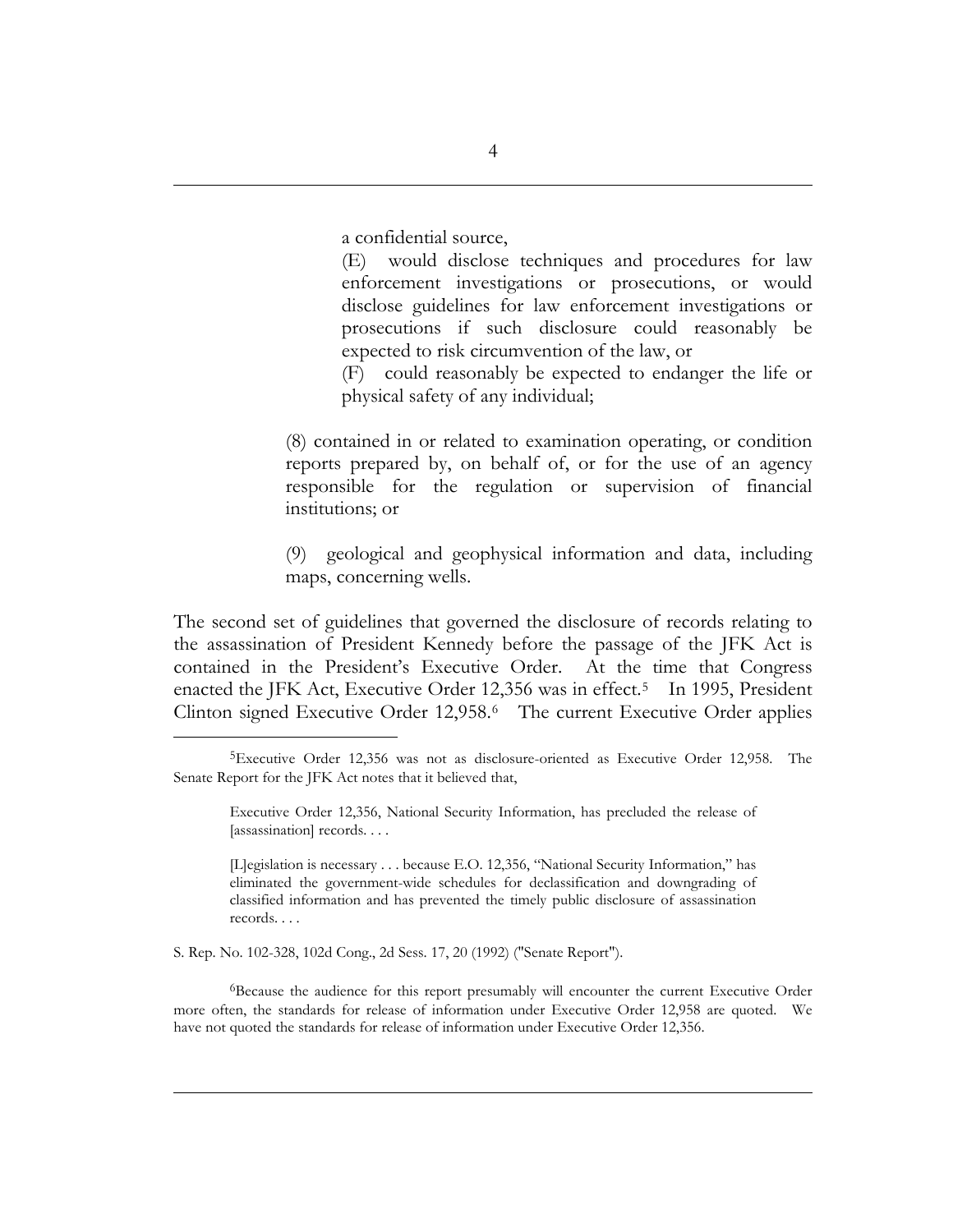> a confidential source,
>
> (E) would disclose techniques and procedures for law enforcement investigations or prosecutions, or would disclose guidelines for law enforcement investigations or prosecutions if such disclosure could reasonably be expected to risk circumvention of the law, or
>
> (F) could reasonably be expected to endanger the life or physical safety of any individual;
>
> (8) contained in or related to examination operating, or condition reports prepared by, on behalf of, or for the use of an agency responsible for the regulation or supervision of financial institutions; or
>
> (9) geological and geophysical information and data, including maps, concerning wells.

The second set of guidelines that governed the disclosure of records relating to the assassination of President Kennedy before the passage of the JFK Act is contained in the President's Executive Order. At the time that Congress enacted the JFK Act, Executive Order 12,356 was in effect.[5] In 1995, President Clinton signed Executive Order 12,958.[6] The current Executive Order applies

---

[5]Executive Order 12,356 was not as disclosure-oriented as Executive Order 12,958. The Senate Report for the JFK Act notes that it believed that,

> Executive Order 12,356, National Security Information, has precluded the release of [assassination] records. . . .
>
> [L]egislation is necessary . . . because E.O. 12,356, "National Security Information," has eliminated the government-wide schedules for declassification and downgrading of classified information and has prevented the timely public disclosure of assassination records. . . .

S. Rep. No. 102-328, 102d Cong., 2d Sess. 17, 20 (1992) ("Senate Report").

[6]Because the audience for this report presumably will encounter the current Executive Order more often, the standards for release of information under Executive Order 12,958 are quoted. We have not quoted the standards for release of information under Executive Order 12,356.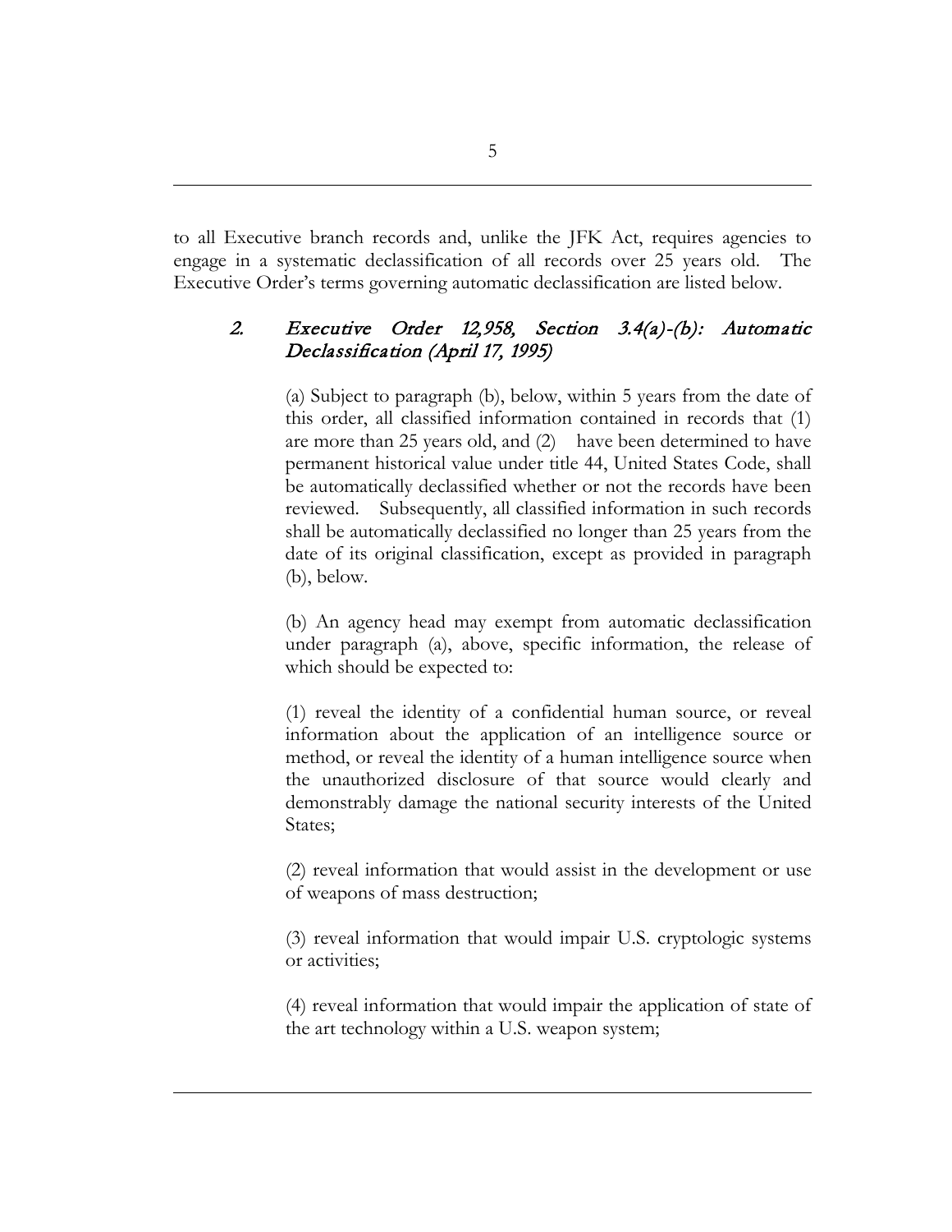to all Executive branch records and, unlike the JFK Act, requires agencies to engage in a systematic declassification of all records over 25 years old. The Executive Order's terms governing automatic declassification are listed below.

### 2. *Executive Order 12,958, Section 3.4(a)-(b): Automatic Declassification (April 17, 1995)*

> (a) Subject to paragraph (b), below, within 5 years from the date of this order, all classified information contained in records that (1) are more than 25 years old, and (2) have been determined to have permanent historical value under title 44, United States Code, shall be automatically declassified whether or not the records have been reviewed. Subsequently, all classified information in such records shall be automatically declassified no longer than 25 years from the date of its original classification, except as provided in paragraph (b), below.
>
> (b) An agency head may exempt from automatic declassification under paragraph (a), above, specific information, the release of which should be expected to:
>
> (1) reveal the identity of a confidential human source, or reveal information about the application of an intelligence source or method, or reveal the identity of a human intelligence source when the unauthorized disclosure of that source would clearly and demonstrably damage the national security interests of the United States;
>
> (2) reveal information that would assist in the development or use of weapons of mass destruction;
>
> (3) reveal information that would impair U.S. cryptologic systems or activities;
>
> (4) reveal information that would impair the application of state of the art technology within a U.S. weapon system;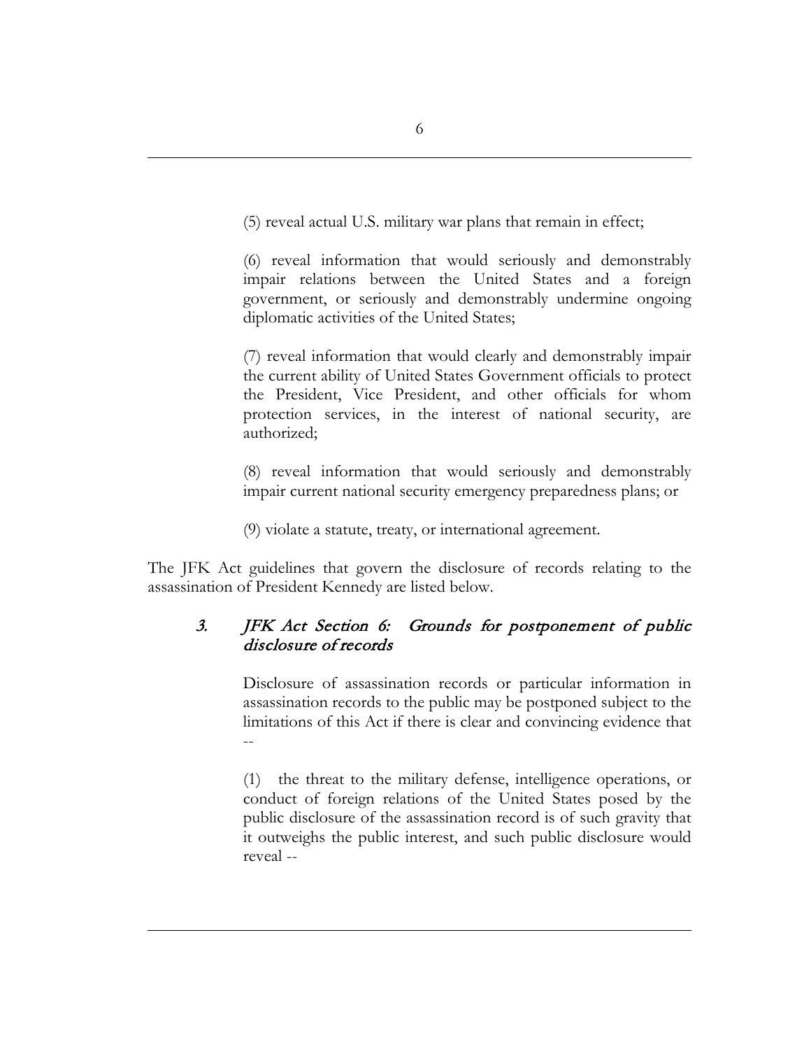(5) reveal actual U.S. military war plans that remain in effect;

(6) reveal information that would seriously and demonstrably impair relations between the United States and a foreign government, or seriously and demonstrably undermine ongoing diplomatic activities of the United States;

(7) reveal information that would clearly and demonstrably impair the current ability of United States Government officials to protect the President, Vice President, and other officials for whom protection services, in the interest of national security, are authorized;

(8) reveal information that would seriously and demonstrably impair current national security emergency preparedness plans; or

(9) violate a statute, treaty, or international agreement.

The JFK Act guidelines that govern the disclosure of records relating to the assassination of President Kennedy are listed below.

### *3. JFK Act Section 6: Grounds for postponement of public disclosure of records*

Disclosure of assassination records or particular information in assassination records to the public may be postponed subject to the limitations of this Act if there is clear and convincing evidence that --

(1) the threat to the military defense, intelligence operations, or conduct of foreign relations of the United States posed by the public disclosure of the assassination record is of such gravity that it outweighs the public interest, and such public disclosure would reveal --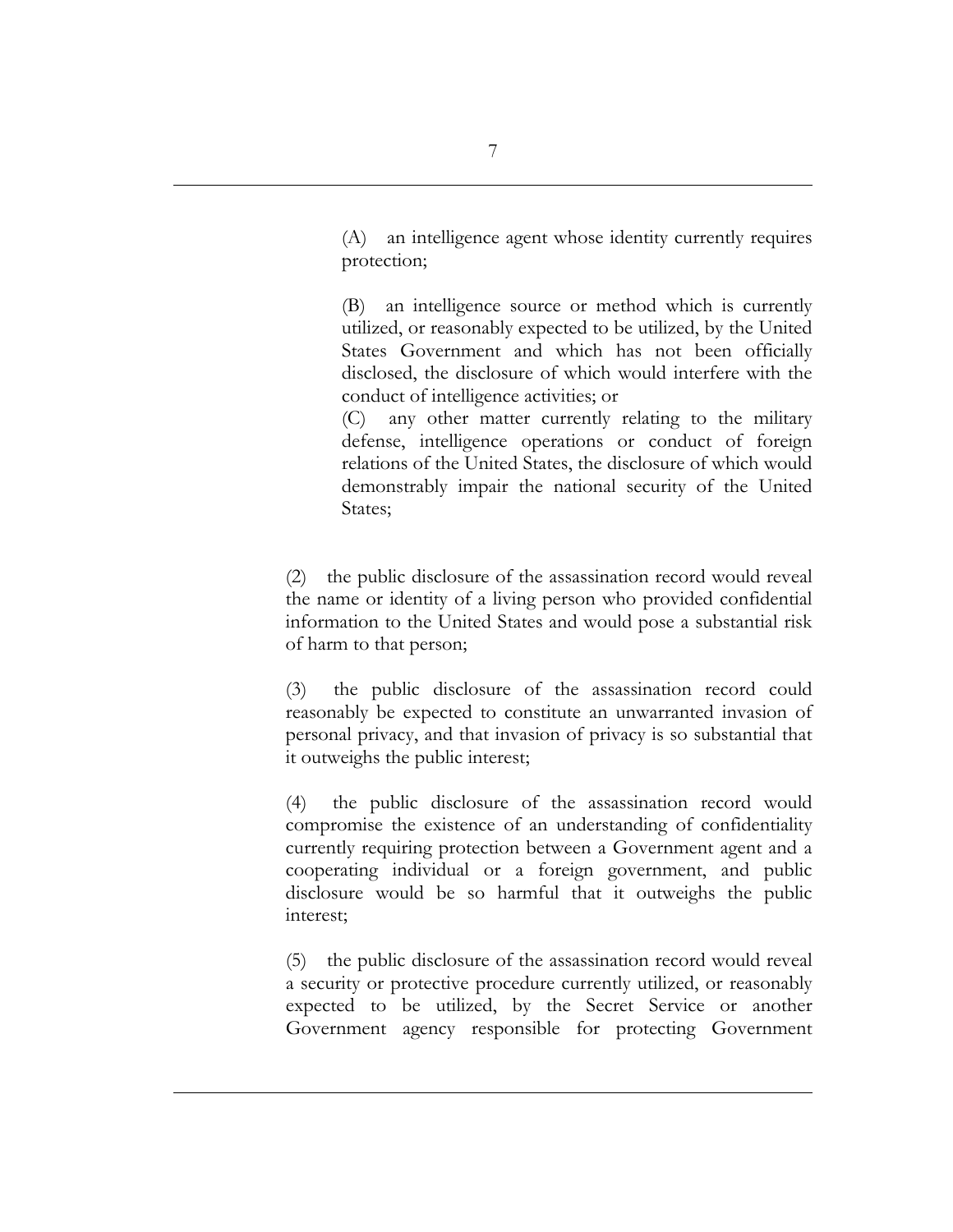(A) an intelligence agent whose identity currently requires protection;

(B) an intelligence source or method which is currently utilized, or reasonably expected to be utilized, by the United States Government and which has not been officially disclosed, the disclosure of which would interfere with the conduct of intelligence activities; or

(C) any other matter currently relating to the military defense, intelligence operations or conduct of foreign relations of the United States, the disclosure of which would demonstrably impair the national security of the United States;

(2) the public disclosure of the assassination record would reveal the name or identity of a living person who provided confidential information to the United States and would pose a substantial risk of harm to that person;

(3) the public disclosure of the assassination record could reasonably be expected to constitute an unwarranted invasion of personal privacy, and that invasion of privacy is so substantial that it outweighs the public interest;

(4) the public disclosure of the assassination record would compromise the existence of an understanding of confidentiality currently requiring protection between a Government agent and a cooperating individual or a foreign government, and public disclosure would be so harmful that it outweighs the public interest;

(5) the public disclosure of the assassination record would reveal a security or protective procedure currently utilized, or reasonably expected to be utilized, by the Secret Service or another Government agency responsible for protecting Government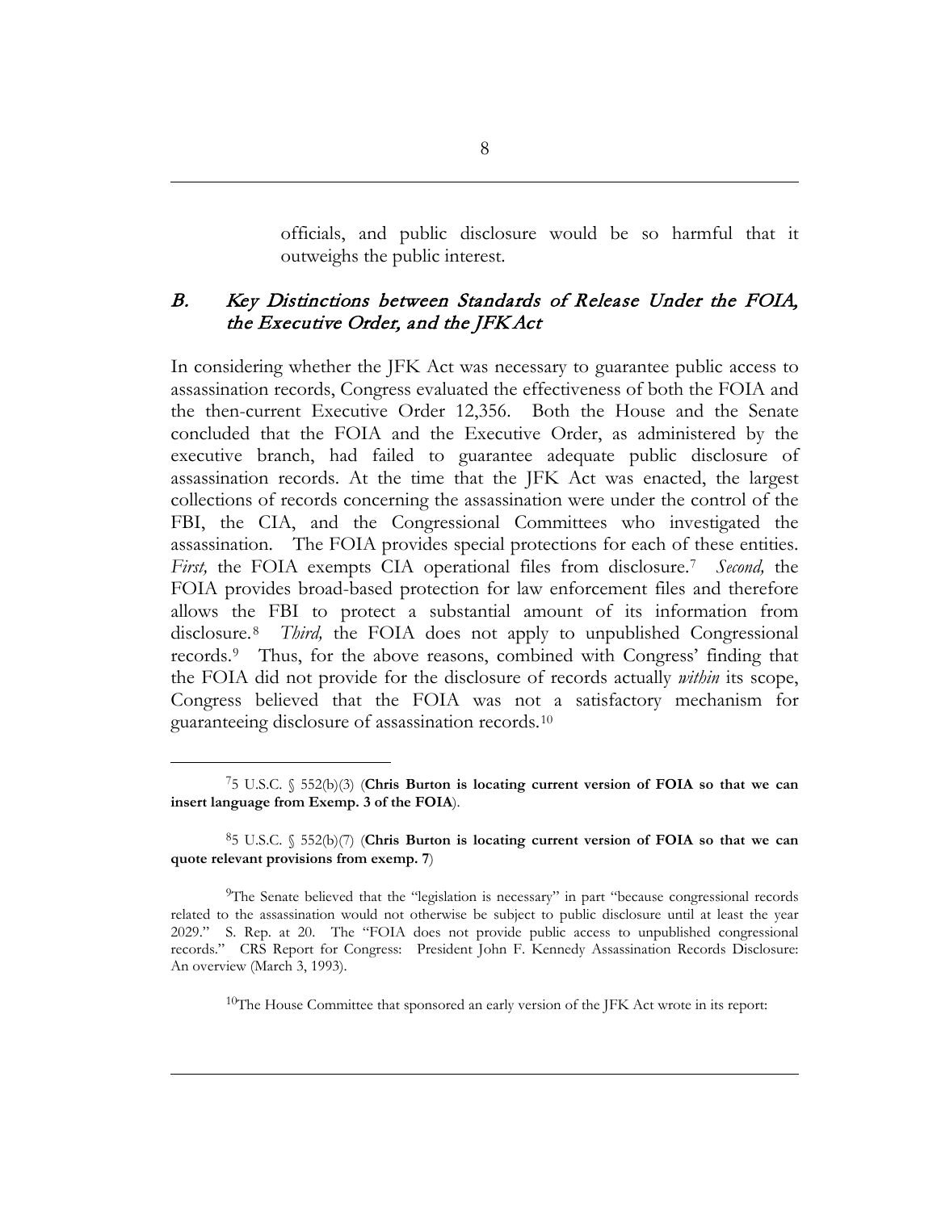officials, and public disclosure would be so harmful that it outweighs the public interest.

## *B. Key Distinctions between Standards of Release Under the FOIA, the Executive Order, and the JFK Act*

In considering whether the JFK Act was necessary to guarantee public access to assassination records, Congress evaluated the effectiveness of both the FOIA and the then-current Executive Order 12,356. Both the House and the Senate concluded that the FOIA and the Executive Order, as administered by the executive branch, had failed to guarantee adequate public disclosure of assassination records. At the time that the JFK Act was enacted, the largest collections of records concerning the assassination were under the control of the FBI, the CIA, and the Congressional Committees who investigated the assassination. The FOIA provides special protections for each of these entities. *First,* the FOIA exempts CIA operational files from disclosure.[7] *Second,* the FOIA provides broad-based protection for law enforcement files and therefore allows the FBI to protect a substantial amount of its information from disclosure.[8] *Third,* the FOIA does not apply to unpublished Congressional records.[9] Thus, for the above reasons, combined with Congress' finding that the FOIA did not provide for the disclosure of records actually *within* its scope, Congress believed that the FOIA was not a satisfactory mechanism for guaranteeing disclosure of assassination records.[10]

---

[7] 5 U.S.C. § 552(b)(3) (**Chris Burton is locating current version of FOIA so that we can insert language from Exemp. 3 of the FOIA**).

[8] 5 U.S.C. § 552(b)(7) (**Chris Burton is locating current version of FOIA so that we can quote relevant provisions from exemp. 7**)

[9] The Senate believed that the "legislation is necessary" in part "because congressional records related to the assassination would not otherwise be subject to public disclosure until at least the year 2029." S. Rep. at 20. The "FOIA does not provide public access to unpublished congressional records." CRS Report for Congress: President John F. Kennedy Assassination Records Disclosure: An overview (March 3, 1993).

[10] The House Committee that sponsored an early version of the JFK Act wrote in its report: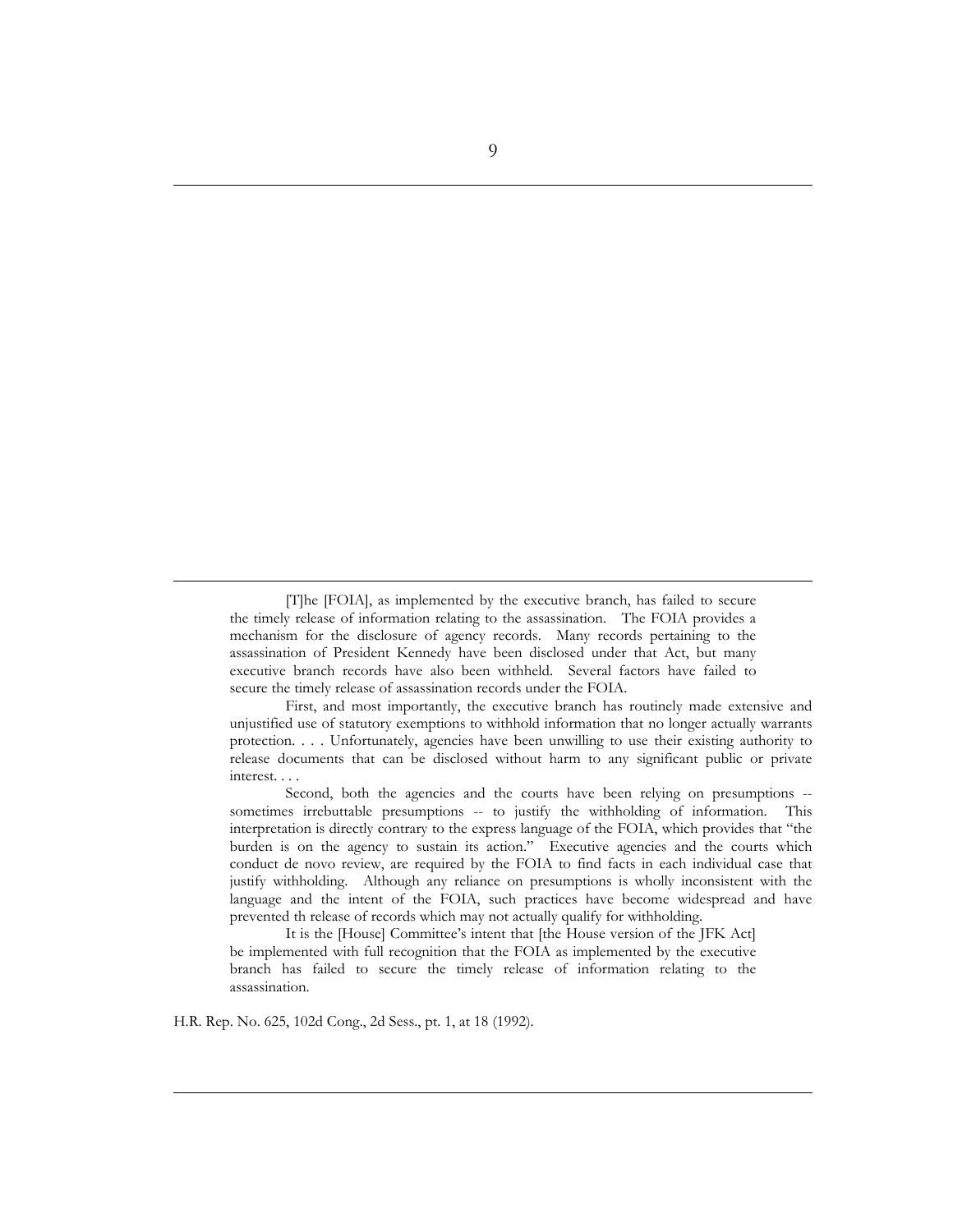> [T]he [FOIA], as implemented by the executive branch, has failed to secure the timely release of information relating to the assassination. The FOIA provides a mechanism for the disclosure of agency records. Many records pertaining to the assassination of President Kennedy have been disclosed under that Act, but many executive branch records have also been withheld. Several factors have failed to secure the timely release of assassination records under the FOIA.
>
> First, and most importantly, the executive branch has routinely made extensive and unjustified use of statutory exemptions to withhold information that no longer actually warrants protection. . . . Unfortunately, agencies have been unwilling to use their existing authority to release documents that can be disclosed without harm to any significant public or private interest. . . .
>
> Second, both the agencies and the courts have been relying on presumptions -- sometimes irrebuttable presumptions -- to justify the withholding of information. This interpretation is directly contrary to the express language of the FOIA, which provides that "the burden is on the agency to sustain its action." Executive agencies and the courts which conduct de novo review, are required by the FOIA to find facts in each individual case that justify withholding. Although any reliance on presumptions is wholly inconsistent with the language and the intent of the FOIA, such practices have become widespread and have prevented th release of records which may not actually qualify for withholding.
>
> It is the [House] Committee's intent that [the House version of the JFK Act] be implemented with full recognition that the FOIA as implemented by the executive branch has failed to secure the timely release of information relating to the assassination.

H.R. Rep. No. 625, 102d Cong., 2d Sess., pt. 1, at 18 (1992).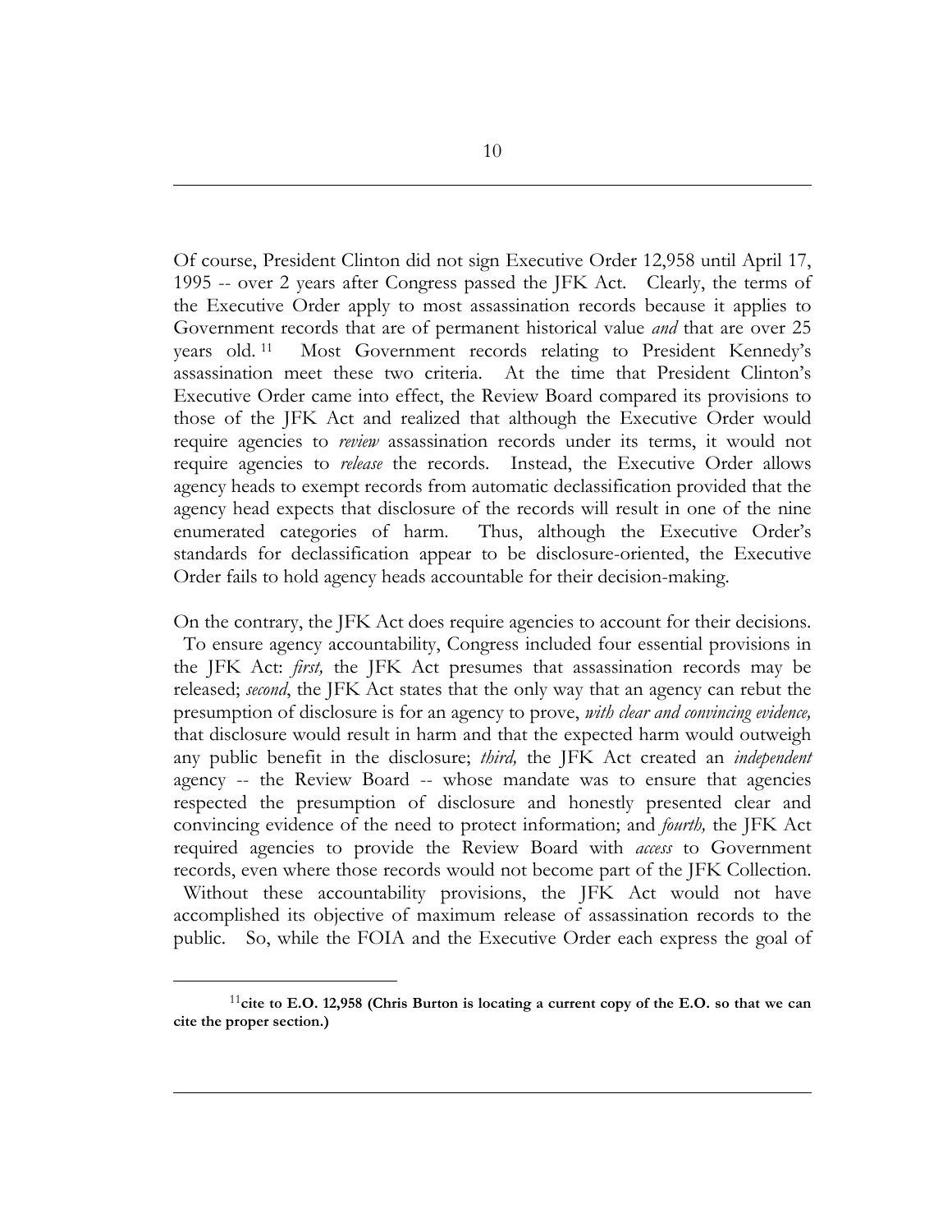Of course, President Clinton did not sign Executive Order 12,958 until April 17, 1995 -- over 2 years after Congress passed the JFK Act. Clearly, the terms of the Executive Order apply to most assassination records because it applies to Government records that are of permanent historical value *and* that are over 25 years old.[11] Most Government records relating to President Kennedy's assassination meet these two criteria. At the time that President Clinton's Executive Order came into effect, the Review Board compared its provisions to those of the JFK Act and realized that although the Executive Order would require agencies to *review* assassination records under its terms, it would not require agencies to *release* the records. Instead, the Executive Order allows agency heads to exempt records from automatic declassification provided that the agency head expects that disclosure of the records will result in one of the nine enumerated categories of harm. Thus, although the Executive Order's standards for declassification appear to be disclosure-oriented, the Executive Order fails to hold agency heads accountable for their decision-making.

On the contrary, the JFK Act does require agencies to account for their decisions. To ensure agency accountability, Congress included four essential provisions in the JFK Act: *first,* the JFK Act presumes that assassination records may be released; *second*, the JFK Act states that the only way that an agency can rebut the presumption of disclosure is for an agency to prove, *with clear and convincing evidence,* that disclosure would result in harm and that the expected harm would outweigh any public benefit in the disclosure; *third,* the JFK Act created an *independent* agency -- the Review Board -- whose mandate was to ensure that agencies respected the presumption of disclosure and honestly presented clear and convincing evidence of the need to protect information; and *fourth,* the JFK Act required agencies to provide the Review Board with *access* to Government records, even where those records would not become part of the JFK Collection. Without these accountability provisions, the JFK Act would not have accomplished its objective of maximum release of assassination records to the public. So, while the FOIA and the Executive Order each express the goal of

[11] **cite to E.O. 12,958 (Chris Burton is locating a current copy of the E.O. so that we can cite the proper section.)**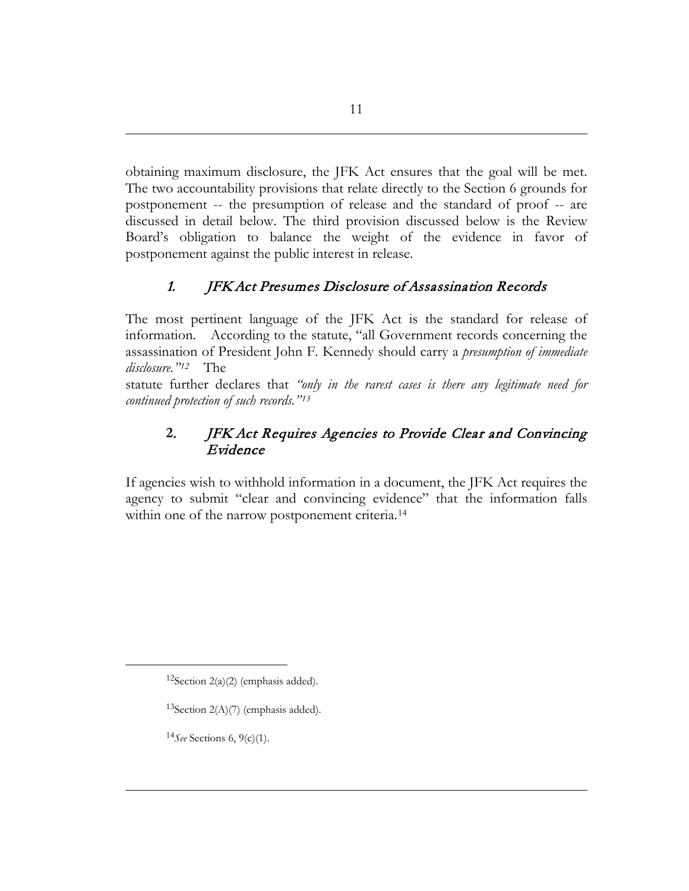obtaining maximum disclosure, the JFK Act ensures that the goal will be met. The two accountability provisions that relate directly to the Section 6 grounds for postponement -- the presumption of release and the standard of proof -- are discussed in detail below. The third provision discussed below is the Review Board's obligation to balance the weight of the evidence in favor of postponement against the public interest in release.

### 1. *JFK Act Presumes Disclosure of Assassination Records*

The most pertinent language of the JFK Act is the standard for release of information. According to the statute, "all Government records concerning the assassination of President John F. Kennedy should carry a *presumption of immediate disclosure."*[12] The statute further declares that *"only in the rarest cases is there any legitimate need for continued protection of such records."*[13]

### 2. *JFK Act Requires Agencies to Provide Clear and Convincing Evidence*

If agencies wish to withhold information in a document, the JFK Act requires the agency to submit "clear and convincing evidence" that the information falls within one of the narrow postponement criteria.[14]

---

[12] Section 2(a)(2) (emphasis added).

[13] Section 2(A)(7) (emphasis added).

[14] *See* Sections 6, 9(c)(1).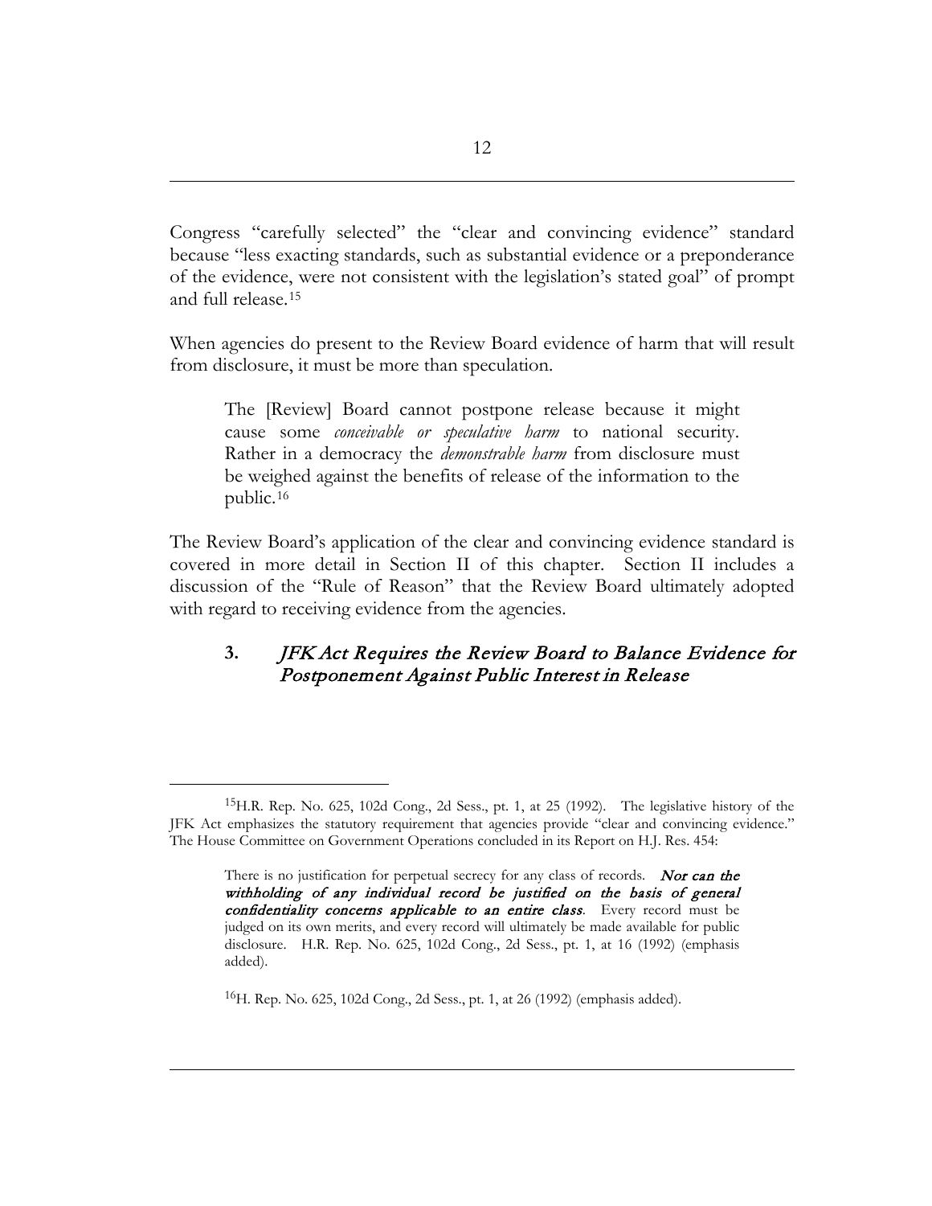Congress "carefully selected" the "clear and convincing evidence" standard because "less exacting standards, such as substantial evidence or a preponderance of the evidence, were not consistent with the legislation's stated goal" of prompt and full release.[15]

When agencies do present to the Review Board evidence of harm that will result from disclosure, it must be more than speculation.

> The [Review] Board cannot postpone release because it might cause some *conceivable or speculative harm* to national security. Rather in a democracy the *demonstrable harm* from disclosure must be weighed against the benefits of release of the information to the public.[16]

The Review Board's application of the clear and convincing evidence standard is covered in more detail in Section II of this chapter. Section II includes a discussion of the "Rule of Reason" that the Review Board ultimately adopted with regard to receiving evidence from the agencies.

### 3. *JFK Act Requires the Review Board to Balance Evidence for Postponement Against Public Interest in Release*

---

[15]H.R. Rep. No. 625, 102d Cong., 2d Sess., pt. 1, at 25 (1992). The legislative history of the JFK Act emphasizes the statutory requirement that agencies provide "clear and convincing evidence." The House Committee on Government Operations concluded in its Report on H.J. Res. 454:

> There is no justification for perpetual secrecy for any class of records. ***Nor can the withholding of any individual record be justified on the basis of general confidentiality concerns applicable to an entire class***. Every record must be judged on its own merits, and every record will ultimately be made available for public disclosure. H.R. Rep. No. 625, 102d Cong., 2d Sess., pt. 1, at 16 (1992) (emphasis added).

[16]H. Rep. No. 625, 102d Cong., 2d Sess., pt. 1, at 26 (1992) (emphasis added).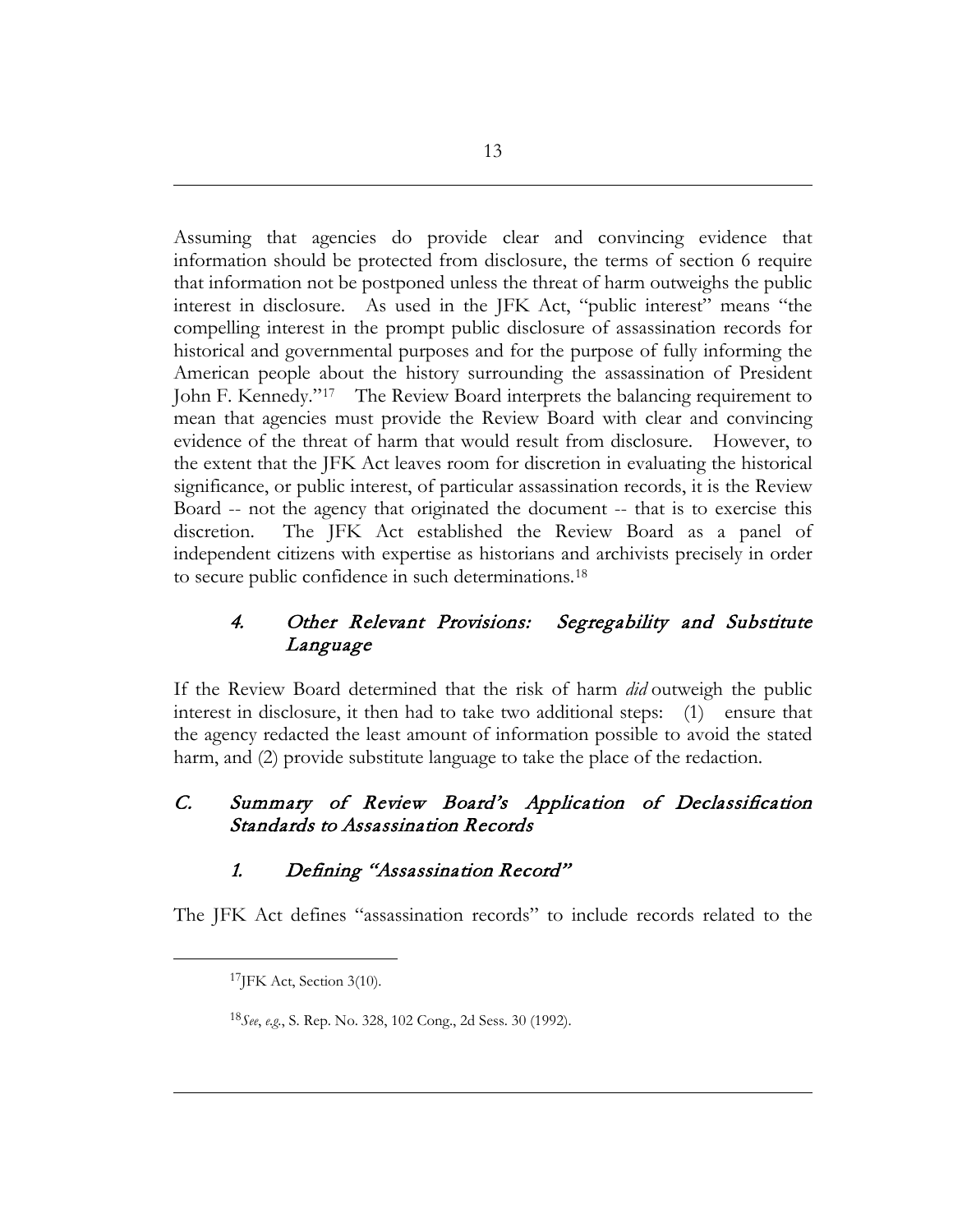Assuming that agencies do provide clear and convincing evidence that information should be protected from disclosure, the terms of section 6 require that information not be postponed unless the threat of harm outweighs the public interest in disclosure. As used in the JFK Act, "public interest" means "the compelling interest in the prompt public disclosure of assassination records for historical and governmental purposes and for the purpose of fully informing the American people about the history surrounding the assassination of President John F. Kennedy."[17] The Review Board interprets the balancing requirement to mean that agencies must provide the Review Board with clear and convincing evidence of the threat of harm that would result from disclosure. However, to the extent that the JFK Act leaves room for discretion in evaluating the historical significance, or public interest, of particular assassination records, it is the Review Board -- not the agency that originated the document -- that is to exercise this discretion. The JFK Act established the Review Board as a panel of independent citizens with expertise as historians and archivists precisely in order to secure public confidence in such determinations.[18]

#### *4. Other Relevant Provisions: Segregability and Substitute Language*

If the Review Board determined that the risk of harm *did* outweigh the public interest in disclosure, it then had to take two additional steps: (1) ensure that the agency redacted the least amount of information possible to avoid the stated harm, and (2) provide substitute language to take the place of the redaction.

### *C. Summary of Review Board's Application of Declassification Standards to Assassination Records*

#### *1. Defining "Assassination Record"*

The JFK Act defines "assassination records" to include records related to the

---

[17] JFK Act, Section 3(10).

[18] *See*, *e.g.*, S. Rep. No. 328, 102 Cong., 2d Sess. 30 (1992).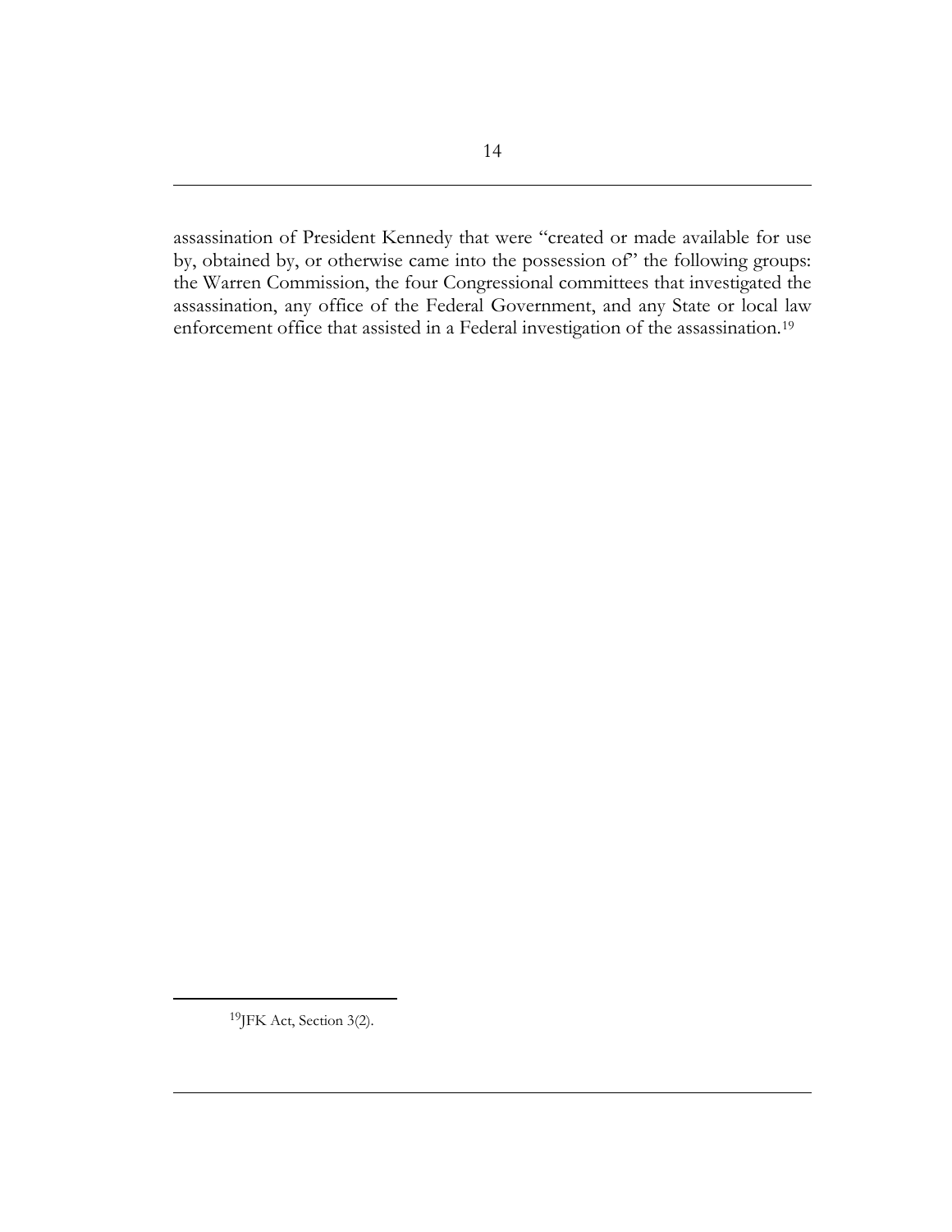assassination of President Kennedy that were "created or made available for use by, obtained by, or otherwise came into the possession of" the following groups: the Warren Commission, the four Congressional committees that investigated the assassination, any office of the Federal Government, and any State or local law enforcement office that assisted in a Federal investigation of the assassination.[19]

[19]JFK Act, Section 3(2).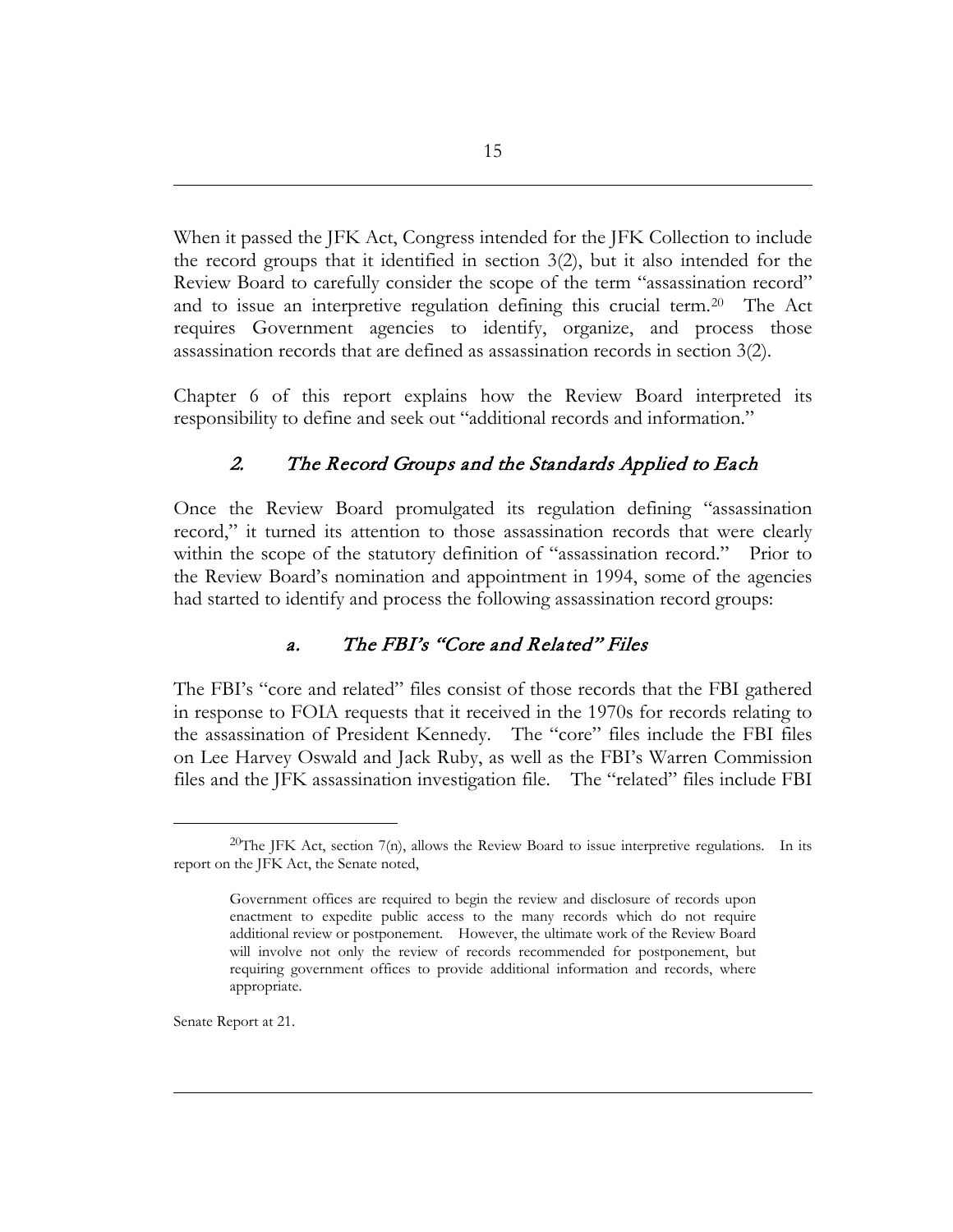When it passed the JFK Act, Congress intended for the JFK Collection to include the record groups that it identified in section 3(2), but it also intended for the Review Board to carefully consider the scope of the term "assassination record" and to issue an interpretive regulation defining this crucial term.[20] The Act requires Government agencies to identify, organize, and process those assassination records that are defined as assassination records in section 3(2).

Chapter 6 of this report explains how the Review Board interpreted its responsibility to define and seek out "additional records and information."

### 2. *The Record Groups and the Standards Applied to Each*

Once the Review Board promulgated its regulation defining "assassination record," it turned its attention to those assassination records that were clearly within the scope of the statutory definition of "assassination record." Prior to the Review Board's nomination and appointment in 1994, some of the agencies had started to identify and process the following assassination record groups:

#### a. *The FBI's "Core and Related" Files*

The FBI's "core and related" files consist of those records that the FBI gathered in response to FOIA requests that it received in the 1970s for records relating to the assassination of President Kennedy. The "core" files include the FBI files on Lee Harvey Oswald and Jack Ruby, as well as the FBI's Warren Commission files and the JFK assassination investigation file. The "related" files include FBI

---

[20]The JFK Act, section 7(n), allows the Review Board to issue interpretive regulations. In its report on the JFK Act, the Senate noted,

> Government offices are required to begin the review and disclosure of records upon enactment to expedite public access to the many records which do not require additional review or postponement. However, the ultimate work of the Review Board will involve not only the review of records recommended for postponement, but requiring government offices to provide additional information and records, where appropriate.

Senate Report at 21.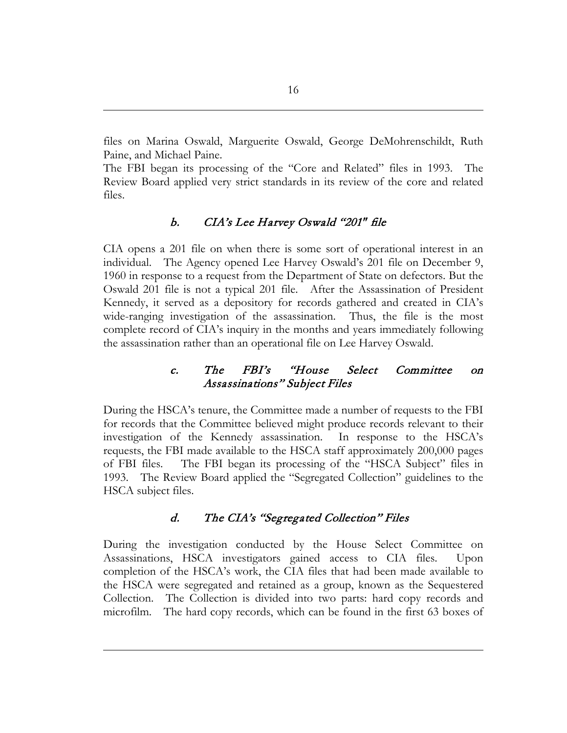files on Marina Oswald, Marguerite Oswald, George DeMohrenschildt, Ruth Paine, and Michael Paine.

The FBI began its processing of the "Core and Related" files in 1993. The Review Board applied very strict standards in its review of the core and related files.

### *b. CIA's Lee Harvey Oswald "201" file*

CIA opens a 201 file on when there is some sort of operational interest in an individual. The Agency opened Lee Harvey Oswald's 201 file on December 9, 1960 in response to a request from the Department of State on defectors. But the Oswald 201 file is not a typical 201 file. After the Assassination of President Kennedy, it served as a depository for records gathered and created in CIA's wide-ranging investigation of the assassination. Thus, the file is the most complete record of CIA's inquiry in the months and years immediately following the assassination rather than an operational file on Lee Harvey Oswald.

### *c. The FBI's "House Select Committee on Assassinations" Subject Files*

During the HSCA's tenure, the Committee made a number of requests to the FBI for records that the Committee believed might produce records relevant to their investigation of the Kennedy assassination. In response to the HSCA's requests, the FBI made available to the HSCA staff approximately 200,000 pages of FBI files. The FBI began its processing of the "HSCA Subject" files in 1993. The Review Board applied the "Segregated Collection" guidelines to the HSCA subject files.

### *d. The CIA's "Segregated Collection" Files*

During the investigation conducted by the House Select Committee on Assassinations, HSCA investigators gained access to CIA files. Upon completion of the HSCA's work, the CIA files that had been made available to the HSCA were segregated and retained as a group, known as the Sequestered Collection. The Collection is divided into two parts: hard copy records and microfilm. The hard copy records, which can be found in the first 63 boxes of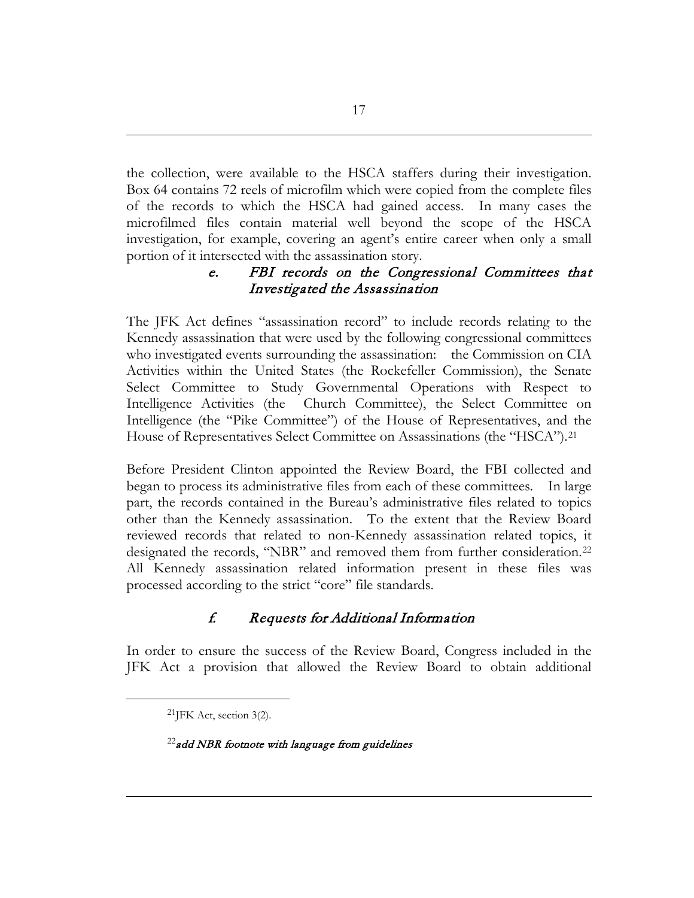the collection, were available to the HSCA staffers during their investigation. Box 64 contains 72 reels of microfilm which were copied from the complete files of the records to which the HSCA had gained access. In many cases the microfilmed files contain material well beyond the scope of the HSCA investigation, for example, covering an agent's entire career when only a small portion of it intersected with the assassination story.

### *e. FBI records on the Congressional Committees that Investigated the Assassination*

The JFK Act defines "assassination record" to include records relating to the Kennedy assassination that were used by the following congressional committees who investigated events surrounding the assassination: the Commission on CIA Activities within the United States (the Rockefeller Commission), the Senate Select Committee to Study Governmental Operations with Respect to Intelligence Activities (the Church Committee), the Select Committee on Intelligence (the "Pike Committee") of the House of Representatives, and the House of Representatives Select Committee on Assassinations (the "HSCA").[21]

Before President Clinton appointed the Review Board, the FBI collected and began to process its administrative files from each of these committees. In large part, the records contained in the Bureau's administrative files related to topics other than the Kennedy assassination. To the extent that the Review Board reviewed records that related to non-Kennedy assassination related topics, it designated the records, "NBR" and removed them from further consideration.[22] All Kennedy assassination related information present in these files was processed according to the strict "core" file standards.

### *f. Requests for Additional Information*

In order to ensure the success of the Review Board, Congress included in the JFK Act a provision that allowed the Review Board to obtain additional

---

[21] JFK Act, section 3(2).

[22] *add NBR footnote with language from guidelines*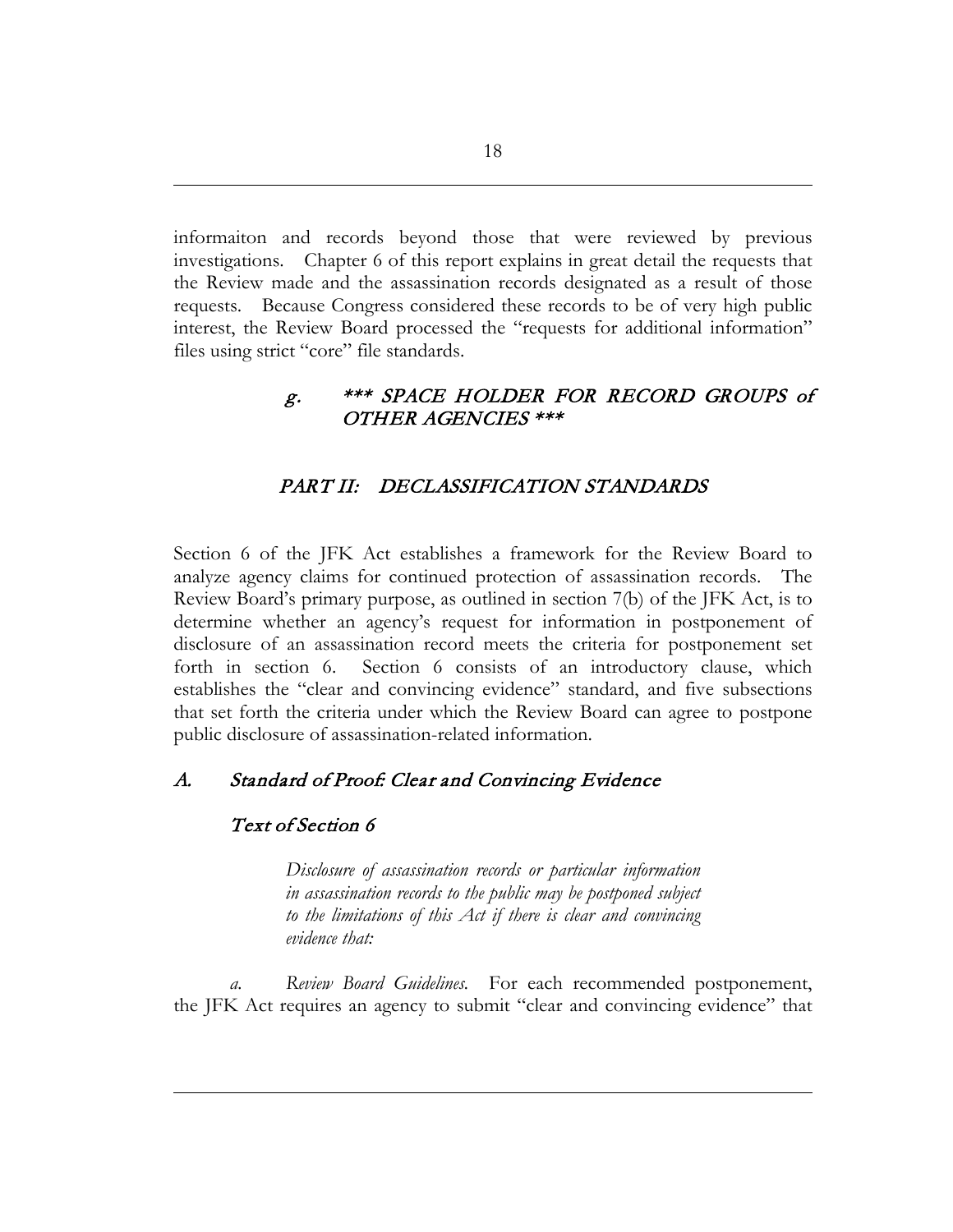informaiton and records beyond those that were reviewed by previous investigations. Chapter 6 of this report explains in great detail the requests that the Review made and the assassination records designated as a result of those requests. Because Congress considered these records to be of very high public interest, the Review Board processed the "requests for additional information" files using strict "core" file standards.

### *g. \*\*\* SPACE HOLDER FOR RECORD GROUPS of OTHER AGENCIES \*\*\**

## *PART II: DECLASSIFICATION STANDARDS*

Section 6 of the JFK Act establishes a framework for the Review Board to analyze agency claims for continued protection of assassination records. The Review Board's primary purpose, as outlined in section 7(b) of the JFK Act, is to determine whether an agency's request for information in postponement of disclosure of an assassination record meets the criteria for postponement set forth in section 6. Section 6 consists of an introductory clause, which establishes the "clear and convincing evidence" standard, and five subsections that set forth the criteria under which the Review Board can agree to postpone public disclosure of assassination-related information.

### *A. Standard of Proof: Clear and Convincing Evidence*

#### *Text of Section 6*

> *Disclosure of assassination records or particular information in assassination records to the public may be postponed subject to the limitations of this Act if there is clear and convincing evidence that:*

*a. Review Board Guidelines.* For each recommended postponement, the JFK Act requires an agency to submit "clear and convincing evidence" that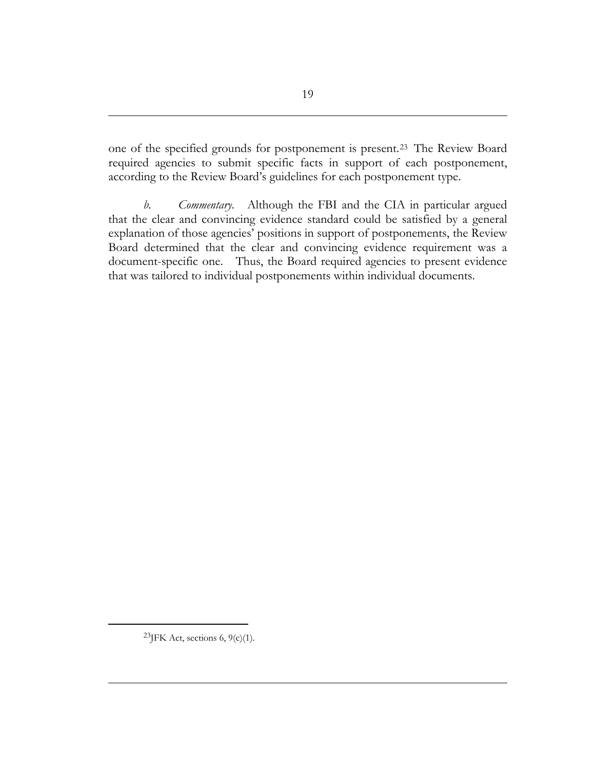one of the specified grounds for postponement is present.[23] The Review Board required agencies to submit specific facts in support of each postponement, according to the Review Board's guidelines for each postponement type.

*b. Commentary.* Although the FBI and the CIA in particular argued that the clear and convincing evidence standard could be satisfied by a general explanation of those agencies' positions in support of postponements, the Review Board determined that the clear and convincing evidence requirement was a document-specific one. Thus, the Board required agencies to present evidence that was tailored to individual postponements within individual documents.

---

[23] JFK Act, sections 6, 9(c)(1).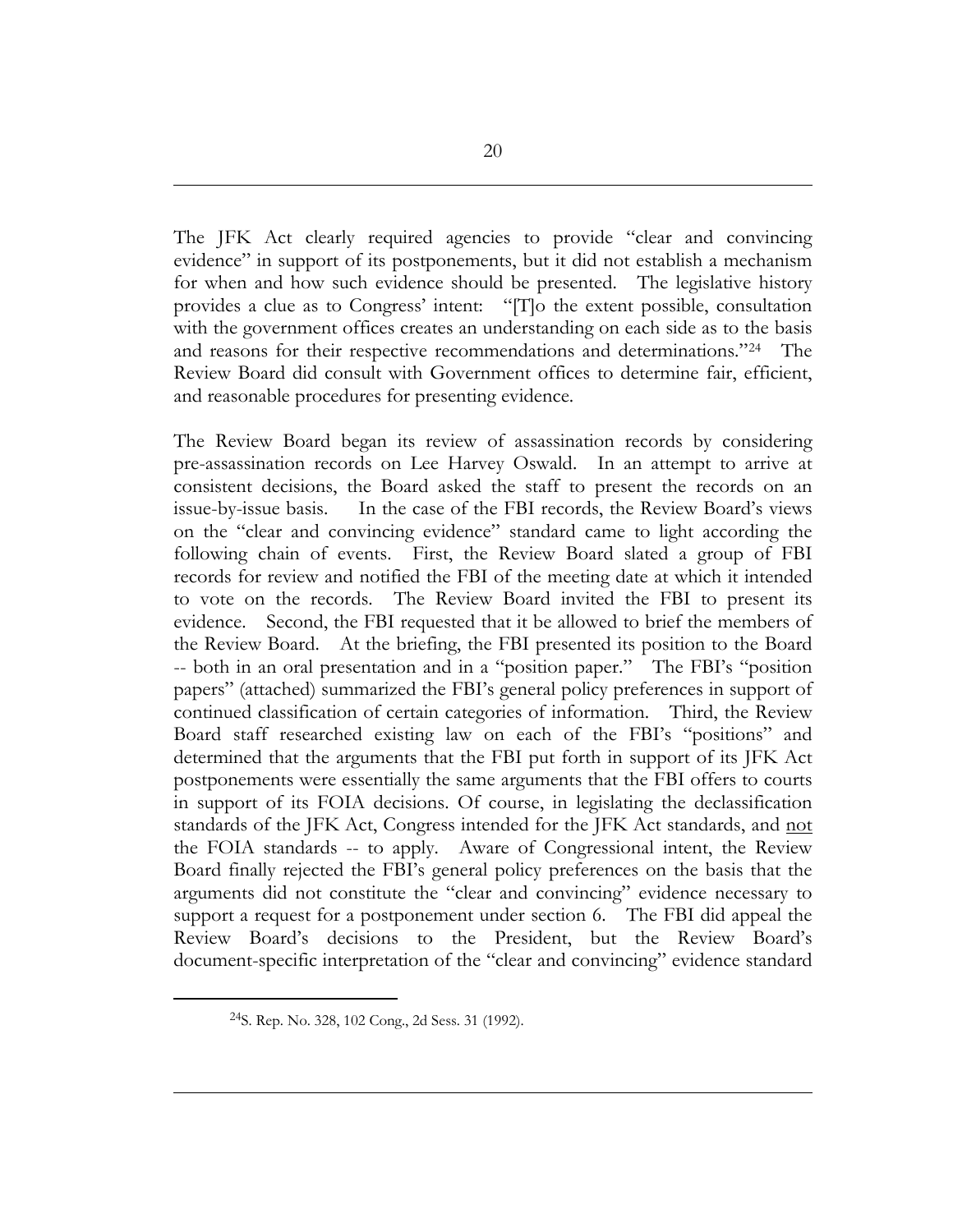The JFK Act clearly required agencies to provide "clear and convincing evidence" in support of its postponements, but it did not establish a mechanism for when and how such evidence should be presented. The legislative history provides a clue as to Congress' intent: "[T]o the extent possible, consultation with the government offices creates an understanding on each side as to the basis and reasons for their respective recommendations and determinations."[24] The Review Board did consult with Government offices to determine fair, efficient, and reasonable procedures for presenting evidence.

The Review Board began its review of assassination records by considering pre-assassination records on Lee Harvey Oswald. In an attempt to arrive at consistent decisions, the Board asked the staff to present the records on an issue-by-issue basis. In the case of the FBI records, the Review Board's views on the "clear and convincing evidence" standard came to light according the following chain of events. First, the Review Board slated a group of FBI records for review and notified the FBI of the meeting date at which it intended to vote on the records. The Review Board invited the FBI to present its evidence. Second, the FBI requested that it be allowed to brief the members of the Review Board. At the briefing, the FBI presented its position to the Board -- both in an oral presentation and in a "position paper." The FBI's "position papers" (attached) summarized the FBI's general policy preferences in support of continued classification of certain categories of information. Third, the Review Board staff researched existing law on each of the FBI's "positions" and determined that the arguments that the FBI put forth in support of its JFK Act postponements were essentially the same arguments that the FBI offers to courts in support of its FOIA decisions. Of course, in legislating the declassification standards of the JFK Act, Congress intended for the JFK Act standards, and <u>not</u> the FOIA standards -- to apply. Aware of Congressional intent, the Review Board finally rejected the FBI's general policy preferences on the basis that the arguments did not constitute the "clear and convincing" evidence necessary to support a request for a postponement under section 6. The FBI did appeal the Review Board's decisions to the President, but the Review Board's document-specific interpretation of the "clear and convincing" evidence standard

[24] S. Rep. No. 328, 102 Cong., 2d Sess. 31 (1992).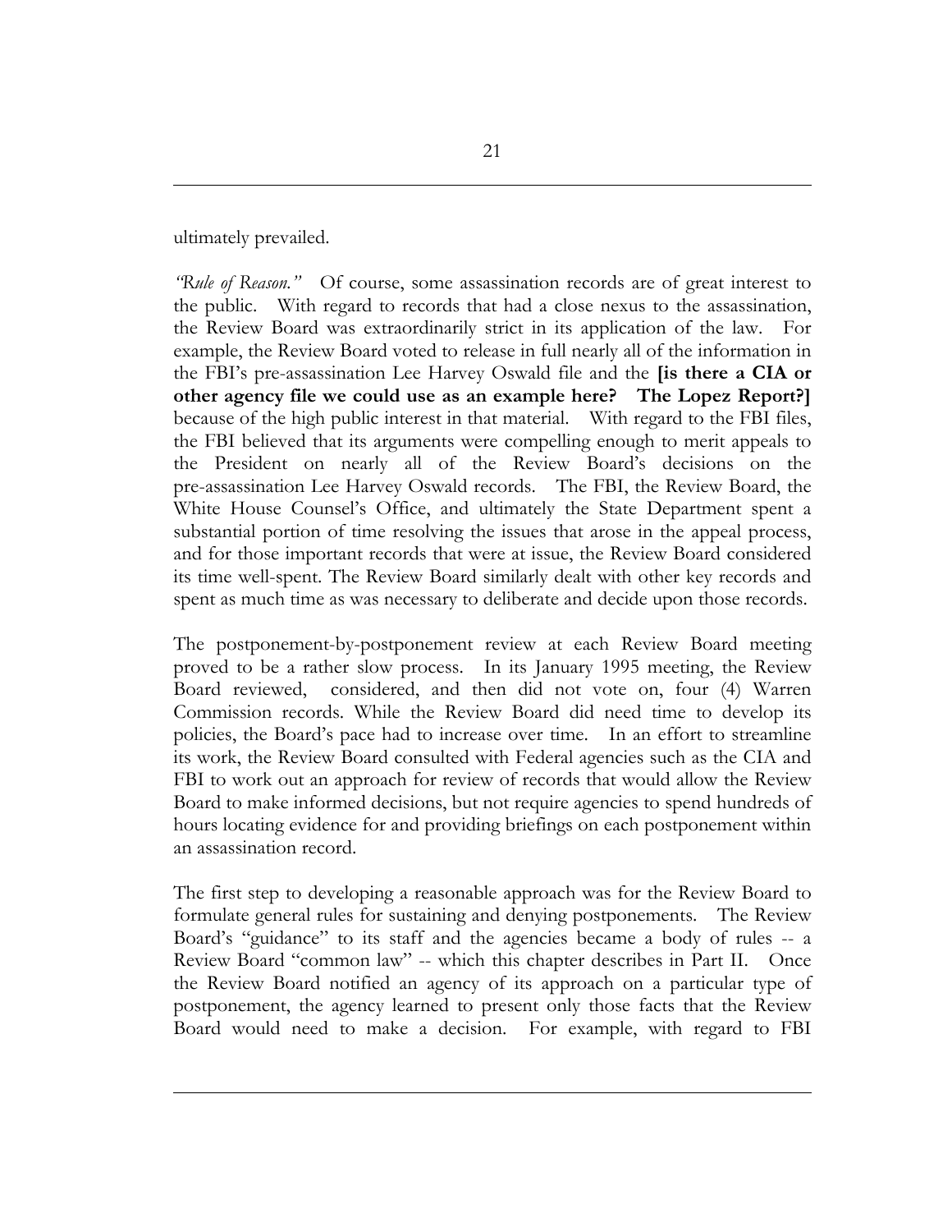ultimately prevailed.

*"Rule of Reason."* Of course, some assassination records are of great interest to the public. With regard to records that had a close nexus to the assassination, the Review Board was extraordinarily strict in its application of the law. For example, the Review Board voted to release in full nearly all of the information in the FBI's pre-assassination Lee Harvey Oswald file and the **[is there a CIA or other agency file we could use as an example here? The Lopez Report?]** because of the high public interest in that material. With regard to the FBI files, the FBI believed that its arguments were compelling enough to merit appeals to the President on nearly all of the Review Board's decisions on the pre-assassination Lee Harvey Oswald records. The FBI, the Review Board, the White House Counsel's Office, and ultimately the State Department spent a substantial portion of time resolving the issues that arose in the appeal process, and for those important records that were at issue, the Review Board considered its time well-spent. The Review Board similarly dealt with other key records and spent as much time as was necessary to deliberate and decide upon those records.

The postponement-by-postponement review at each Review Board meeting proved to be a rather slow process. In its January 1995 meeting, the Review Board reviewed, considered, and then did not vote on, four (4) Warren Commission records. While the Review Board did need time to develop its policies, the Board's pace had to increase over time. In an effort to streamline its work, the Review Board consulted with Federal agencies such as the CIA and FBI to work out an approach for review of records that would allow the Review Board to make informed decisions, but not require agencies to spend hundreds of hours locating evidence for and providing briefings on each postponement within an assassination record.

The first step to developing a reasonable approach was for the Review Board to formulate general rules for sustaining and denying postponements. The Review Board's "guidance" to its staff and the agencies became a body of rules -- a Review Board "common law" -- which this chapter describes in Part II. Once the Review Board notified an agency of its approach on a particular type of postponement, the agency learned to present only those facts that the Review Board would need to make a decision. For example, with regard to FBI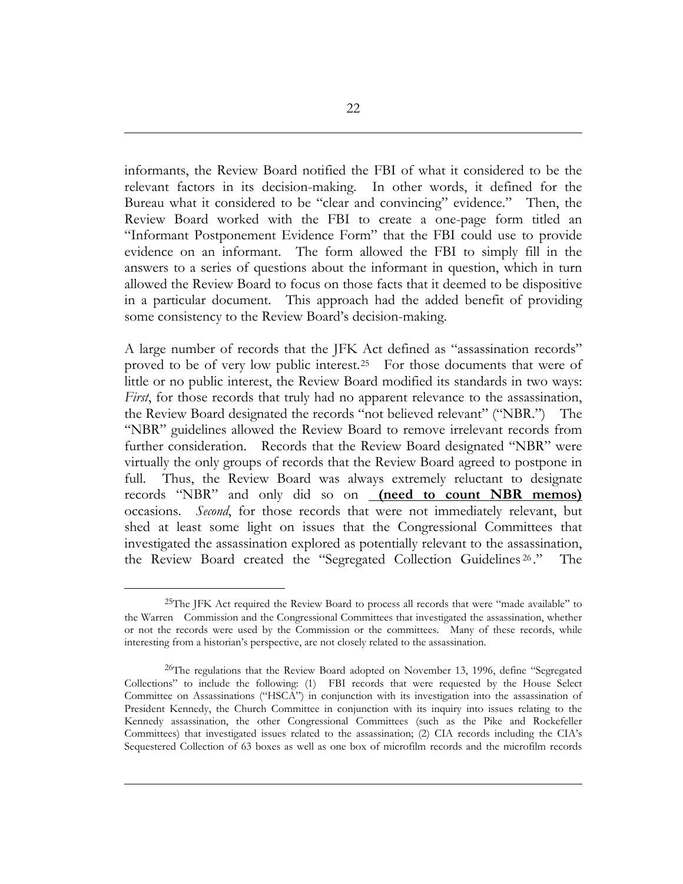informants, the Review Board notified the FBI of what it considered to be the relevant factors in its decision-making. In other words, it defined for the Bureau what it considered to be "clear and convincing" evidence." Then, the Review Board worked with the FBI to create a one-page form titled an "Informant Postponement Evidence Form" that the FBI could use to provide evidence on an informant. The form allowed the FBI to simply fill in the answers to a series of questions about the informant in question, which in turn allowed the Review Board to focus on those facts that it deemed to be dispositive in a particular document. This approach had the added benefit of providing some consistency to the Review Board's decision-making.

A large number of records that the JFK Act defined as "assassination records" proved to be of very low public interest.[25] For those documents that were of little or no public interest, the Review Board modified its standards in two ways: *First*, for those records that truly had no apparent relevance to the assassination, the Review Board designated the records "not believed relevant" ("NBR.") The "NBR" guidelines allowed the Review Board to remove irrelevant records from further consideration. Records that the Review Board designated "NBR" were virtually the only groups of records that the Review Board agreed to postpone in full. Thus, the Review Board was always extremely reluctant to designate records "NBR" and only did so on **(need to count NBR memos)** occasions. *Second*, for those records that were not immediately relevant, but shed at least some light on issues that the Congressional Committees that investigated the assassination explored as potentially relevant to the assassination, the Review Board created the "Segregated Collection Guidelines[26]." The

---

[25]The JFK Act required the Review Board to process all records that were "made available" to the Warren Commission and the Congressional Committees that investigated the assassination, whether or not the records were used by the Commission or the committees. Many of these records, while interesting from a historian's perspective, are not closely related to the assassination.

[26]The regulations that the Review Board adopted on November 13, 1996, define "Segregated Collections" to include the following: (1) FBI records that were requested by the House Select Committee on Assassinations ("HSCA") in conjunction with its investigation into the assassination of President Kennedy, the Church Committee in conjunction with its inquiry into issues relating to the Kennedy assassination, the other Congressional Committees (such as the Pike and Rockefeller Committees) that investigated issues related to the assassination; (2) CIA records including the CIA's Sequestered Collection of 63 boxes as well as one box of microfilm records and the microfilm records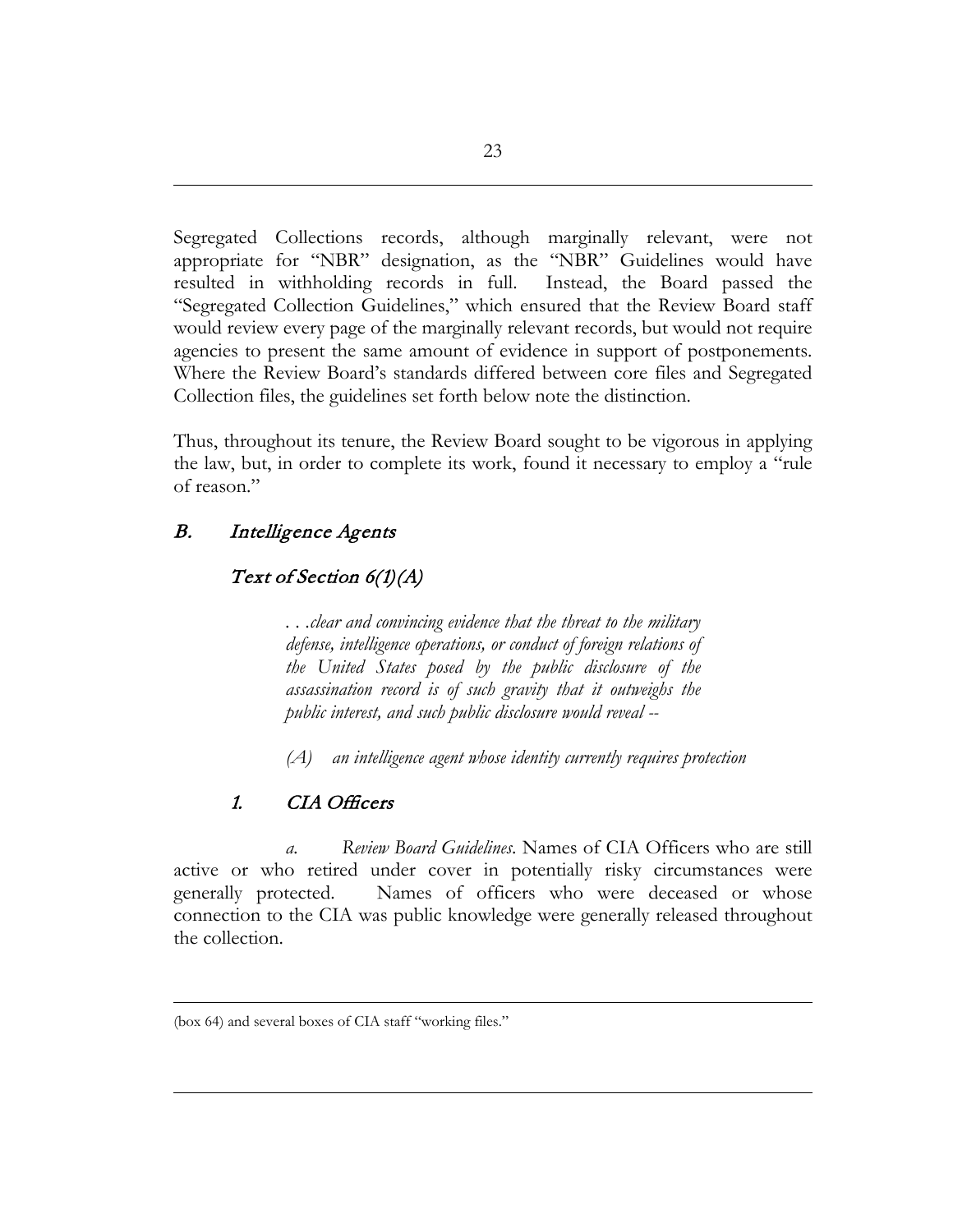Segregated Collections records, although marginally relevant, were not appropriate for "NBR" designation, as the "NBR" Guidelines would have resulted in withholding records in full. Instead, the Board passed the "Segregated Collection Guidelines," which ensured that the Review Board staff would review every page of the marginally relevant records, but would not require agencies to present the same amount of evidence in support of postponements. Where the Review Board's standards differed between core files and Segregated Collection files, the guidelines set forth below note the distinction.

Thus, throughout its tenure, the Review Board sought to be vigorous in applying the law, but, in order to complete its work, found it necessary to employ a "rule of reason."

## *B. Intelligence Agents*

### *Text of Section 6(1)(A)*

> *. . .clear and convincing evidence that the threat to the military defense, intelligence operations, or conduct of foreign relations of the United States posed by the public disclosure of the assassination record is of such gravity that it outweighs the public interest, and such public disclosure would reveal --*
>
> *(A) an intelligence agent whose identity currently requires protection*

### *1. CIA Officers*

*a. Review Board Guidelines*. Names of CIA Officers who are still active or who retired under cover in potentially risky circumstances were generally protected. Names of officers who were deceased or whose connection to the CIA was public knowledge were generally released throughout the collection.

---

(box 64) and several boxes of CIA staff "working files."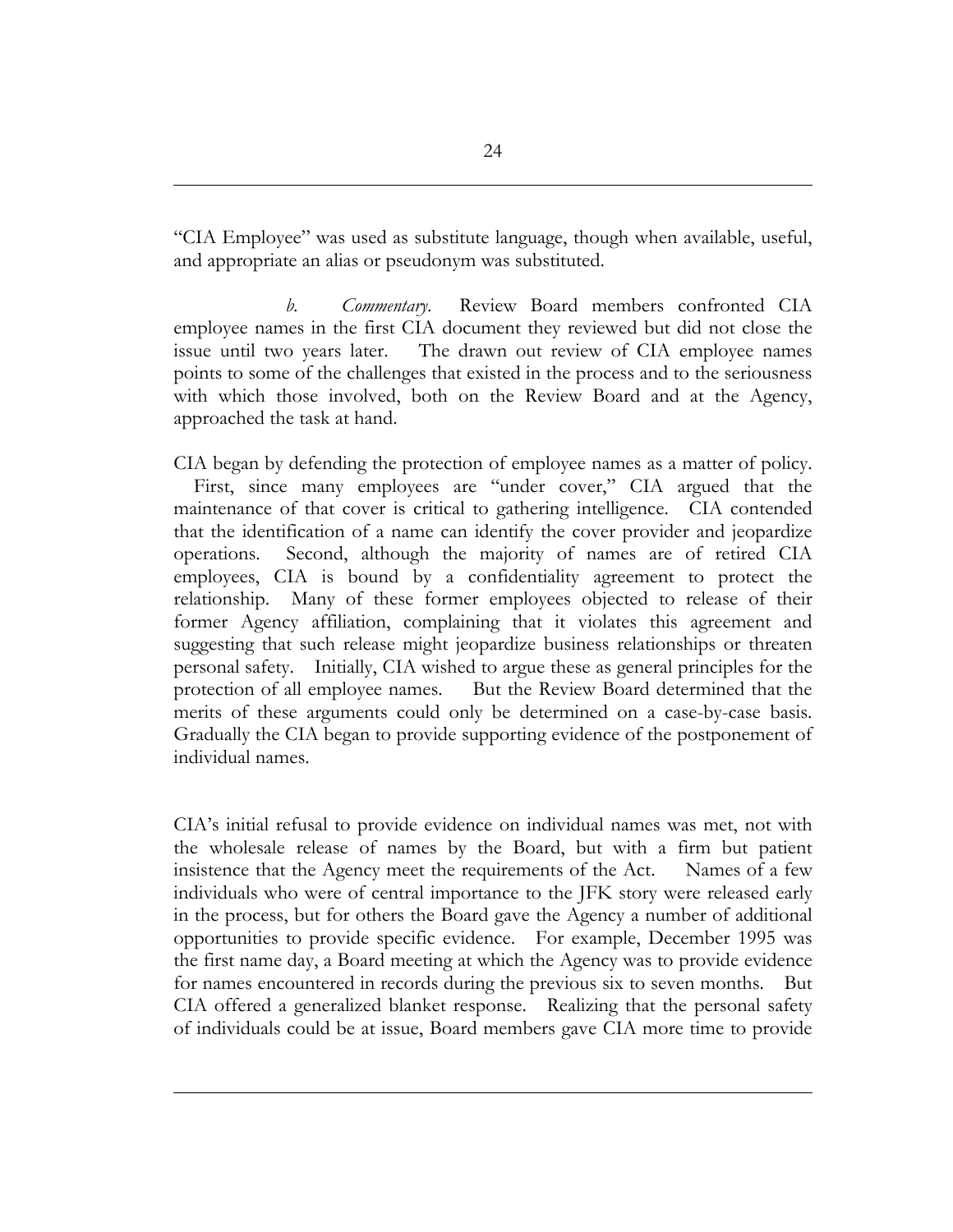"CIA Employee" was used as substitute language, though when available, useful, and appropriate an alias or pseudonym was substituted.

*b. Commentary.* Review Board members confronted CIA employee names in the first CIA document they reviewed but did not close the issue until two years later. The drawn out review of CIA employee names points to some of the challenges that existed in the process and to the seriousness with which those involved, both on the Review Board and at the Agency, approached the task at hand.

CIA began by defending the protection of employee names as a matter of policy. First, since many employees are "under cover," CIA argued that the maintenance of that cover is critical to gathering intelligence. CIA contended that the identification of a name can identify the cover provider and jeopardize operations. Second, although the majority of names are of retired CIA employees, CIA is bound by a confidentiality agreement to protect the relationship. Many of these former employees objected to release of their former Agency affiliation, complaining that it violates this agreement and suggesting that such release might jeopardize business relationships or threaten personal safety. Initially, CIA wished to argue these as general principles for the protection of all employee names. But the Review Board determined that the merits of these arguments could only be determined on a case-by-case basis. Gradually the CIA began to provide supporting evidence of the postponement of individual names.

CIA's initial refusal to provide evidence on individual names was met, not with the wholesale release of names by the Board, but with a firm but patient insistence that the Agency meet the requirements of the Act. Names of a few individuals who were of central importance to the JFK story were released early in the process, but for others the Board gave the Agency a number of additional opportunities to provide specific evidence. For example, December 1995 was the first name day, a Board meeting at which the Agency was to provide evidence for names encountered in records during the previous six to seven months. But CIA offered a generalized blanket response. Realizing that the personal safety of individuals could be at issue, Board members gave CIA more time to provide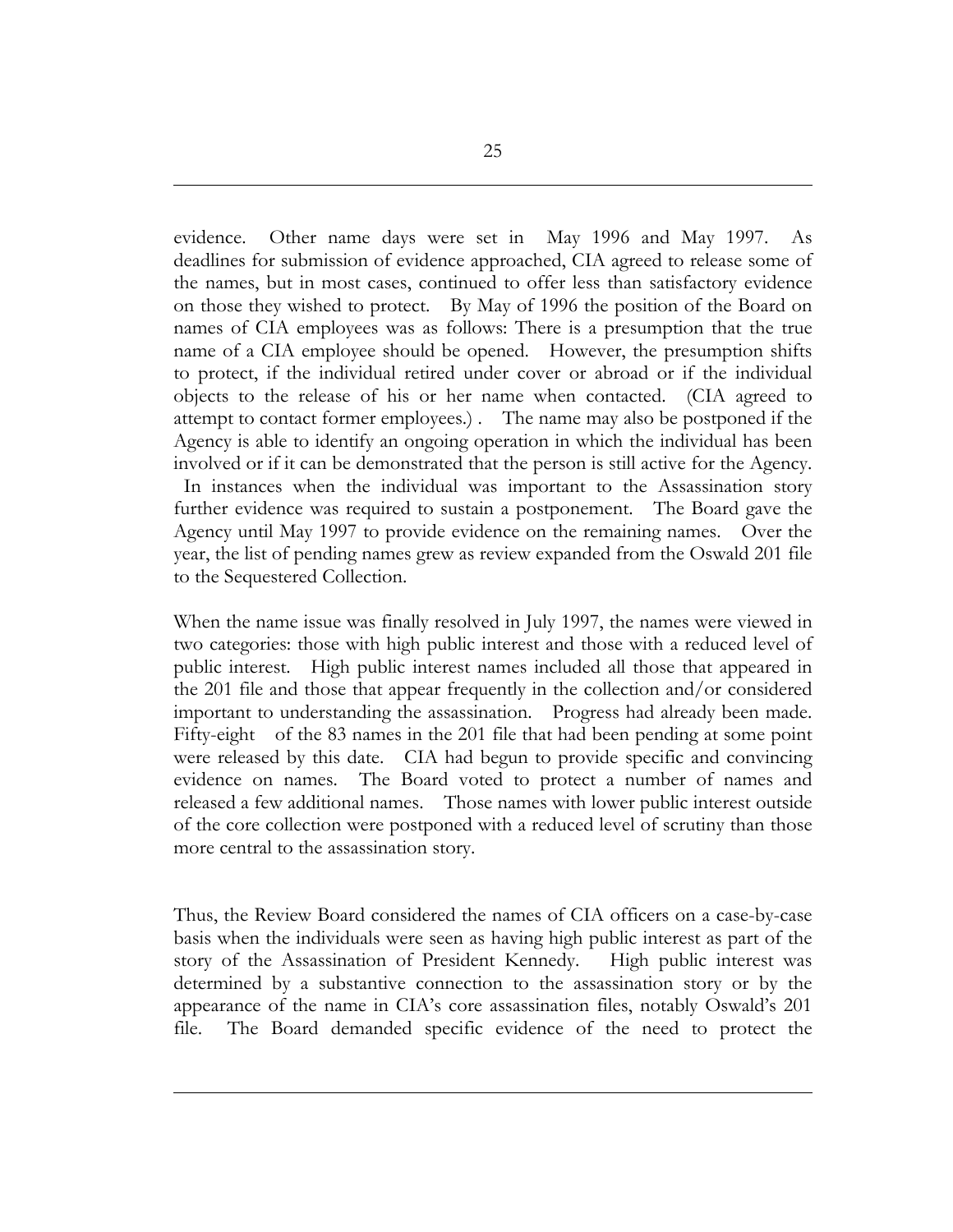evidence. Other name days were set in May 1996 and May 1997. As deadlines for submission of evidence approached, CIA agreed to release some of the names, but in most cases, continued to offer less than satisfactory evidence on those they wished to protect. By May of 1996 the position of the Board on names of CIA employees was as follows: There is a presumption that the true name of a CIA employee should be opened. However, the presumption shifts to protect, if the individual retired under cover or abroad or if the individual objects to the release of his or her name when contacted. (CIA agreed to attempt to contact former employees.) . The name may also be postponed if the Agency is able to identify an ongoing operation in which the individual has been involved or if it can be demonstrated that the person is still active for the Agency. In instances when the individual was important to the Assassination story further evidence was required to sustain a postponement. The Board gave the Agency until May 1997 to provide evidence on the remaining names. Over the year, the list of pending names grew as review expanded from the Oswald 201 file to the Sequestered Collection.

When the name issue was finally resolved in July 1997, the names were viewed in two categories: those with high public interest and those with a reduced level of public interest. High public interest names included all those that appeared in the 201 file and those that appear frequently in the collection and/or considered important to understanding the assassination. Progress had already been made. Fifty-eight of the 83 names in the 201 file that had been pending at some point were released by this date. CIA had begun to provide specific and convincing evidence on names. The Board voted to protect a number of names and released a few additional names. Those names with lower public interest outside of the core collection were postponed with a reduced level of scrutiny than those more central to the assassination story.

Thus, the Review Board considered the names of CIA officers on a case-by-case basis when the individuals were seen as having high public interest as part of the story of the Assassination of President Kennedy. High public interest was determined by a substantive connection to the assassination story or by the appearance of the name in CIA's core assassination files, notably Oswald's 201 file. The Board demanded specific evidence of the need to protect the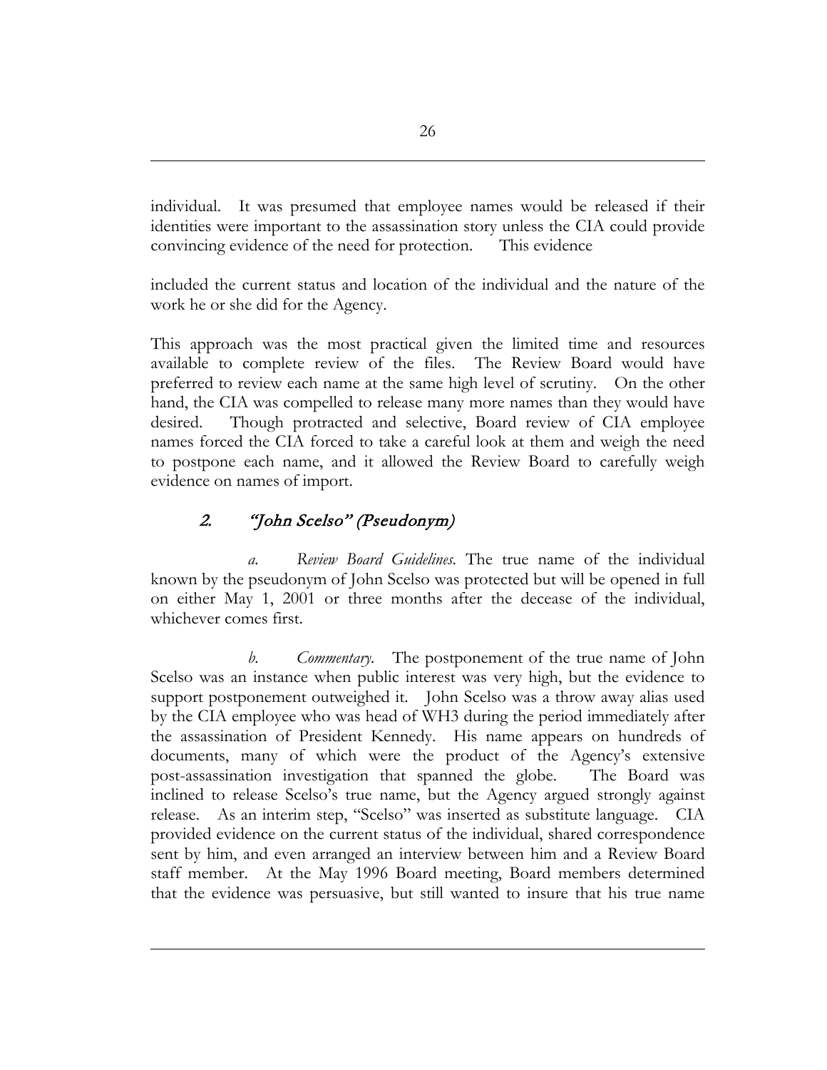individual. It was presumed that employee names would be released if their identities were important to the assassination story unless the CIA could provide convincing evidence of the need for protection. This evidence

included the current status and location of the individual and the nature of the work he or she did for the Agency.

This approach was the most practical given the limited time and resources available to complete review of the files. The Review Board would have preferred to review each name at the same high level of scrutiny. On the other hand, the CIA was compelled to release many more names than they would have desired. Though protracted and selective, Board review of CIA employee names forced the CIA forced to take a careful look at them and weigh the need to postpone each name, and it allowed the Review Board to carefully weigh evidence on names of import.

### 2. *"John Scelso" (Pseudonym)*

*a. Review Board Guidelines*. The true name of the individual known by the pseudonym of John Scelso was protected but will be opened in full on either May 1, 2001 or three months after the decease of the individual, whichever comes first.

*b. Commentary*. The postponement of the true name of John Scelso was an instance when public interest was very high, but the evidence to support postponement outweighed it. John Scelso was a throw away alias used by the CIA employee who was head of WH3 during the period immediately after the assassination of President Kennedy. His name appears on hundreds of documents, many of which were the product of the Agency's extensive post-assassination investigation that spanned the globe. The Board was inclined to release Scelso's true name, but the Agency argued strongly against release. As an interim step, "Scelso" was inserted as substitute language. CIA provided evidence on the current status of the individual, shared correspondence sent by him, and even arranged an interview between him and a Review Board staff member. At the May 1996 Board meeting, Board members determined that the evidence was persuasive, but still wanted to insure that his true name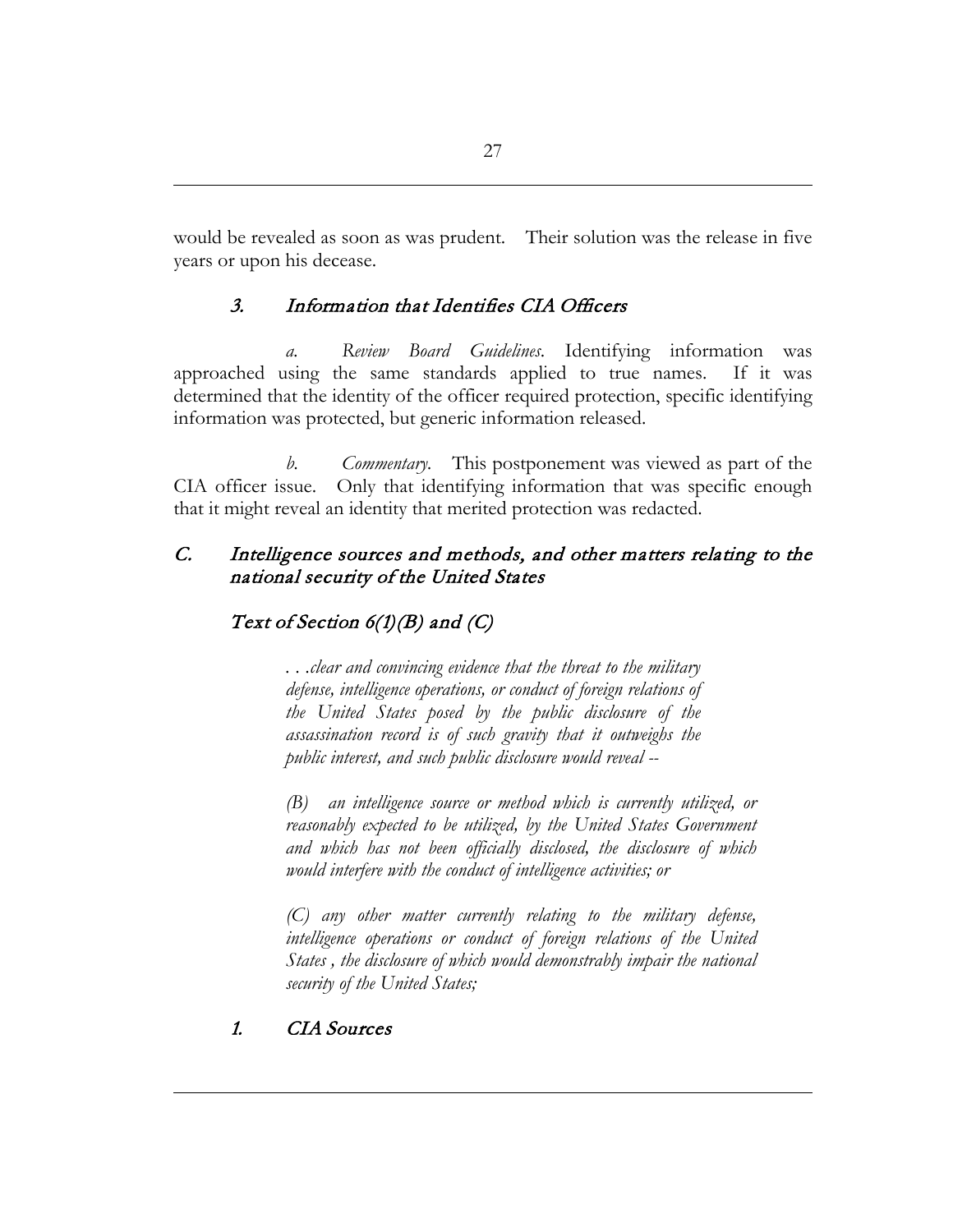would be revealed as soon as was prudent. Their solution was the release in five years or upon his decease.

### *3. Information that Identifies CIA Officers*

*a. Review Board Guidelines*. Identifying information was approached using the same standards applied to true names. If it was determined that the identity of the officer required protection, specific identifying information was protected, but generic information released.

*b. Commentary*. This postponement was viewed as part of the CIA officer issue. Only that identifying information that was specific enough that it might reveal an identity that merited protection was redacted.

## *C. Intelligence sources and methods, and other matters relating to the national security of the United States*

### *Text of Section 6(1)(B) and (C)*

> *. . .clear and convincing evidence that the threat to the military defense, intelligence operations, or conduct of foreign relations of the United States posed by the public disclosure of the assassination record is of such gravity that it outweighs the public interest, and such public disclosure would reveal --*
>
> *(B) an intelligence source or method which is currently utilized, or reasonably expected to be utilized, by the United States Government and which has not been officially disclosed, the disclosure of which would interfere with the conduct of intelligence activities; or*
>
> *(C) any other matter currently relating to the military defense, intelligence operations or conduct of foreign relations of the United States , the disclosure of which would demonstrably impair the national security of the United States;*

### *1. CIA Sources*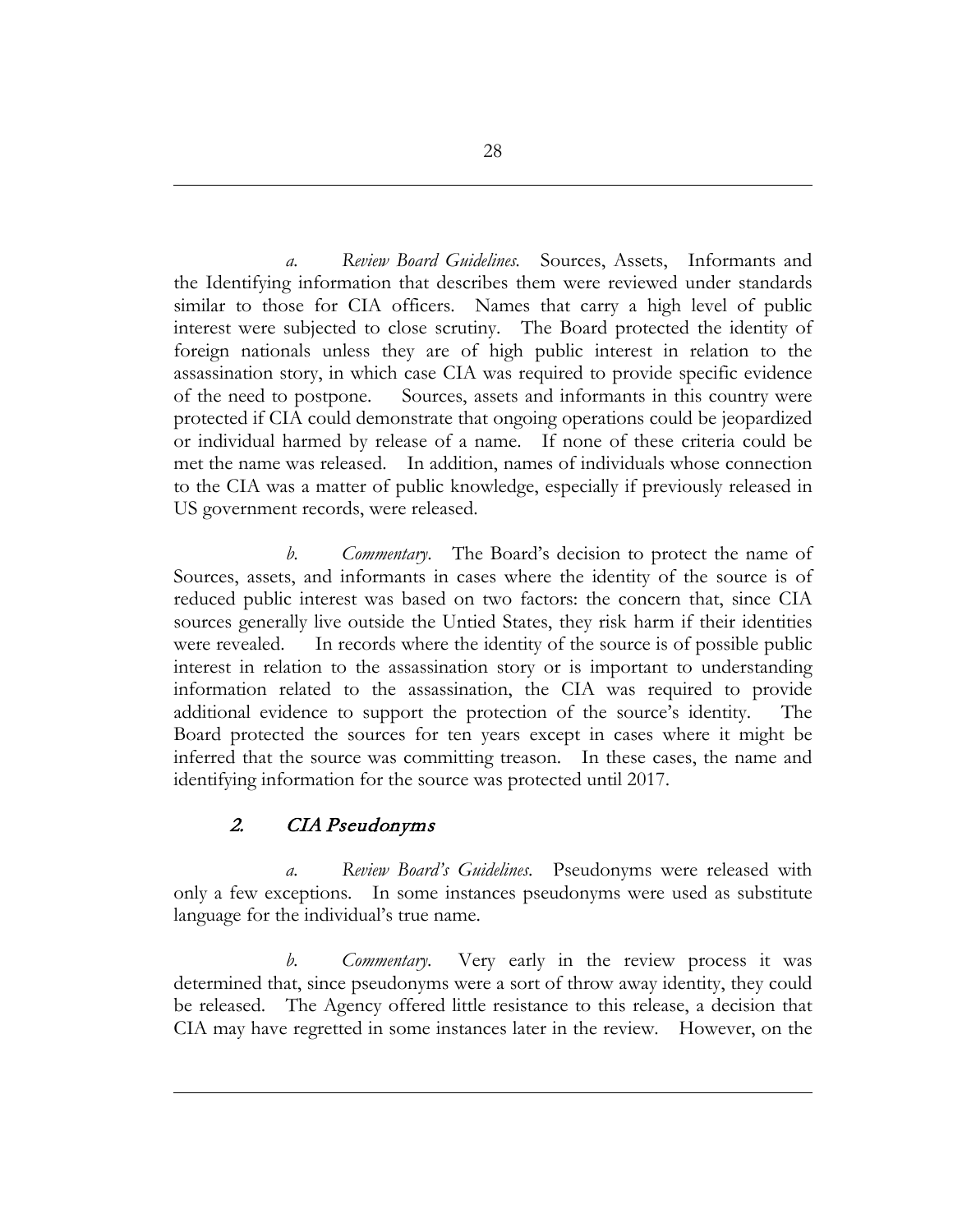*a. Review Board Guidelines.* Sources, Assets, Informants and the Identifying information that describes them were reviewed under standards similar to those for CIA officers. Names that carry a high level of public interest were subjected to close scrutiny. The Board protected the identity of foreign nationals unless they are of high public interest in relation to the assassination story, in which case CIA was required to provide specific evidence of the need to postpone. Sources, assets and informants in this country were protected if CIA could demonstrate that ongoing operations could be jeopardized or individual harmed by release of a name. If none of these criteria could be met the name was released. In addition, names of individuals whose connection to the CIA was a matter of public knowledge, especially if previously released in US government records, were released.

*b. Commentary.* The Board's decision to protect the name of Sources, assets, and informants in cases where the identity of the source is of reduced public interest was based on two factors: the concern that, since CIA sources generally live outside the Untied States, they risk harm if their identities were revealed. In records where the identity of the source is of possible public interest in relation to the assassination story or is important to understanding information related to the assassination, the CIA was required to provide additional evidence to support the protection of the source's identity. The Board protected the sources for ten years except in cases where it might be inferred that the source was committing treason. In these cases, the name and identifying information for the source was protected until 2017.

### *2. CIA Pseudonyms*

*a. Review Board's Guidelines.* Pseudonyms were released with only a few exceptions. In some instances pseudonyms were used as substitute language for the individual's true name.

*b. Commentary.* Very early in the review process it was determined that, since pseudonyms were a sort of throw away identity, they could be released. The Agency offered little resistance to this release, a decision that CIA may have regretted in some instances later in the review. However, on the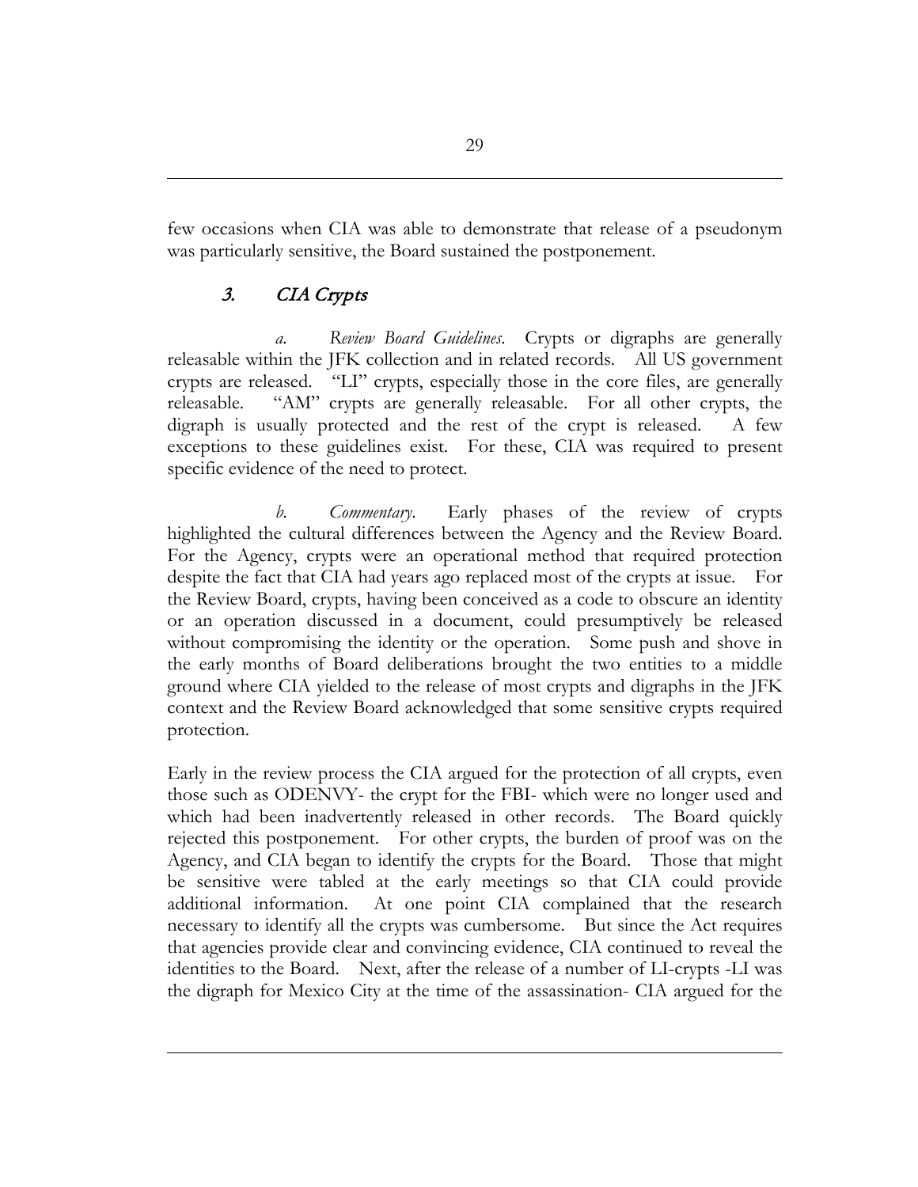few occasions when CIA was able to demonstrate that release of a pseudonym was particularly sensitive, the Board sustained the postponement.

### *3. CIA Crypts*

*a. Review Board Guidelines*. Crypts or digraphs are generally releasable within the JFK collection and in related records. All US government crypts are released. "LI" crypts, especially those in the core files, are generally releasable. "AM" crypts are generally releasable. For all other crypts, the digraph is usually protected and the rest of the crypt is released. A few exceptions to these guidelines exist. For these, CIA was required to present specific evidence of the need to protect.

*b. Commentary*. Early phases of the review of crypts highlighted the cultural differences between the Agency and the Review Board. For the Agency, crypts were an operational method that required protection despite the fact that CIA had years ago replaced most of the crypts at issue. For the Review Board, crypts, having been conceived as a code to obscure an identity or an operation discussed in a document, could presumptively be released without compromising the identity or the operation. Some push and shove in the early months of Board deliberations brought the two entities to a middle ground where CIA yielded to the release of most crypts and digraphs in the JFK context and the Review Board acknowledged that some sensitive crypts required protection.

Early in the review process the CIA argued for the protection of all crypts, even those such as ODENVY- the crypt for the FBI- which were no longer used and which had been inadvertently released in other records. The Board quickly rejected this postponement. For other crypts, the burden of proof was on the Agency, and CIA began to identify the crypts for the Board. Those that might be sensitive were tabled at the early meetings so that CIA could provide additional information. At one point CIA complained that the research necessary to identify all the crypts was cumbersome. But since the Act requires that agencies provide clear and convincing evidence, CIA continued to reveal the identities to the Board. Next, after the release of a number of LI-crypts -LI was the digraph for Mexico City at the time of the assassination- CIA argued for the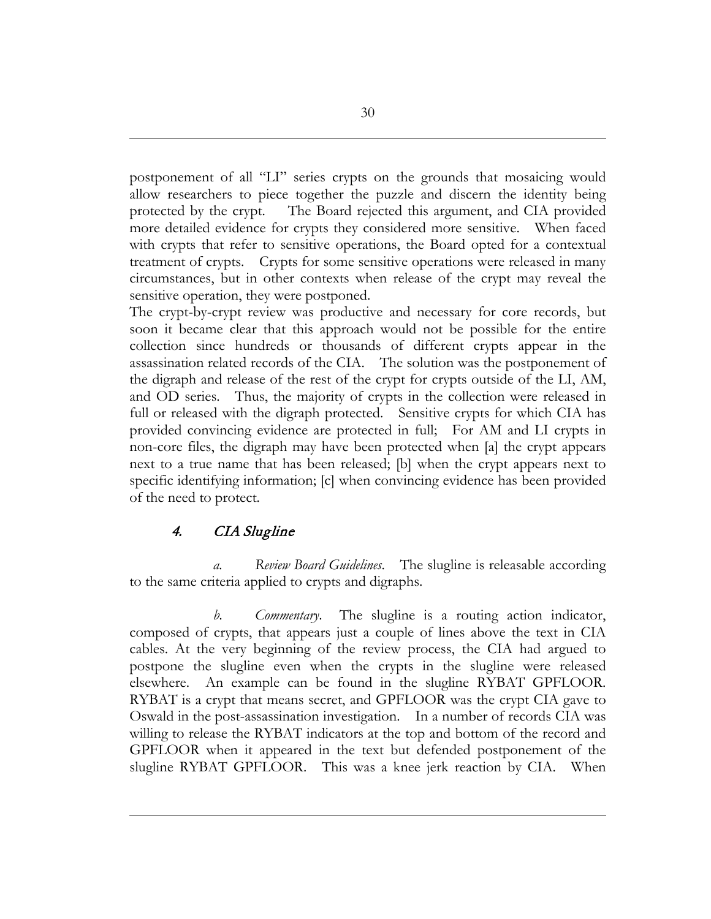postponement of all "LI" series crypts on the grounds that mosaicing would allow researchers to piece together the puzzle and discern the identity being protected by the crypt. The Board rejected this argument, and CIA provided more detailed evidence for crypts they considered more sensitive. When faced with crypts that refer to sensitive operations, the Board opted for a contextual treatment of crypts. Crypts for some sensitive operations were released in many circumstances, but in other contexts when release of the crypt may reveal the sensitive operation, they were postponed.

The crypt-by-crypt review was productive and necessary for core records, but soon it became clear that this approach would not be possible for the entire collection since hundreds or thousands of different crypts appear in the assassination related records of the CIA. The solution was the postponement of the digraph and release of the rest of the crypt for crypts outside of the LI, AM, and OD series. Thus, the majority of crypts in the collection were released in full or released with the digraph protected. Sensitive crypts for which CIA has provided convincing evidence are protected in full; For AM and LI crypts in non-core files, the digraph may have been protected when [a] the crypt appears next to a true name that has been released; [b] when the crypt appears next to specific identifying information; [c] when convincing evidence has been provided of the need to protect.

### 4. *CIA Slugline*

*a. Review Board Guidelines*. The slugline is releasable according to the same criteria applied to crypts and digraphs.

*b. Commentary*. The slugline is a routing action indicator, composed of crypts, that appears just a couple of lines above the text in CIA cables. At the very beginning of the review process, the CIA had argued to postpone the slugline even when the crypts in the slugline were released elsewhere. An example can be found in the slugline RYBAT GPFLOOR. RYBAT is a crypt that means secret, and GPFLOOR was the crypt CIA gave to Oswald in the post-assassination investigation. In a number of records CIA was willing to release the RYBAT indicators at the top and bottom of the record and GPFLOOR when it appeared in the text but defended postponement of the slugline RYBAT GPFLOOR. This was a knee jerk reaction by CIA. When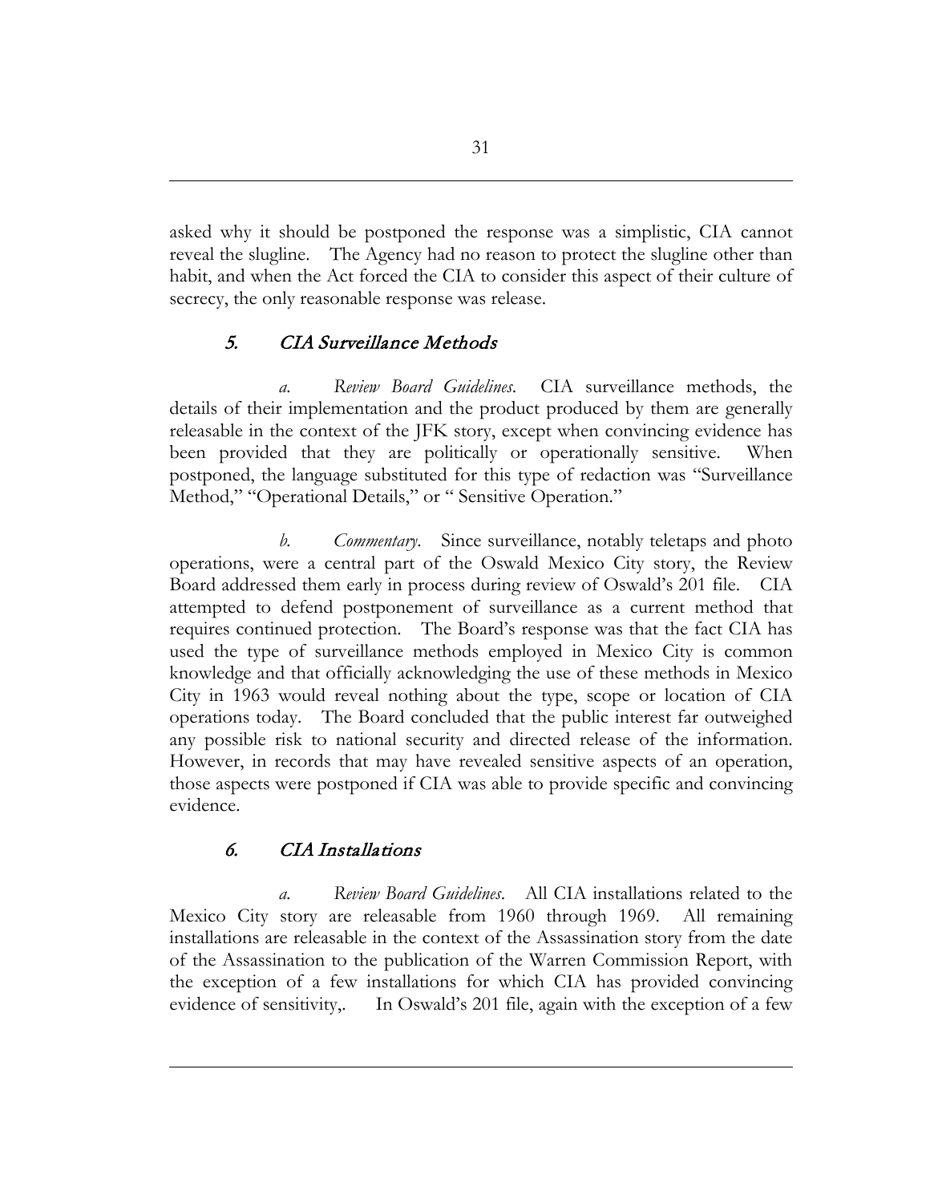asked why it should be postponed the response was a simplistic, CIA cannot reveal the slugline. The Agency had no reason to protect the slugline other than habit, and when the Act forced the CIA to consider this aspect of their culture of secrecy, the only reasonable response was release.

### *5. CIA Surveillance Methods*

*a. Review Board Guidelines*. CIA surveillance methods, the details of their implementation and the product produced by them are generally releasable in the context of the JFK story, except when convincing evidence has been provided that they are politically or operationally sensitive. When postponed, the language substituted for this type of redaction was "Surveillance Method," "Operational Details," or " Sensitive Operation."

*b. Commentary*. Since surveillance, notably teletaps and photo operations, were a central part of the Oswald Mexico City story, the Review Board addressed them early in process during review of Oswald's 201 file. CIA attempted to defend postponement of surveillance as a current method that requires continued protection. The Board's response was that the fact CIA has used the type of surveillance methods employed in Mexico City is common knowledge and that officially acknowledging the use of these methods in Mexico City in 1963 would reveal nothing about the type, scope or location of CIA operations today. The Board concluded that the public interest far outweighed any possible risk to national security and directed release of the information. However, in records that may have revealed sensitive aspects of an operation, those aspects were postponed if CIA was able to provide specific and convincing evidence.

### *6. CIA Installations*

*a. Review Board Guidelines*. All CIA installations related to the Mexico City story are releasable from 1960 through 1969. All remaining installations are releasable in the context of the Assassination story from the date of the Assassination to the publication of the Warren Commission Report, with the exception of a few installations for which CIA has provided convincing evidence of sensitivity,. In Oswald's 201 file, again with the exception of a few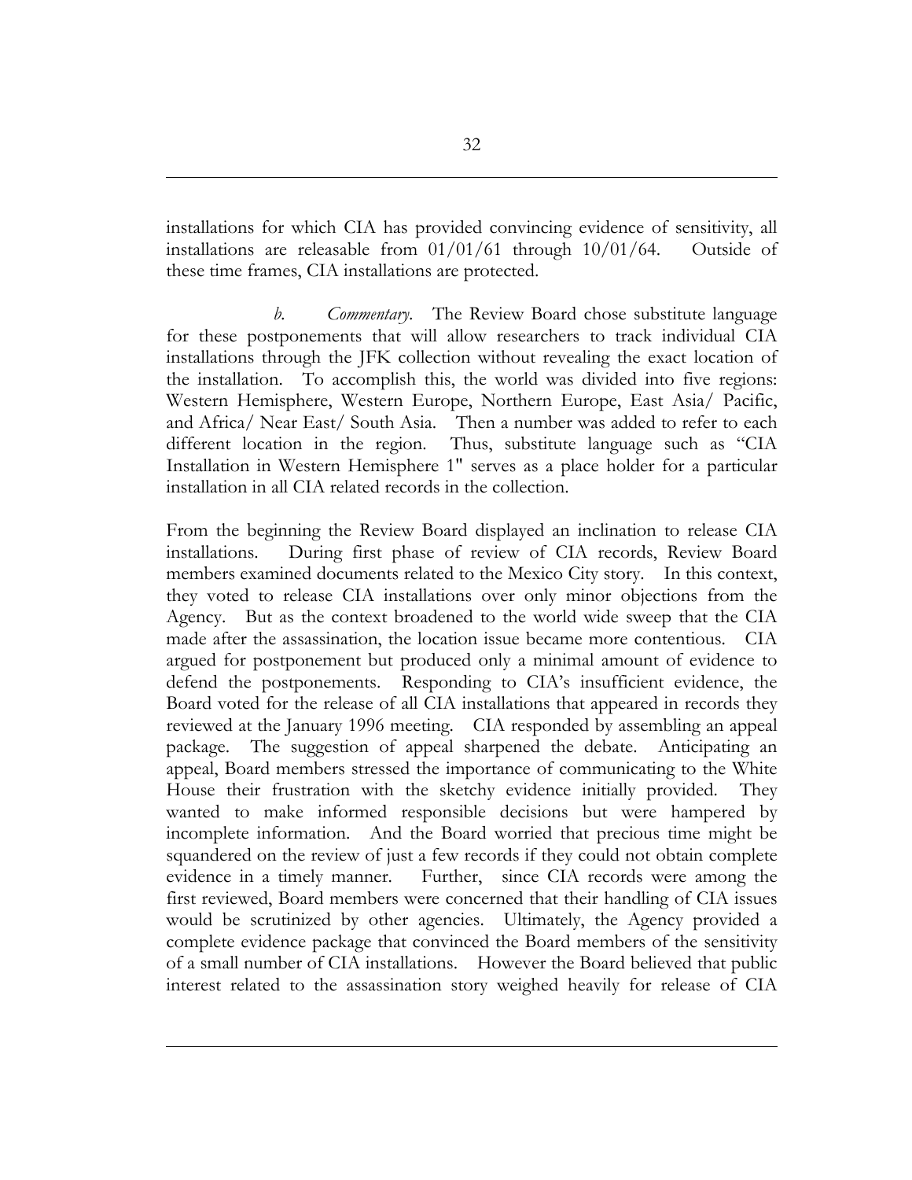installations for which CIA has provided convincing evidence of sensitivity, all installations are releasable from 01/01/61 through 10/01/64. Outside of these time frames, CIA installations are protected.

*b. Commentary*. The Review Board chose substitute language for these postponements that will allow researchers to track individual CIA installations through the JFK collection without revealing the exact location of the installation. To accomplish this, the world was divided into five regions: Western Hemisphere, Western Europe, Northern Europe, East Asia/ Pacific, and Africa/ Near East/ South Asia. Then a number was added to refer to each different location in the region. Thus, substitute language such as "CIA Installation in Western Hemisphere 1" serves as a place holder for a particular installation in all CIA related records in the collection.

From the beginning the Review Board displayed an inclination to release CIA installations. During first phase of review of CIA records, Review Board members examined documents related to the Mexico City story. In this context, they voted to release CIA installations over only minor objections from the Agency. But as the context broadened to the world wide sweep that the CIA made after the assassination, the location issue became more contentious. CIA argued for postponement but produced only a minimal amount of evidence to defend the postponements. Responding to CIA's insufficient evidence, the Board voted for the release of all CIA installations that appeared in records they reviewed at the January 1996 meeting. CIA responded by assembling an appeal package. The suggestion of appeal sharpened the debate. Anticipating an appeal, Board members stressed the importance of communicating to the White House their frustration with the sketchy evidence initially provided. They wanted to make informed responsible decisions but were hampered by incomplete information. And the Board worried that precious time might be squandered on the review of just a few records if they could not obtain complete evidence in a timely manner. Further, since CIA records were among the first reviewed, Board members were concerned that their handling of CIA issues would be scrutinized by other agencies. Ultimately, the Agency provided a complete evidence package that convinced the Board members of the sensitivity of a small number of CIA installations. However the Board believed that public interest related to the assassination story weighed heavily for release of CIA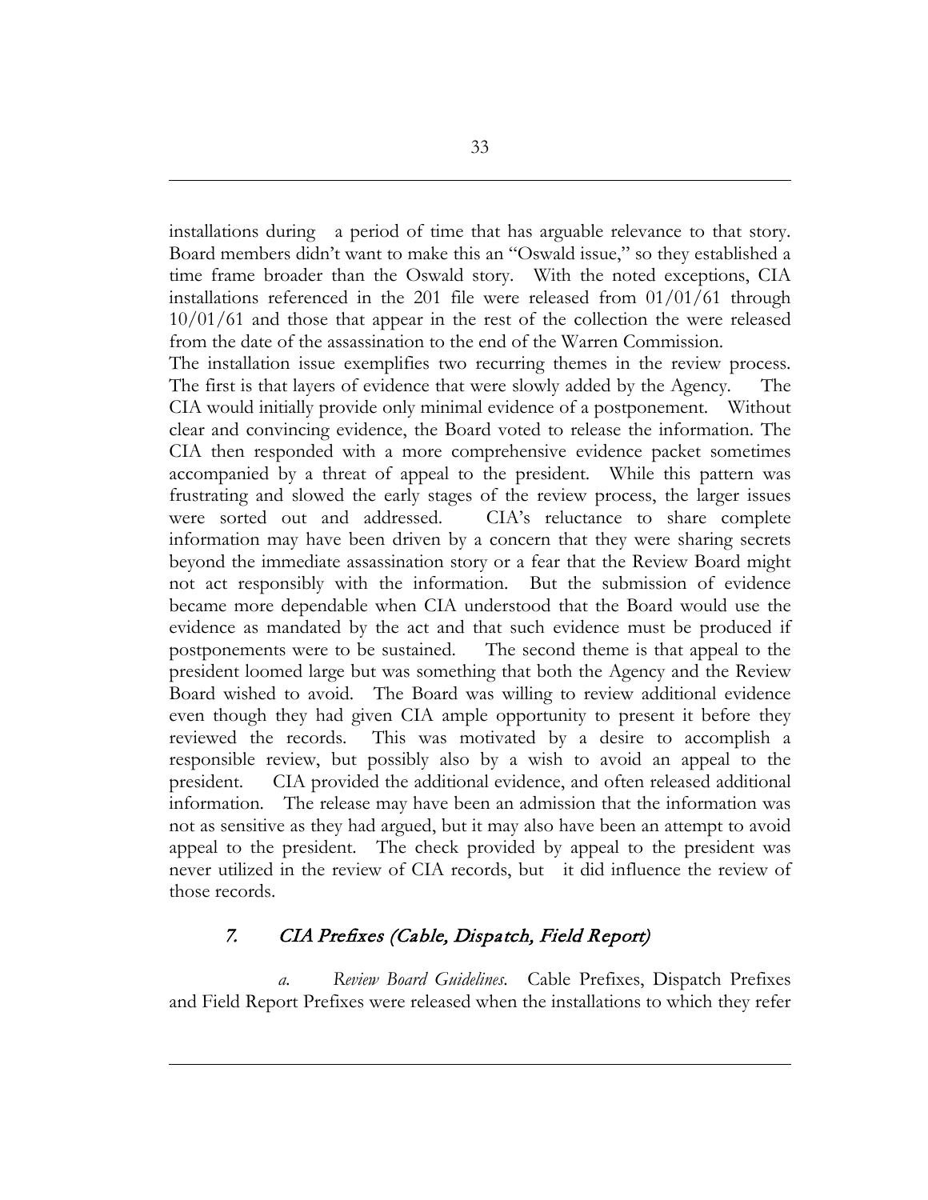installations during a period of time that has arguable relevance to that story. Board members didn't want to make this an "Oswald issue," so they established a time frame broader than the Oswald story. With the noted exceptions, CIA installations referenced in the 201 file were released from 01/01/61 through 10/01/61 and those that appear in the rest of the collection the were released from the date of the assassination to the end of the Warren Commission.

The installation issue exemplifies two recurring themes in the review process. The first is that layers of evidence that were slowly added by the Agency. The CIA would initially provide only minimal evidence of a postponement. Without clear and convincing evidence, the Board voted to release the information. The CIA then responded with a more comprehensive evidence packet sometimes accompanied by a threat of appeal to the president. While this pattern was frustrating and slowed the early stages of the review process, the larger issues were sorted out and addressed. CIA's reluctance to share complete information may have been driven by a concern that they were sharing secrets beyond the immediate assassination story or a fear that the Review Board might not act responsibly with the information. But the submission of evidence became more dependable when CIA understood that the Board would use the evidence as mandated by the act and that such evidence must be produced if postponements were to be sustained. The second theme is that appeal to the president loomed large but was something that both the Agency and the Review Board wished to avoid. The Board was willing to review additional evidence even though they had given CIA ample opportunity to present it before they reviewed the records. This was motivated by a desire to accomplish a responsible review, but possibly also by a wish to avoid an appeal to the president. CIA provided the additional evidence, and often released additional information. The release may have been an admission that the information was not as sensitive as they had argued, but it may also have been an attempt to avoid appeal to the president. The check provided by appeal to the president was never utilized in the review of CIA records, but it did influence the review of those records.

### 7. *CIA Prefixes (Cable, Dispatch, Field Report)*

*a. Review Board Guidelines.* Cable Prefixes, Dispatch Prefixes and Field Report Prefixes were released when the installations to which they refer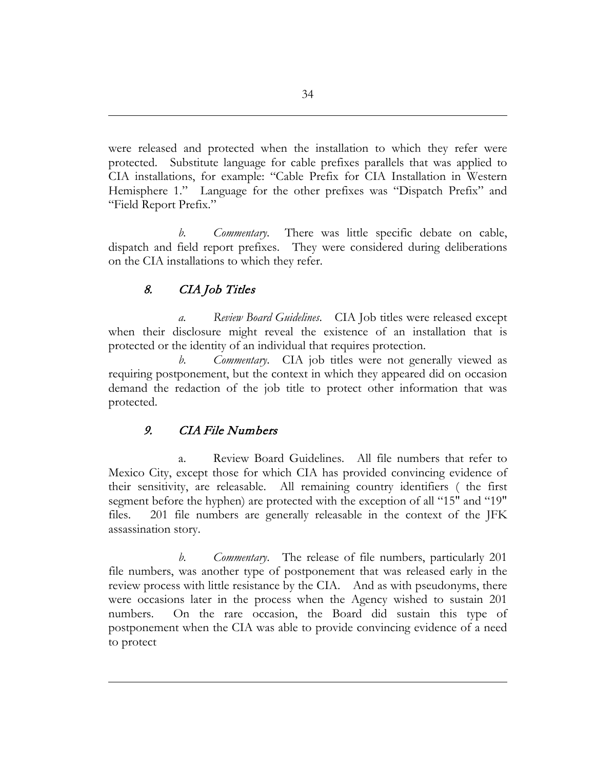were released and protected when the installation to which they refer were protected. Substitute language for cable prefixes parallels that was applied to CIA installations, for example: "Cable Prefix for CIA Installation in Western Hemisphere 1." Language for the other prefixes was "Dispatch Prefix" and "Field Report Prefix."

*b. Commentary*. There was little specific debate on cable, dispatch and field report prefixes. They were considered during deliberations on the CIA installations to which they refer.

### *8. CIA Job Titles*

*a. Review Board Guidelines*. CIA Job titles were released except when their disclosure might reveal the existence of an installation that is protected or the identity of an individual that requires protection.

*b. Commentary*. CIA job titles were not generally viewed as requiring postponement, but the context in which they appeared did on occasion demand the redaction of the job title to protect other information that was protected.

### *9. CIA File Numbers*

a. Review Board Guidelines. All file numbers that refer to Mexico City, except those for which CIA has provided convincing evidence of their sensitivity, are releasable. All remaining country identifiers ( the first segment before the hyphen) are protected with the exception of all "15" and "19" files. 201 file numbers are generally releasable in the context of the JFK assassination story.

*b. Commentary*. The release of file numbers, particularly 201 file numbers, was another type of postponement that was released early in the review process with little resistance by the CIA. And as with pseudonyms, there were occasions later in the process when the Agency wished to sustain 201 numbers. On the rare occasion, the Board did sustain this type of postponement when the CIA was able to provide convincing evidence of a need to protect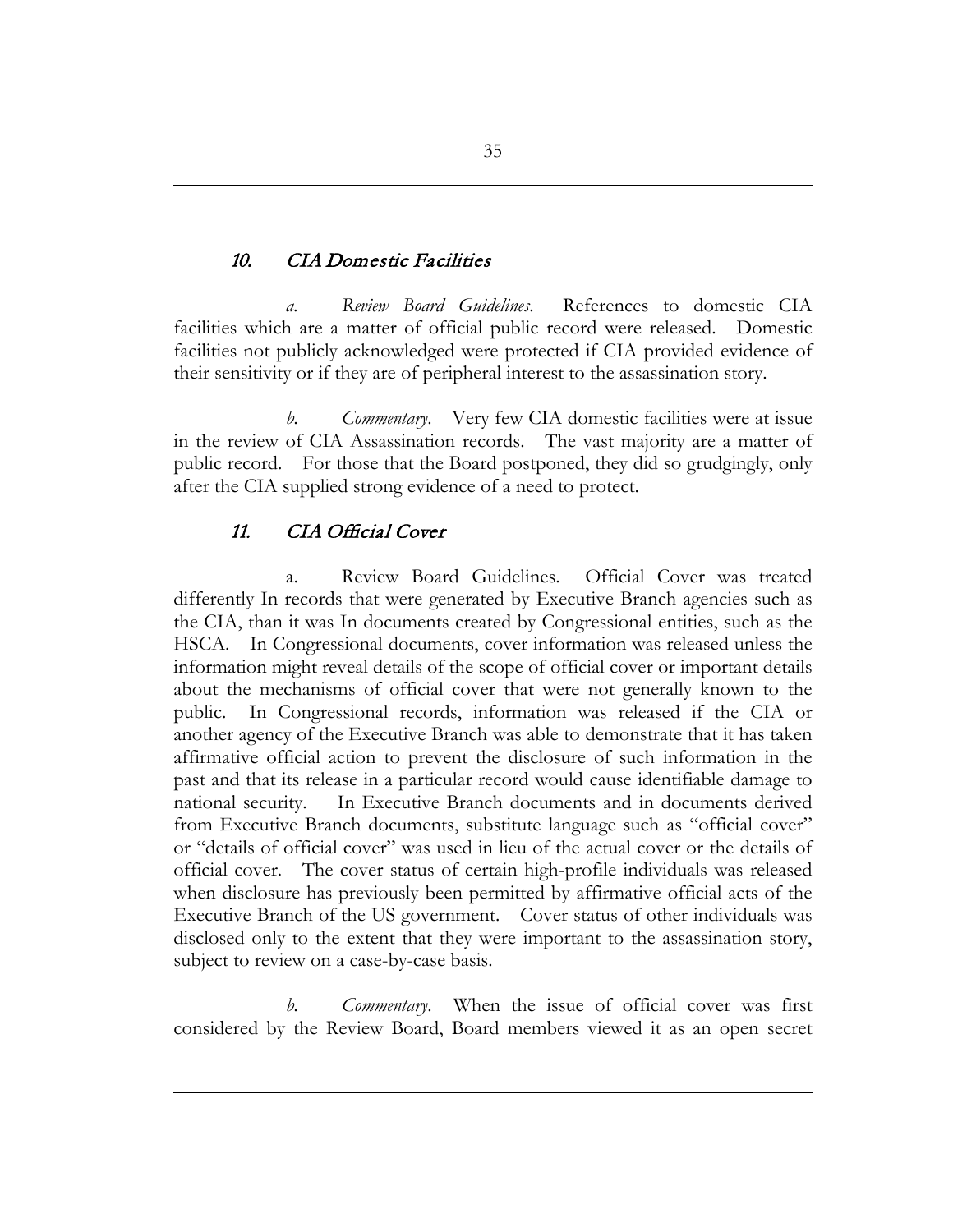### *10. CIA Domestic Facilities*

*a. Review Board Guidelines.* References to domestic CIA facilities which are a matter of official public record were released. Domestic facilities not publicly acknowledged were protected if CIA provided evidence of their sensitivity or if they are of peripheral interest to the assassination story.

*b. Commentary.* Very few CIA domestic facilities were at issue in the review of CIA Assassination records. The vast majority are a matter of public record. For those that the Board postponed, they did so grudgingly, only after the CIA supplied strong evidence of a need to protect.

### *11. CIA Official Cover*

a. Review Board Guidelines. Official Cover was treated differently In records that were generated by Executive Branch agencies such as the CIA, than it was In documents created by Congressional entities, such as the HSCA. In Congressional documents, cover information was released unless the information might reveal details of the scope of official cover or important details about the mechanisms of official cover that were not generally known to the public. In Congressional records, information was released if the CIA or another agency of the Executive Branch was able to demonstrate that it has taken affirmative official action to prevent the disclosure of such information in the past and that its release in a particular record would cause identifiable damage to national security. In Executive Branch documents and in documents derived from Executive Branch documents, substitute language such as "official cover" or "details of official cover" was used in lieu of the actual cover or the details of official cover. The cover status of certain high-profile individuals was released when disclosure has previously been permitted by affirmative official acts of the Executive Branch of the US government. Cover status of other individuals was disclosed only to the extent that they were important to the assassination story, subject to review on a case-by-case basis.

*b. Commentary.* When the issue of official cover was first considered by the Review Board, Board members viewed it as an open secret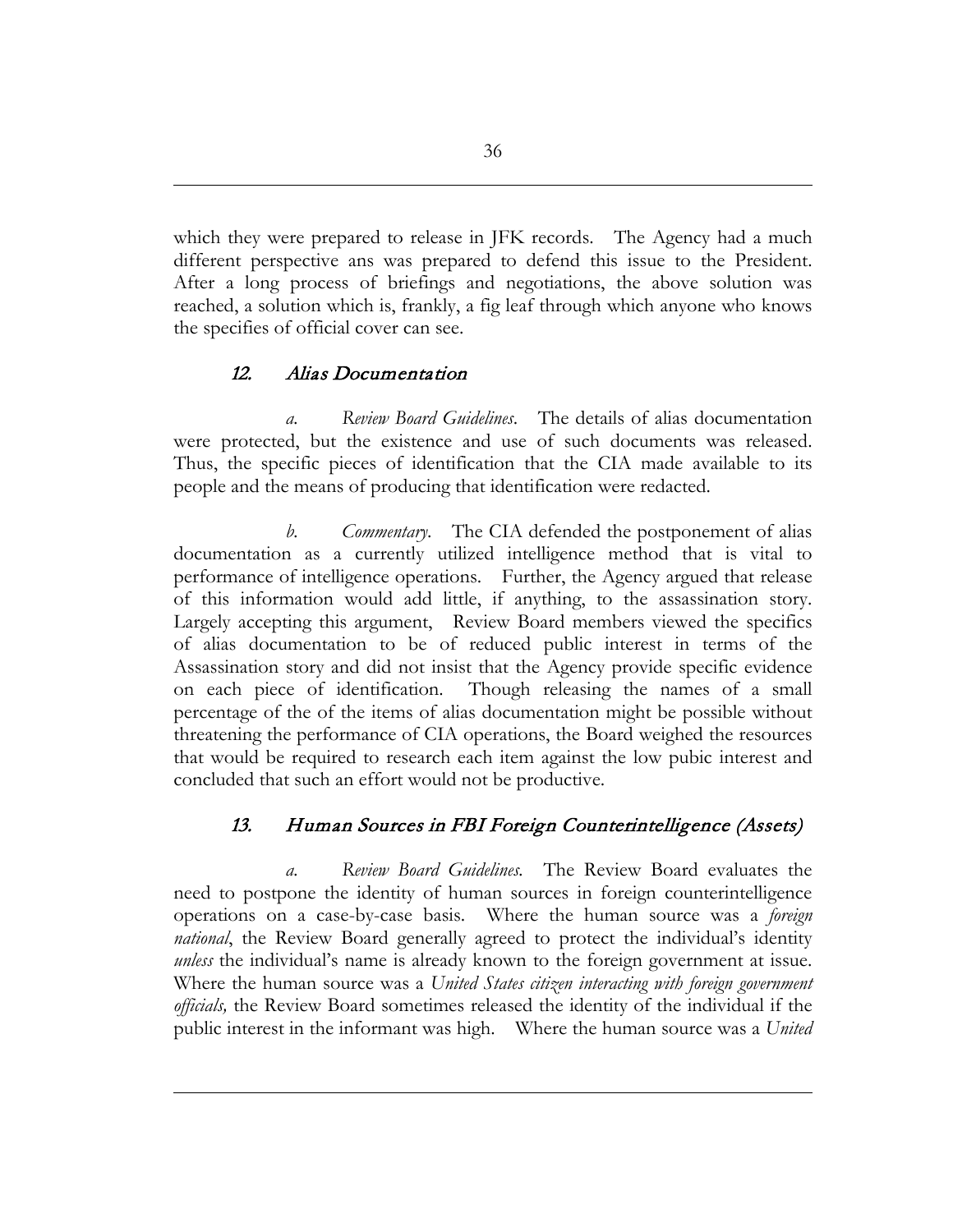which they were prepared to release in JFK records. The Agency had a much different perspective ans was prepared to defend this issue to the President. After a long process of briefings and negotiations, the above solution was reached, a solution which is, frankly, a fig leaf through which anyone who knows the specifies of official cover can see.

### 12. *Alias Documentation*

*a. Review Board Guidelines*. The details of alias documentation were protected, but the existence and use of such documents was released. Thus, the specific pieces of identification that the CIA made available to its people and the means of producing that identification were redacted.

*b. Commentary*. The CIA defended the postponement of alias documentation as a currently utilized intelligence method that is vital to performance of intelligence operations. Further, the Agency argued that release of this information would add little, if anything, to the assassination story. Largely accepting this argument, Review Board members viewed the specifics of alias documentation to be of reduced public interest in terms of the Assassination story and did not insist that the Agency provide specific evidence on each piece of identification. Though releasing the names of a small percentage of the of the items of alias documentation might be possible without threatening the performance of CIA operations, the Board weighed the resources that would be required to research each item against the low pubic interest and concluded that such an effort would not be productive.

### 13. *Human Sources in FBI Foreign Counterintelligence (Assets)*

*a. Review Board Guidelines*. The Review Board evaluates the need to postpone the identity of human sources in foreign counterintelligence operations on a case-by-case basis. Where the human source was a *foreign national*, the Review Board generally agreed to protect the individual's identity *unless* the individual's name is already known to the foreign government at issue. Where the human source was a *United States citizen interacting with foreign government officials,* the Review Board sometimes released the identity of the individual if the public interest in the informant was high. Where the human source was a *United*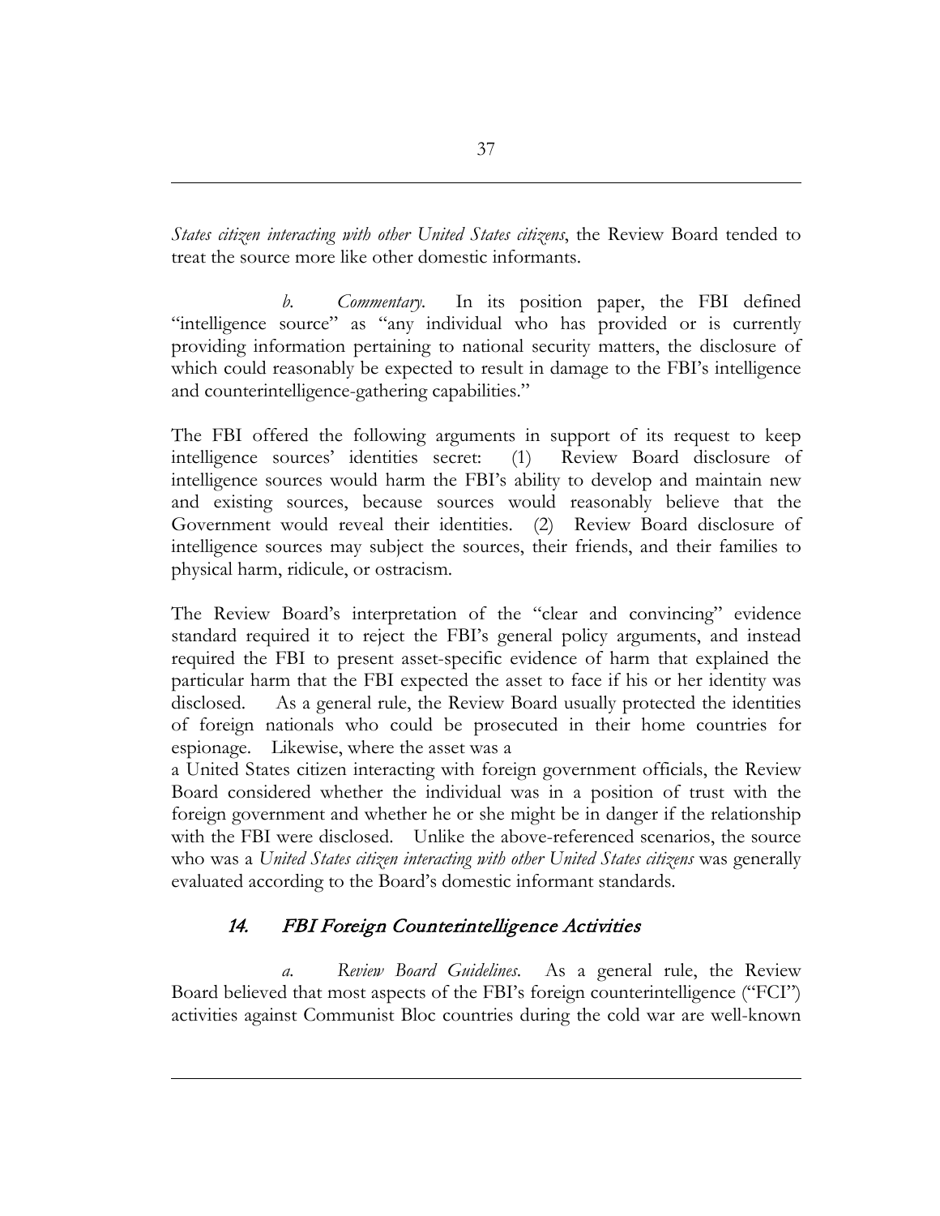*States citizen interacting with other United States citizens*, the Review Board tended to treat the source more like other domestic informants.

*b. Commentary.* In its position paper, the FBI defined "intelligence source" as "any individual who has provided or is currently providing information pertaining to national security matters, the disclosure of which could reasonably be expected to result in damage to the FBI's intelligence and counterintelligence-gathering capabilities."

The FBI offered the following arguments in support of its request to keep intelligence sources' identities secret: (1) Review Board disclosure of intelligence sources would harm the FBI's ability to develop and maintain new and existing sources, because sources would reasonably believe that the Government would reveal their identities. (2) Review Board disclosure of intelligence sources may subject the sources, their friends, and their families to physical harm, ridicule, or ostracism.

The Review Board's interpretation of the "clear and convincing" evidence standard required it to reject the FBI's general policy arguments, and instead required the FBI to present asset-specific evidence of harm that explained the particular harm that the FBI expected the asset to face if his or her identity was disclosed. As a general rule, the Review Board usually protected the identities of foreign nationals who could be prosecuted in their home countries for espionage. Likewise, where the asset was a
a United States citizen interacting with foreign government officials, the Review Board considered whether the individual was in a position of trust with the foreign government and whether he or she might be in danger if the relationship with the FBI were disclosed. Unlike the above-referenced scenarios, the source who was a *United States citizen interacting with other United States citizens* was generally evaluated according to the Board's domestic informant standards.

### *14. FBI Foreign Counterintelligence Activities*

*a. Review Board Guidelines.* As a general rule, the Review Board believed that most aspects of the FBI's foreign counterintelligence ("FCI") activities against Communist Bloc countries during the cold war are well-known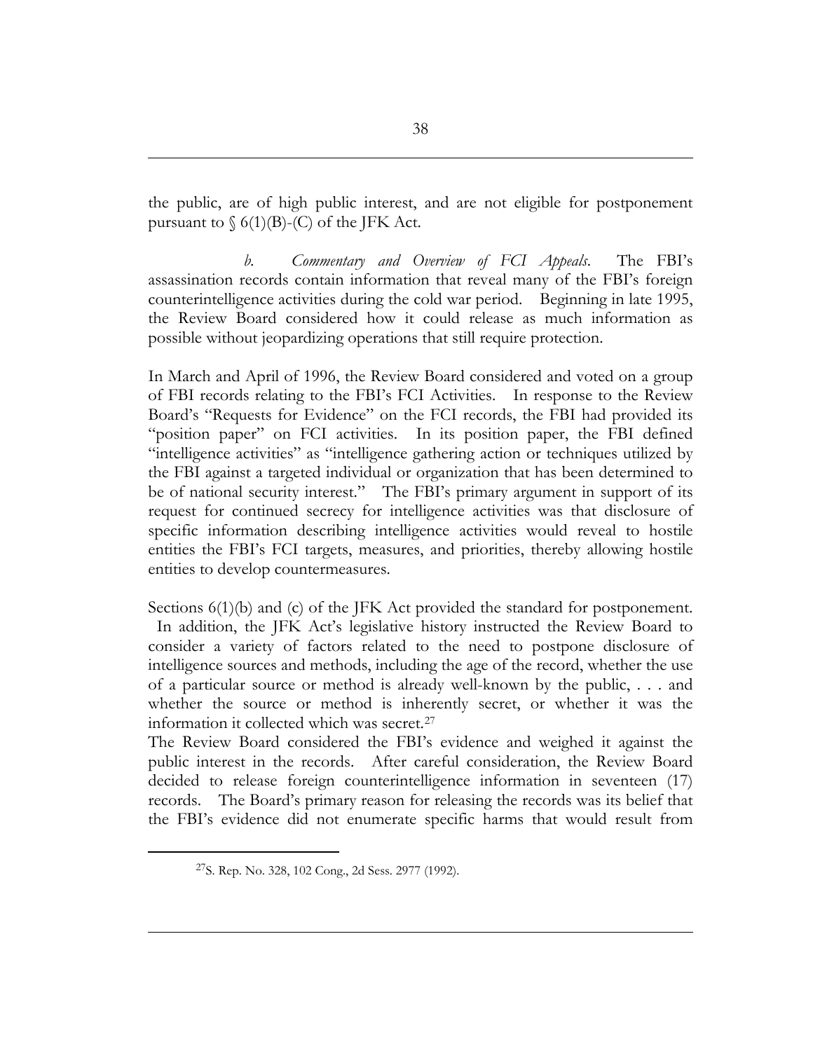the public, are of high public interest, and are not eligible for postponement pursuant to § 6(1)(B)-(C) of the JFK Act.

*b. Commentary and Overview of FCI Appeals.* The FBI's assassination records contain information that reveal many of the FBI's foreign counterintelligence activities during the cold war period. Beginning in late 1995, the Review Board considered how it could release as much information as possible without jeopardizing operations that still require protection.

In March and April of 1996, the Review Board considered and voted on a group of FBI records relating to the FBI's FCI Activities. In response to the Review Board's "Requests for Evidence" on the FCI records, the FBI had provided its "position paper" on FCI activities. In its position paper, the FBI defined "intelligence activities" as "intelligence gathering action or techniques utilized by the FBI against a targeted individual or organization that has been determined to be of national security interest." The FBI's primary argument in support of its request for continued secrecy for intelligence activities was that disclosure of specific information describing intelligence activities would reveal to hostile entities the FBI's FCI targets, measures, and priorities, thereby allowing hostile entities to develop countermeasures.

Sections 6(1)(b) and (c) of the JFK Act provided the standard for postponement. In addition, the JFK Act's legislative history instructed the Review Board to consider a variety of factors related to the need to postpone disclosure of intelligence sources and methods, including the age of the record, whether the use of a particular source or method is already well-known by the public, . . . and whether the source or method is inherently secret, or whether it was the information it collected which was secret.[27]

The Review Board considered the FBI's evidence and weighed it against the public interest in the records. After careful consideration, the Review Board decided to release foreign counterintelligence information in seventeen (17) records. The Board's primary reason for releasing the records was its belief that the FBI's evidence did not enumerate specific harms that would result from

[27] S. Rep. No. 328, 102 Cong., 2d Sess. 2977 (1992).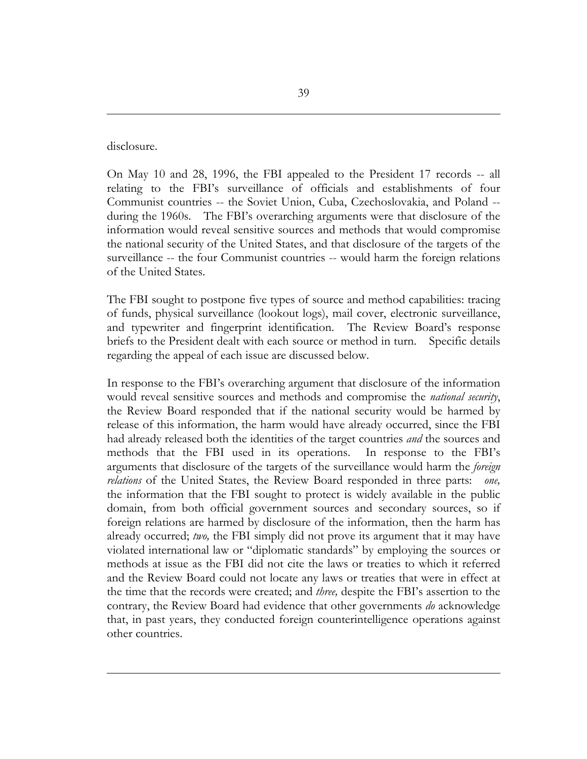disclosure.

On May 10 and 28, 1996, the FBI appealed to the President 17 records -- all relating to the FBI's surveillance of officials and establishments of four Communist countries -- the Soviet Union, Cuba, Czechoslovakia, and Poland -- during the 1960s. The FBI's overarching arguments were that disclosure of the information would reveal sensitive sources and methods that would compromise the national security of the United States, and that disclosure of the targets of the surveillance -- the four Communist countries -- would harm the foreign relations of the United States.

The FBI sought to postpone five types of source and method capabilities: tracing of funds, physical surveillance (lookout logs), mail cover, electronic surveillance, and typewriter and fingerprint identification. The Review Board's response briefs to the President dealt with each source or method in turn. Specific details regarding the appeal of each issue are discussed below.

In response to the FBI's overarching argument that disclosure of the information would reveal sensitive sources and methods and compromise the *national security*, the Review Board responded that if the national security would be harmed by release of this information, the harm would have already occurred, since the FBI had already released both the identities of the target countries *and* the sources and methods that the FBI used in its operations. In response to the FBI's arguments that disclosure of the targets of the surveillance would harm the *foreign relations* of the United States, the Review Board responded in three parts: *one,* the information that the FBI sought to protect is widely available in the public domain, from both official government sources and secondary sources, so if foreign relations are harmed by disclosure of the information, then the harm has already occurred; *two,* the FBI simply did not prove its argument that it may have violated international law or "diplomatic standards" by employing the sources or methods at issue as the FBI did not cite the laws or treaties to which it referred and the Review Board could not locate any laws or treaties that were in effect at the time that the records were created; and *three,* despite the FBI's assertion to the contrary, the Review Board had evidence that other governments *do* acknowledge that, in past years, they conducted foreign counterintelligence operations against other countries.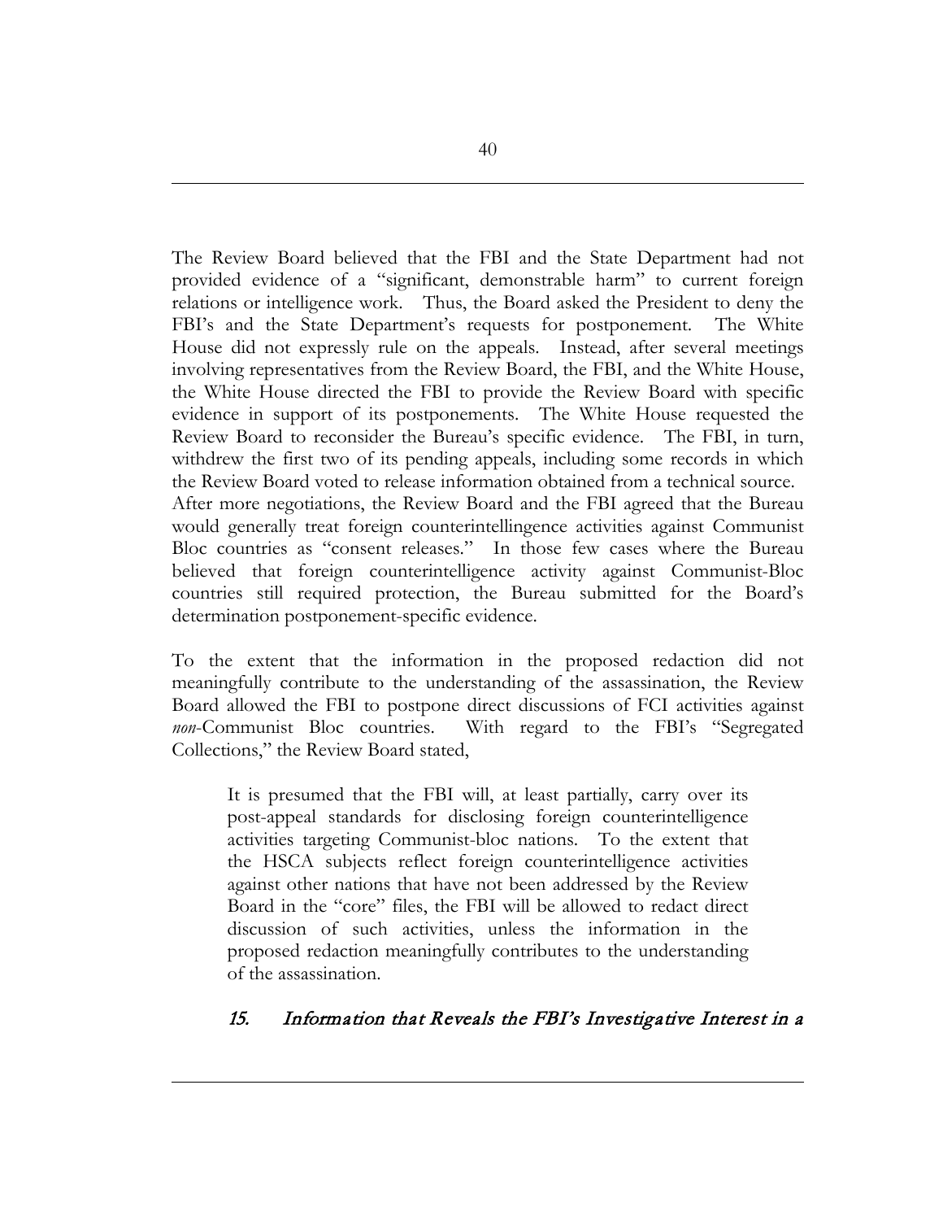The Review Board believed that the FBI and the State Department had not provided evidence of a "significant, demonstrable harm" to current foreign relations or intelligence work. Thus, the Board asked the President to deny the FBI's and the State Department's requests for postponement. The White House did not expressly rule on the appeals. Instead, after several meetings involving representatives from the Review Board, the FBI, and the White House, the White House directed the FBI to provide the Review Board with specific evidence in support of its postponements. The White House requested the Review Board to reconsider the Bureau's specific evidence. The FBI, in turn, withdrew the first two of its pending appeals, including some records in which the Review Board voted to release information obtained from a technical source. After more negotiations, the Review Board and the FBI agreed that the Bureau would generally treat foreign counterintellingence activities against Communist Bloc countries as "consent releases." In those few cases where the Bureau believed that foreign counterintelligence activity against Communist-Bloc countries still required protection, the Bureau submitted for the Board's determination postponement-specific evidence.

To the extent that the information in the proposed redaction did not meaningfully contribute to the understanding of the assassination, the Review Board allowed the FBI to postpone direct discussions of FCI activities against *non*-Communist Bloc countries. With regard to the FBI's "Segregated Collections," the Review Board stated,

> It is presumed that the FBI will, at least partially, carry over its post-appeal standards for disclosing foreign counterintelligence activities targeting Communist-bloc nations. To the extent that the HSCA subjects reflect foreign counterintelligence activities against other nations that have not been addressed by the Review Board in the "core" files, the FBI will be allowed to redact direct discussion of such activities, unless the information in the proposed redaction meaningfully contributes to the understanding of the assassination.

### *15. Information that Reveals the FBI's Investigative Interest in a*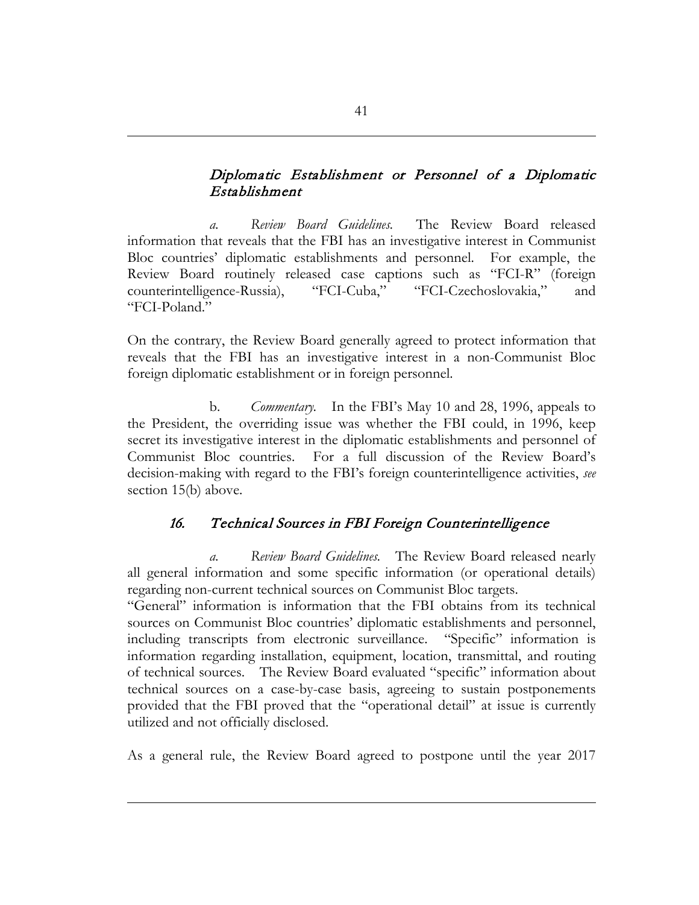### *Diplomatic Establishment or Personnel of a Diplomatic Establishment*

*a. Review Board Guidelines.* The Review Board released information that reveals that the FBI has an investigative interest in Communist Bloc countries' diplomatic establishments and personnel. For example, the Review Board routinely released case captions such as "FCI-R" (foreign counterintelligence-Russia), "FCI-Cuba," "FCI-Czechoslovakia," and "FCI-Poland."

On the contrary, the Review Board generally agreed to protect information that reveals that the FBI has an investigative interest in a non-Communist Bloc foreign diplomatic establishment or in foreign personnel.

b. *Commentary.* In the FBI's May 10 and 28, 1996, appeals to the President, the overriding issue was whether the FBI could, in 1996, keep secret its investigative interest in the diplomatic establishments and personnel of Communist Bloc countries. For a full discussion of the Review Board's decision-making with regard to the FBI's foreign counterintelligence activities, *see* section 15(b) above.

### *16. Technical Sources in FBI Foreign Counterintelligence*

*a. Review Board Guidelines.* The Review Board released nearly all general information and some specific information (or operational details) regarding non-current technical sources on Communist Bloc targets.

"General" information is information that the FBI obtains from its technical sources on Communist Bloc countries' diplomatic establishments and personnel, including transcripts from electronic surveillance. "Specific" information is information regarding installation, equipment, location, transmittal, and routing of technical sources. The Review Board evaluated "specific" information about technical sources on a case-by-case basis, agreeing to sustain postponements provided that the FBI proved that the "operational detail" at issue is currently utilized and not officially disclosed.

As a general rule, the Review Board agreed to postpone until the year 2017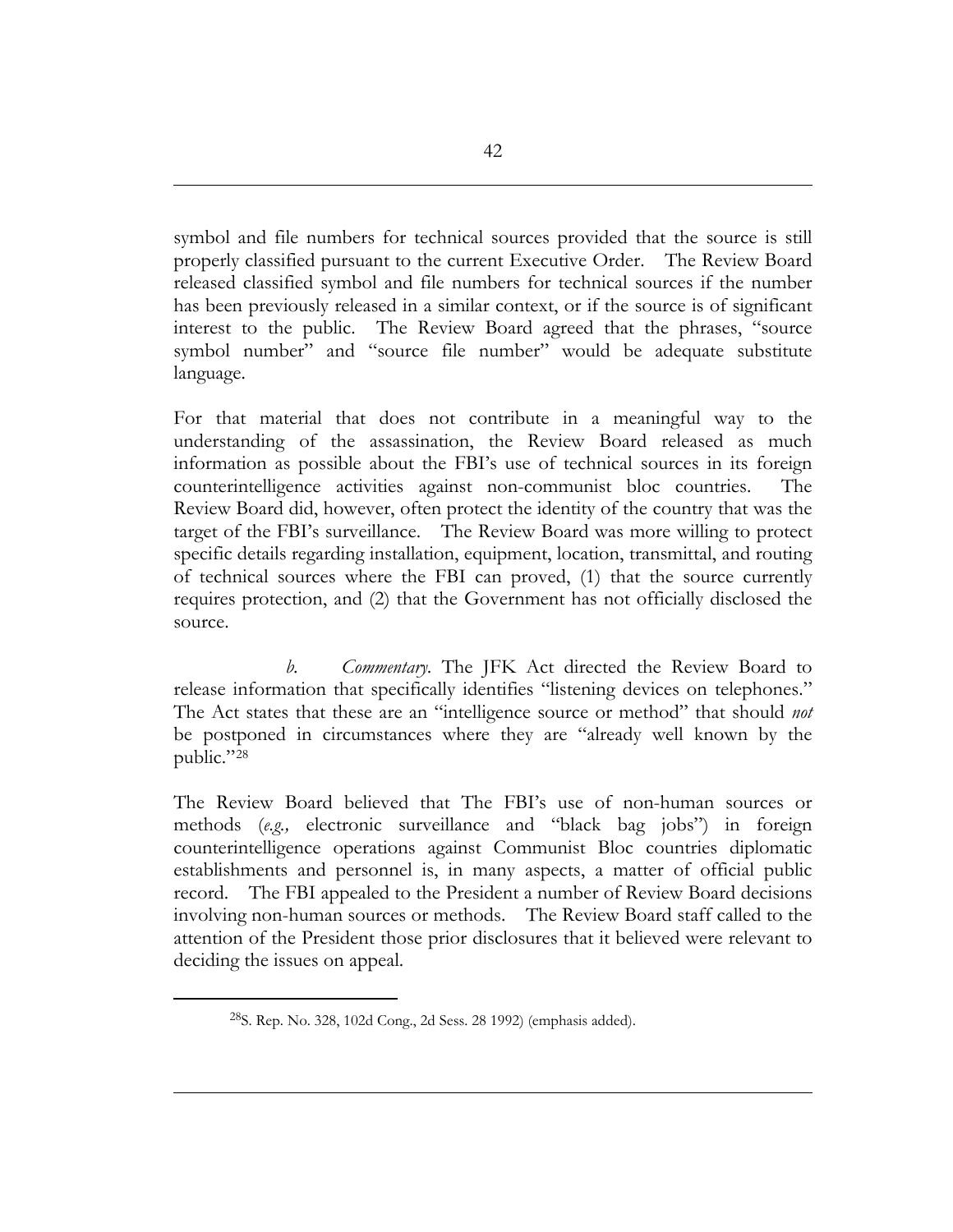symbol and file numbers for technical sources provided that the source is still properly classified pursuant to the current Executive Order. The Review Board released classified symbol and file numbers for technical sources if the number has been previously released in a similar context, or if the source is of significant interest to the public. The Review Board agreed that the phrases, "source symbol number" and "source file number" would be adequate substitute language.

For that material that does not contribute in a meaningful way to the understanding of the assassination, the Review Board released as much information as possible about the FBI's use of technical sources in its foreign counterintelligence activities against non-communist bloc countries. The Review Board did, however, often protect the identity of the country that was the target of the FBI's surveillance. The Review Board was more willing to protect specific details regarding installation, equipment, location, transmittal, and routing of technical sources where the FBI can proved, (1) that the source currently requires protection, and (2) that the Government has not officially disclosed the source.

*b.* *Commentary*. The JFK Act directed the Review Board to release information that specifically identifies "listening devices on telephones." The Act states that these are an "intelligence source or method" that should *not* be postponed in circumstances where they are "already well known by the public."[28]

The Review Board believed that The FBI's use of non-human sources or methods (*e.g.,* electronic surveillance and "black bag jobs") in foreign counterintelligence operations against Communist Bloc countries diplomatic establishments and personnel is, in many aspects, a matter of official public record. The FBI appealed to the President a number of Review Board decisions involving non-human sources or methods. The Review Board staff called to the attention of the President those prior disclosures that it believed were relevant to deciding the issues on appeal.

---

[28]S. Rep. No. 328, 102d Cong., 2d Sess. 28 1992) (emphasis added).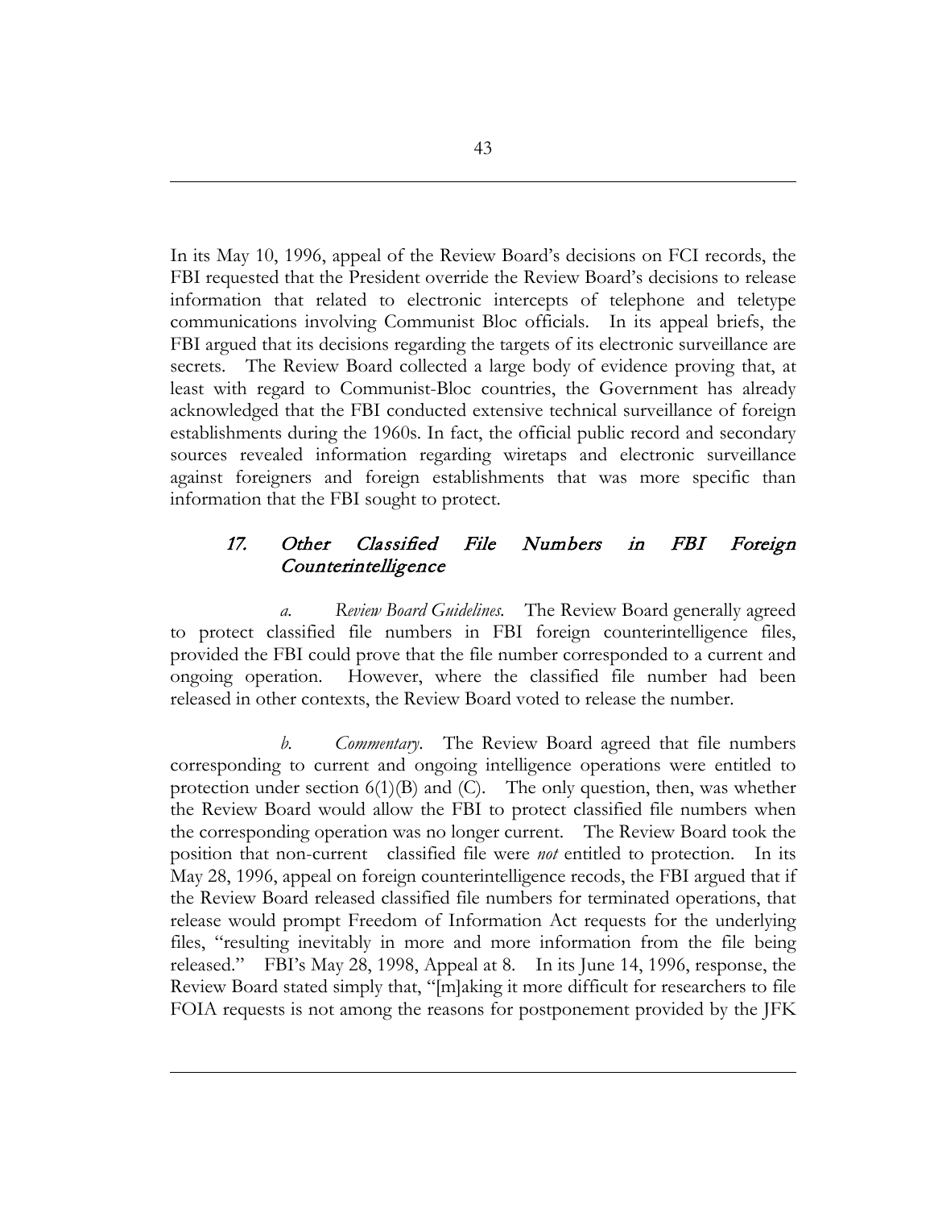In its May 10, 1996, appeal of the Review Board's decisions on FCI records, the FBI requested that the President override the Review Board's decisions to release information that related to electronic intercepts of telephone and teletype communications involving Communist Bloc officials. In its appeal briefs, the FBI argued that its decisions regarding the targets of its electronic surveillance are secrets. The Review Board collected a large body of evidence proving that, at least with regard to Communist-Bloc countries, the Government has already acknowledged that the FBI conducted extensive technical surveillance of foreign establishments during the 1960s. In fact, the official public record and secondary sources revealed information regarding wiretaps and electronic surveillance against foreigners and foreign establishments that was more specific than information that the FBI sought to protect.

### 17. *Other Classified File Numbers in FBI Foreign Counterintelligence*

*a. Review Board Guidelines.* The Review Board generally agreed to protect classified file numbers in FBI foreign counterintelligence files, provided the FBI could prove that the file number corresponded to a current and ongoing operation. However, where the classified file number had been released in other contexts, the Review Board voted to release the number.

*b. Commentary.* The Review Board agreed that file numbers corresponding to current and ongoing intelligence operations were entitled to protection under section 6(1)(B) and (C). The only question, then, was whether the Review Board would allow the FBI to protect classified file numbers when the corresponding operation was no longer current. The Review Board took the position that non-current classified file were *not* entitled to protection. In its May 28, 1996, appeal on foreign counterintelligence recods, the FBI argued that if the Review Board released classified file numbers for terminated operations, that release would prompt Freedom of Information Act requests for the underlying files, "resulting inevitably in more and more information from the file being released." FBI's May 28, 1998, Appeal at 8. In its June 14, 1996, response, the Review Board stated simply that, "[m]aking it more difficult for researchers to file FOIA requests is not among the reasons for postponement provided by the JFK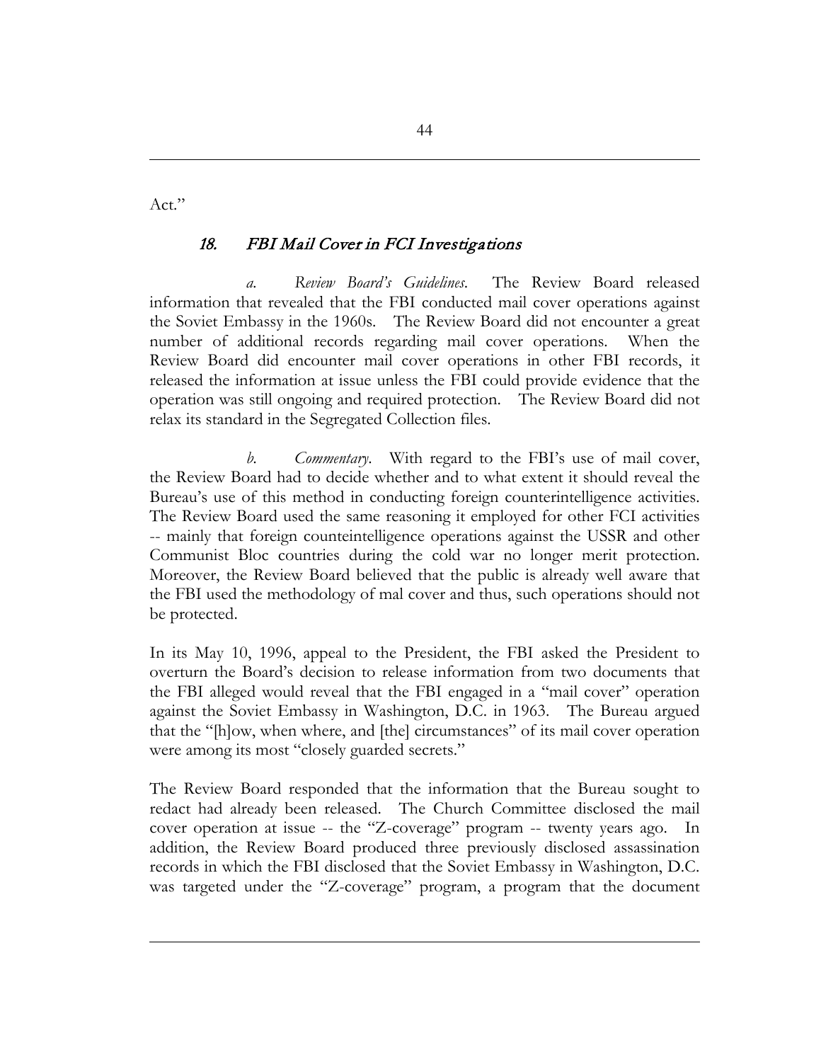Act."

### *18. FBI Mail Cover in FCI Investigations*

*a. Review Board's Guidelines.* The Review Board released information that revealed that the FBI conducted mail cover operations against the Soviet Embassy in the 1960s. The Review Board did not encounter a great number of additional records regarding mail cover operations. When the Review Board did encounter mail cover operations in other FBI records, it released the information at issue unless the FBI could provide evidence that the operation was still ongoing and required protection. The Review Board did not relax its standard in the Segregated Collection files.

*b. Commentary.* With regard to the FBI's use of mail cover, the Review Board had to decide whether and to what extent it should reveal the Bureau's use of this method in conducting foreign counterintelligence activities. The Review Board used the same reasoning it employed for other FCI activities -- mainly that foreign counteintelligence operations against the USSR and other Communist Bloc countries during the cold war no longer merit protection. Moreover, the Review Board believed that the public is already well aware that the FBI used the methodology of mal cover and thus, such operations should not be protected.

In its May 10, 1996, appeal to the President, the FBI asked the President to overturn the Board's decision to release information from two documents that the FBI alleged would reveal that the FBI engaged in a "mail cover" operation against the Soviet Embassy in Washington, D.C. in 1963. The Bureau argued that the "[h]ow, when where, and [the] circumstances" of its mail cover operation were among its most "closely guarded secrets."

The Review Board responded that the information that the Bureau sought to redact had already been released. The Church Committee disclosed the mail cover operation at issue -- the "Z-coverage" program -- twenty years ago. In addition, the Review Board produced three previously disclosed assassination records in which the FBI disclosed that the Soviet Embassy in Washington, D.C. was targeted under the "Z-coverage" program, a program that the document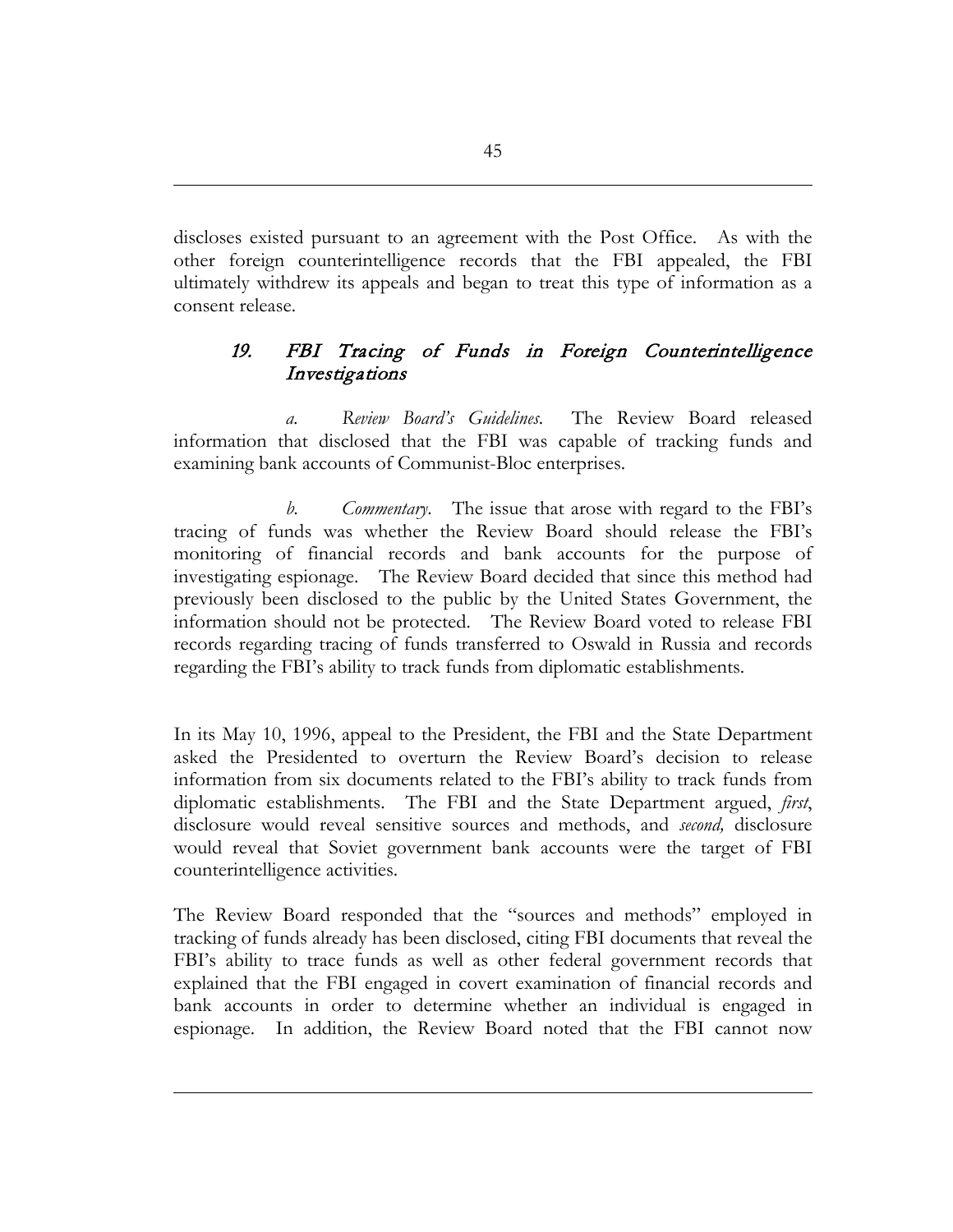discloses existed pursuant to an agreement with the Post Office. As with the other foreign counterintelligence records that the FBI appealed, the FBI ultimately withdrew its appeals and began to treat this type of information as a consent release.

### 19. *FBI Tracing of Funds in Foreign Counterintelligence Investigations*

*a. Review Board's Guidelines.* The Review Board released information that disclosed that the FBI was capable of tracking funds and examining bank accounts of Communist-Bloc enterprises.

*b. Commentary.* The issue that arose with regard to the FBI's tracing of funds was whether the Review Board should release the FBI's monitoring of financial records and bank accounts for the purpose of investigating espionage. The Review Board decided that since this method had previously been disclosed to the public by the United States Government, the information should not be protected. The Review Board voted to release FBI records regarding tracing of funds transferred to Oswald in Russia and records regarding the FBI's ability to track funds from diplomatic establishments.

In its May 10, 1996, appeal to the President, the FBI and the State Department asked the Presidented to overturn the Review Board's decision to release information from six documents related to the FBI's ability to track funds from diplomatic establishments. The FBI and the State Department argued, *first*, disclosure would reveal sensitive sources and methods, and *second,* disclosure would reveal that Soviet government bank accounts were the target of FBI counterintelligence activities.

The Review Board responded that the "sources and methods" employed in tracking of funds already has been disclosed, citing FBI documents that reveal the FBI's ability to trace funds as well as other federal government records that explained that the FBI engaged in covert examination of financial records and bank accounts in order to determine whether an individual is engaged in espionage. In addition, the Review Board noted that the FBI cannot now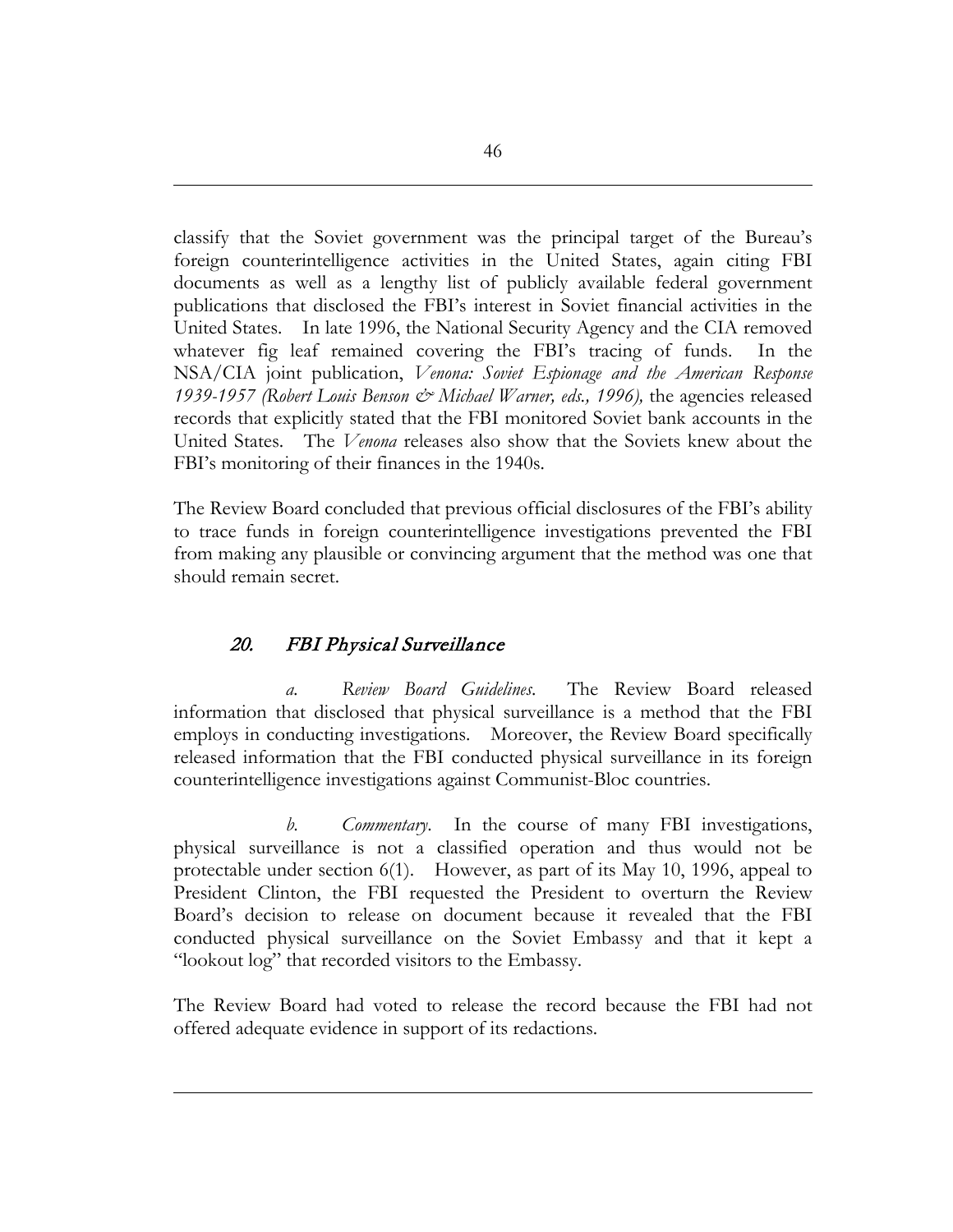classify that the Soviet government was the principal target of the Bureau's foreign counterintelligence activities in the United States, again citing FBI documents as well as a lengthy list of publicly available federal government publications that disclosed the FBI's interest in Soviet financial activities in the United States. In late 1996, the National Security Agency and the CIA removed whatever fig leaf remained covering the FBI's tracing of funds. In the NSA/CIA joint publication, *Venona: Soviet Espionage and the American Response 1939-1957 (Robert Louis Benson & Michael Warner, eds., 1996),* the agencies released records that explicitly stated that the FBI monitored Soviet bank accounts in the United States. The *Venona* releases also show that the Soviets knew about the FBI's monitoring of their finances in the 1940s.

The Review Board concluded that previous official disclosures of the FBI's ability to trace funds in foreign counterintelligence investigations prevented the FBI from making any plausible or convincing argument that the method was one that should remain secret.

### *20. FBI Physical Surveillance*

*a. Review Board Guidelines.* The Review Board released information that disclosed that physical surveillance is a method that the FBI employs in conducting investigations. Moreover, the Review Board specifically released information that the FBI conducted physical surveillance in its foreign counterintelligence investigations against Communist-Bloc countries.

*b. Commentary.* In the course of many FBI investigations, physical surveillance is not a classified operation and thus would not be protectable under section 6(1). However, as part of its May 10, 1996, appeal to President Clinton, the FBI requested the President to overturn the Review Board's decision to release on document because it revealed that the FBI conducted physical surveillance on the Soviet Embassy and that it kept a "lookout log" that recorded visitors to the Embassy.

The Review Board had voted to release the record because the FBI had not offered adequate evidence in support of its redactions.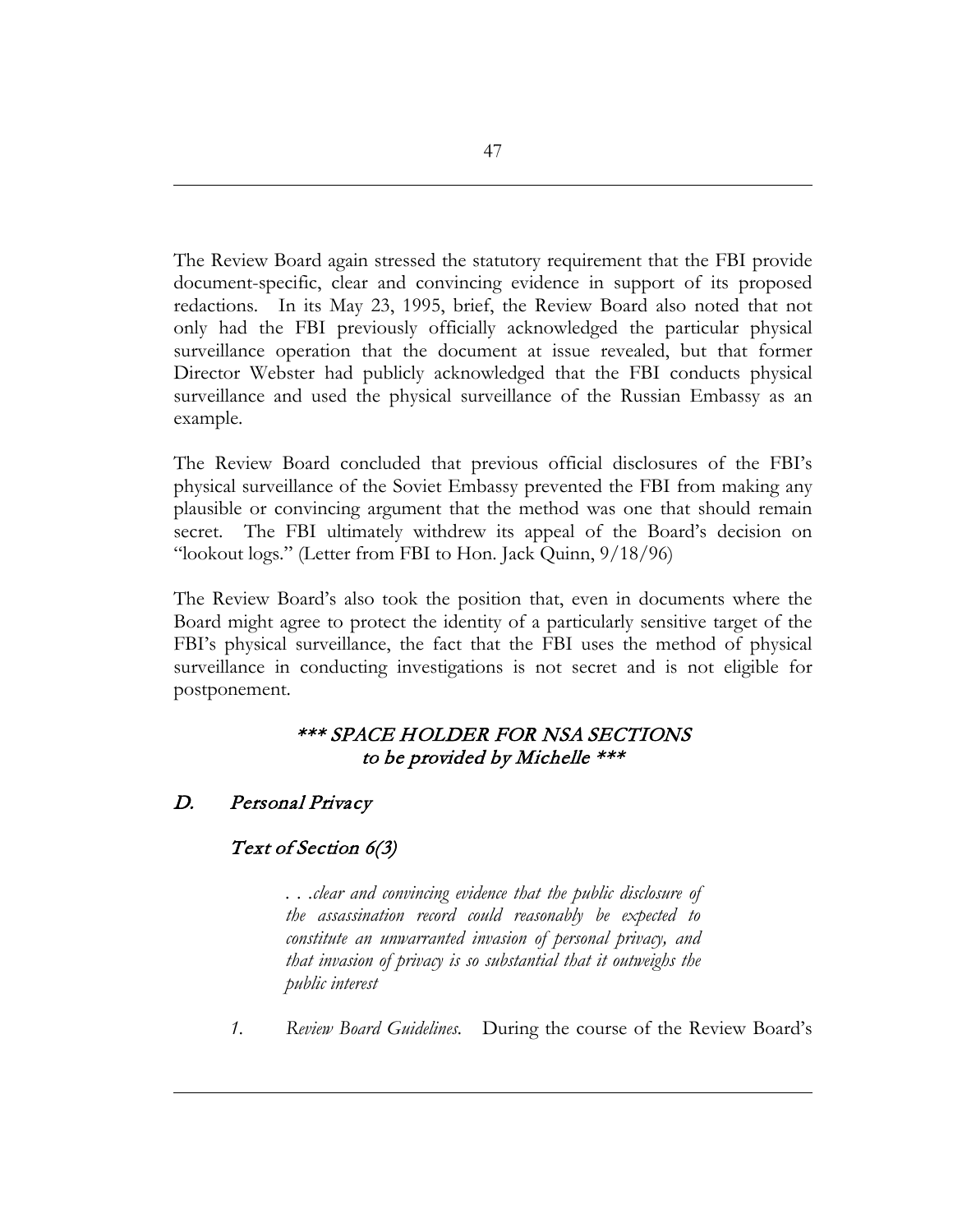The Review Board again stressed the statutory requirement that the FBI provide document-specific, clear and convincing evidence in support of its proposed redactions. In its May 23, 1995, brief, the Review Board also noted that not only had the FBI previously officially acknowledged the particular physical surveillance operation that the document at issue revealed, but that former Director Webster had publicly acknowledged that the FBI conducts physical surveillance and used the physical surveillance of the Russian Embassy as an example.

The Review Board concluded that previous official disclosures of the FBI's physical surveillance of the Soviet Embassy prevented the FBI from making any plausible or convincing argument that the method was one that should remain secret. The FBI ultimately withdrew its appeal of the Board's decision on "lookout logs." (Letter from FBI to Hon. Jack Quinn, 9/18/96)

The Review Board's also took the position that, even in documents where the Board might agree to protect the identity of a particularly sensitive target of the FBI's physical surveillance, the fact that the FBI uses the method of physical surveillance in conducting investigations is not secret and is not eligible for postponement.

*\*\*\* SPACE HOLDER FOR NSA SECTIONS*
*to be provided by Michelle \*\*\**

## *D. Personal Privacy*

### *Text of Section 6(3)*

> *. . .clear and convincing evidence that the public disclosure of the assassination record could reasonably be expected to constitute an unwarranted invasion of personal privacy, and that invasion of privacy is so substantial that it outweighs the public interest*

1. *Review Board Guidelines.* During the course of the Review Board's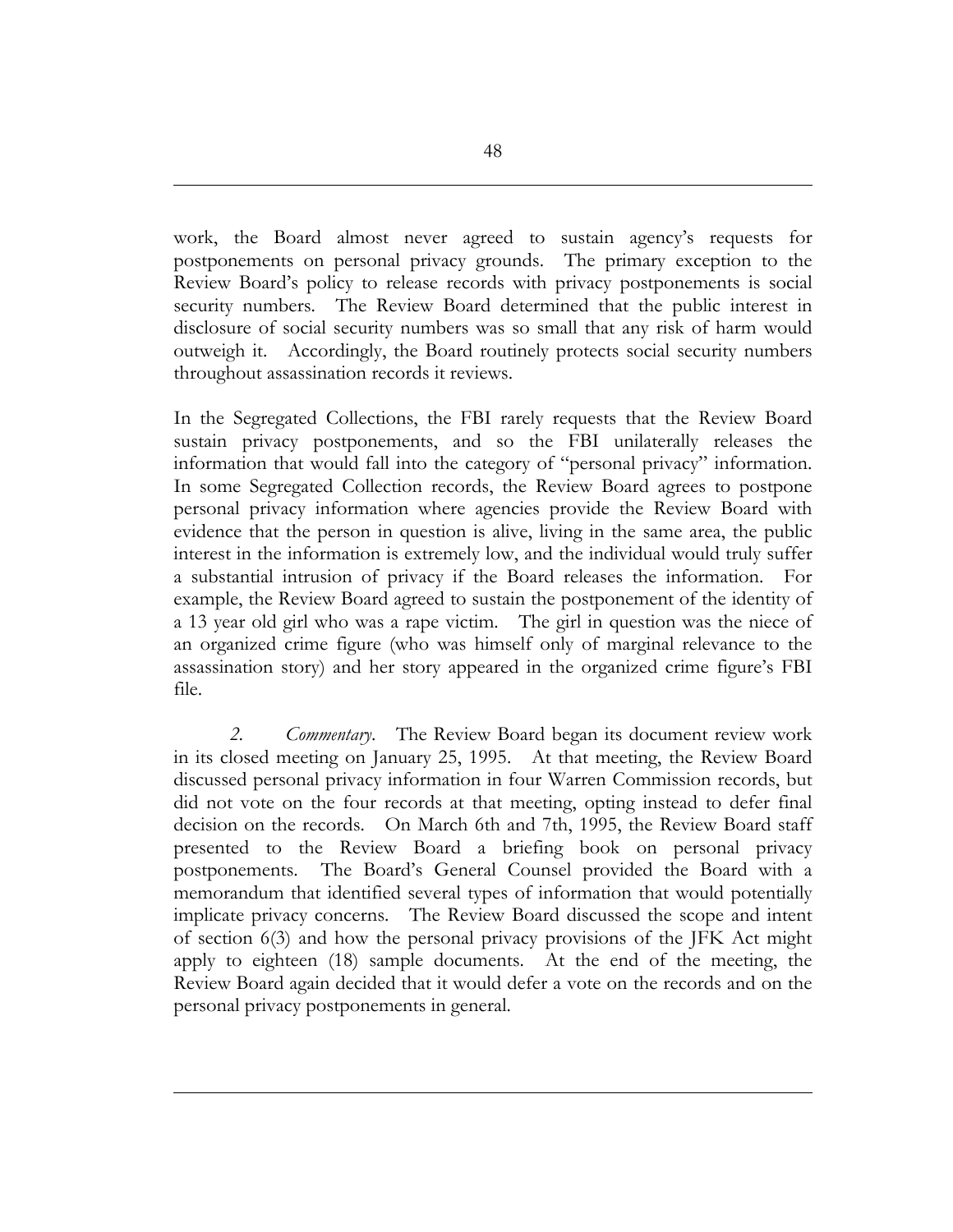work, the Board almost never agreed to sustain agency's requests for postponements on personal privacy grounds. The primary exception to the Review Board's policy to release records with privacy postponements is social security numbers. The Review Board determined that the public interest in disclosure of social security numbers was so small that any risk of harm would outweigh it. Accordingly, the Board routinely protects social security numbers throughout assassination records it reviews.

In the Segregated Collections, the FBI rarely requests that the Review Board sustain privacy postponements, and so the FBI unilaterally releases the information that would fall into the category of "personal privacy" information. In some Segregated Collection records, the Review Board agrees to postpone personal privacy information where agencies provide the Review Board with evidence that the person in question is alive, living in the same area, the public interest in the information is extremely low, and the individual would truly suffer a substantial intrusion of privacy if the Board releases the information. For example, the Review Board agreed to sustain the postponement of the identity of a 13 year old girl who was a rape victim. The girl in question was the niece of an organized crime figure (who was himself only of marginal relevance to the assassination story) and her story appeared in the organized crime figure's FBI file.

*2. Commentary.* The Review Board began its document review work in its closed meeting on January 25, 1995. At that meeting, the Review Board discussed personal privacy information in four Warren Commission records, but did not vote on the four records at that meeting, opting instead to defer final decision on the records. On March 6th and 7th, 1995, the Review Board staff presented to the Review Board a briefing book on personal privacy postponements. The Board's General Counsel provided the Board with a memorandum that identified several types of information that would potentially implicate privacy concerns. The Review Board discussed the scope and intent of section 6(3) and how the personal privacy provisions of the JFK Act might apply to eighteen (18) sample documents. At the end of the meeting, the Review Board again decided that it would defer a vote on the records and on the personal privacy postponements in general.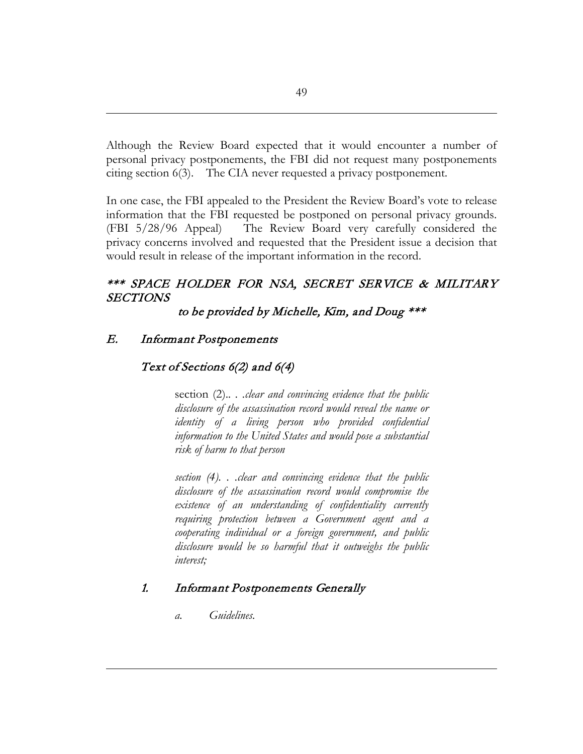Although the Review Board expected that it would encounter a number of personal privacy postponements, the FBI did not request many postponements citing section 6(3). The CIA never requested a privacy postponement.

In one case, the FBI appealed to the President the Review Board's vote to release information that the FBI requested be postponed on personal privacy grounds. (FBI 5/28/96 Appeal) The Review Board very carefully considered the privacy concerns involved and requested that the President issue a decision that would result in release of the important information in the record.

***\*\*\* SPACE HOLDER FOR NSA, SECRET SERVICE & MILITARY SECTIONS***

***to be provided by Michelle, Kim, and Doug \*\*\****

## *E. Informant Postponements*

### *Text of Sections 6(2) and 6(4)*

> section (2).. . .*clear and convincing evidence that the public disclosure of the assassination record would reveal the name or identity of a living person who provided confidential information to the United States and would pose a substantial risk of harm to that person*
>
> *section (4). . .clear and convincing evidence that the public disclosure of the assassination record would compromise the existence of an understanding of confidentiality currently requiring protection between a Government agent and a cooperating individual or a foreign government, and public disclosure would be so harmful that it outweighs the public interest;*

### *1. Informant Postponements Generally*

*a. Guidelines.*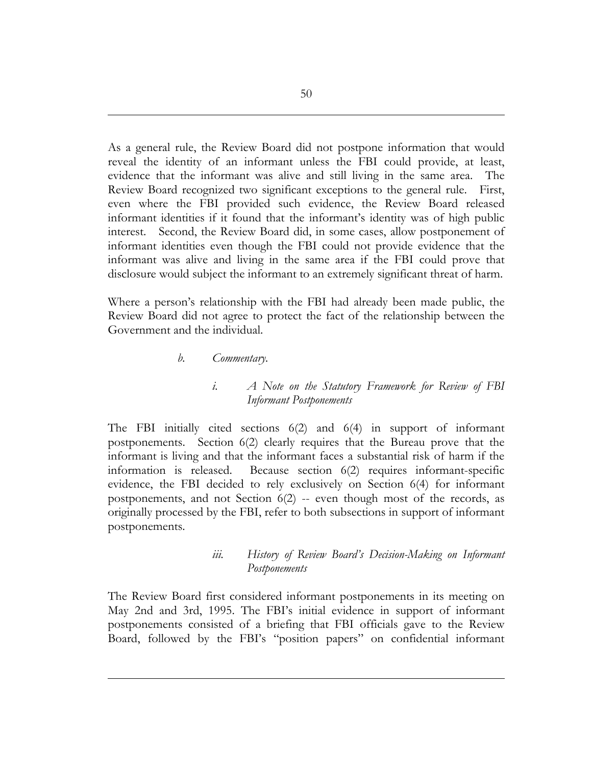As a general rule, the Review Board did not postpone information that would reveal the identity of an informant unless the FBI could provide, at least, evidence that the informant was alive and still living in the same area. The Review Board recognized two significant exceptions to the general rule. First, even where the FBI provided such evidence, the Review Board released informant identities if it found that the informant's identity was of high public interest. Second, the Review Board did, in some cases, allow postponement of informant identities even though the FBI could not provide evidence that the informant was alive and living in the same area if the FBI could prove that disclosure would subject the informant to an extremely significant threat of harm.

Where a person's relationship with the FBI had already been made public, the Review Board did not agree to protect the fact of the relationship between the Government and the individual.

*b. Commentary.*

*i. A Note on the Statutory Framework for Review of FBI Informant Postponements*

The FBI initially cited sections 6(2) and 6(4) in support of informant postponements. Section 6(2) clearly requires that the Bureau prove that the informant is living and that the informant faces a substantial risk of harm if the information is released. Because section 6(2) requires informant-specific evidence, the FBI decided to rely exclusively on Section 6(4) for informant postponements, and not Section 6(2) -- even though most of the records, as originally processed by the FBI, refer to both subsections in support of informant postponements.

*iii. History of Review Board's Decision-Making on Informant Postponements*

The Review Board first considered informant postponements in its meeting on May 2nd and 3rd, 1995. The FBI's initial evidence in support of informant postponements consisted of a briefing that FBI officials gave to the Review Board, followed by the FBI's "position papers" on confidential informant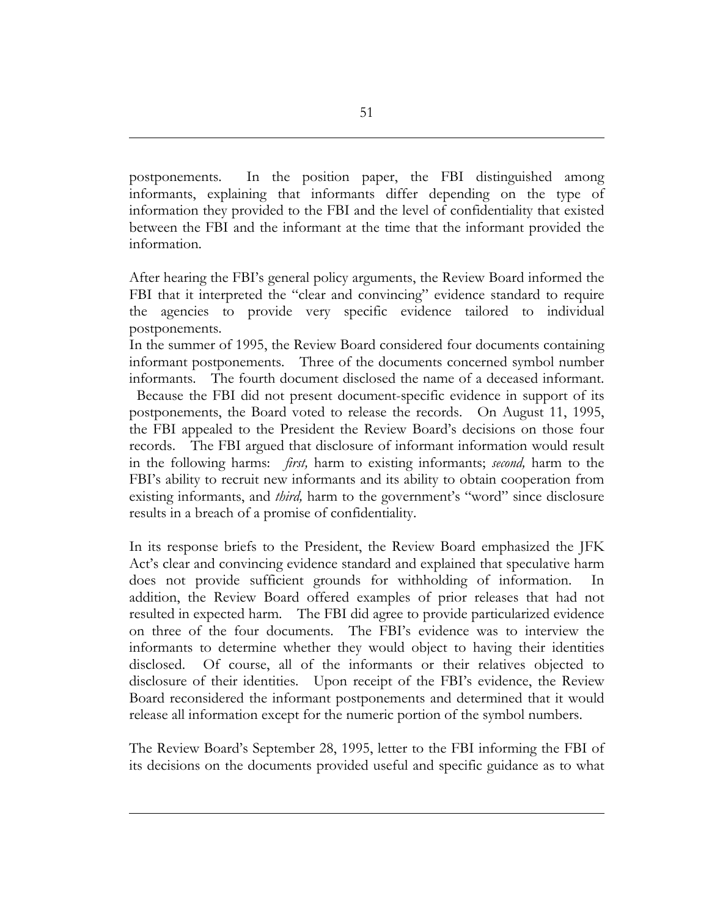postponements. In the position paper, the FBI distinguished among informants, explaining that informants differ depending on the type of information they provided to the FBI and the level of confidentiality that existed between the FBI and the informant at the time that the informant provided the information.

After hearing the FBI's general policy arguments, the Review Board informed the FBI that it interpreted the "clear and convincing" evidence standard to require the agencies to provide very specific evidence tailored to individual postponements.

In the summer of 1995, the Review Board considered four documents containing informant postponements. Three of the documents concerned symbol number informants. The fourth document disclosed the name of a deceased informant. Because the FBI did not present document-specific evidence in support of its postponements, the Board voted to release the records. On August 11, 1995, the FBI appealed to the President the Review Board's decisions on those four records. The FBI argued that disclosure of informant information would result in the following harms: *first,* harm to existing informants; *second,* harm to the FBI's ability to recruit new informants and its ability to obtain cooperation from existing informants, and *third,* harm to the government's "word" since disclosure results in a breach of a promise of confidentiality.

In its response briefs to the President, the Review Board emphasized the JFK Act's clear and convincing evidence standard and explained that speculative harm does not provide sufficient grounds for withholding of information. In addition, the Review Board offered examples of prior releases that had not resulted in expected harm. The FBI did agree to provide particularized evidence on three of the four documents. The FBI's evidence was to interview the informants to determine whether they would object to having their identities disclosed. Of course, all of the informants or their relatives objected to disclosure of their identities. Upon receipt of the FBI's evidence, the Review Board reconsidered the informant postponements and determined that it would release all information except for the numeric portion of the symbol numbers.

The Review Board's September 28, 1995, letter to the FBI informing the FBI of its decisions on the documents provided useful and specific guidance as to what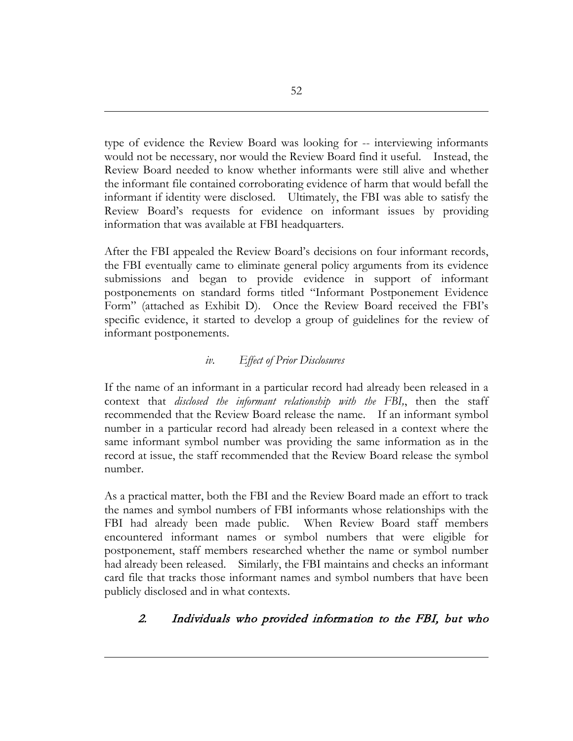type of evidence the Review Board was looking for -- interviewing informants would not be necessary, nor would the Review Board find it useful. Instead, the Review Board needed to know whether informants were still alive and whether the informant file contained corroborating evidence of harm that would befall the informant if identity were disclosed. Ultimately, the FBI was able to satisfy the Review Board's requests for evidence on informant issues by providing information that was available at FBI headquarters.

After the FBI appealed the Review Board's decisions on four informant records, the FBI eventually came to eliminate general policy arguments from its evidence submissions and began to provide evidence in support of informant postponements on standard forms titled "Informant Postponement Evidence Form" (attached as Exhibit D). Once the Review Board received the FBI's specific evidence, it started to develop a group of guidelines for the review of informant postponements.

#### *iv. Effect of Prior Disclosures*

If the name of an informant in a particular record had already been released in a context that *disclosed the informant relationship with the FBI*,, then the staff recommended that the Review Board release the name. If an informant symbol number in a particular record had already been released in a context where the same informant symbol number was providing the same information as in the record at issue, the staff recommended that the Review Board release the symbol number.

As a practical matter, both the FBI and the Review Board made an effort to track the names and symbol numbers of FBI informants whose relationships with the FBI had already been made public. When Review Board staff members encountered informant names or symbol numbers that were eligible for postponement, staff members researched whether the name or symbol number had already been released. Similarly, the FBI maintains and checks an informant card file that tracks those informant names and symbol numbers that have been publicly disclosed and in what contexts.

### *2. Individuals who provided information to the FBI, but who*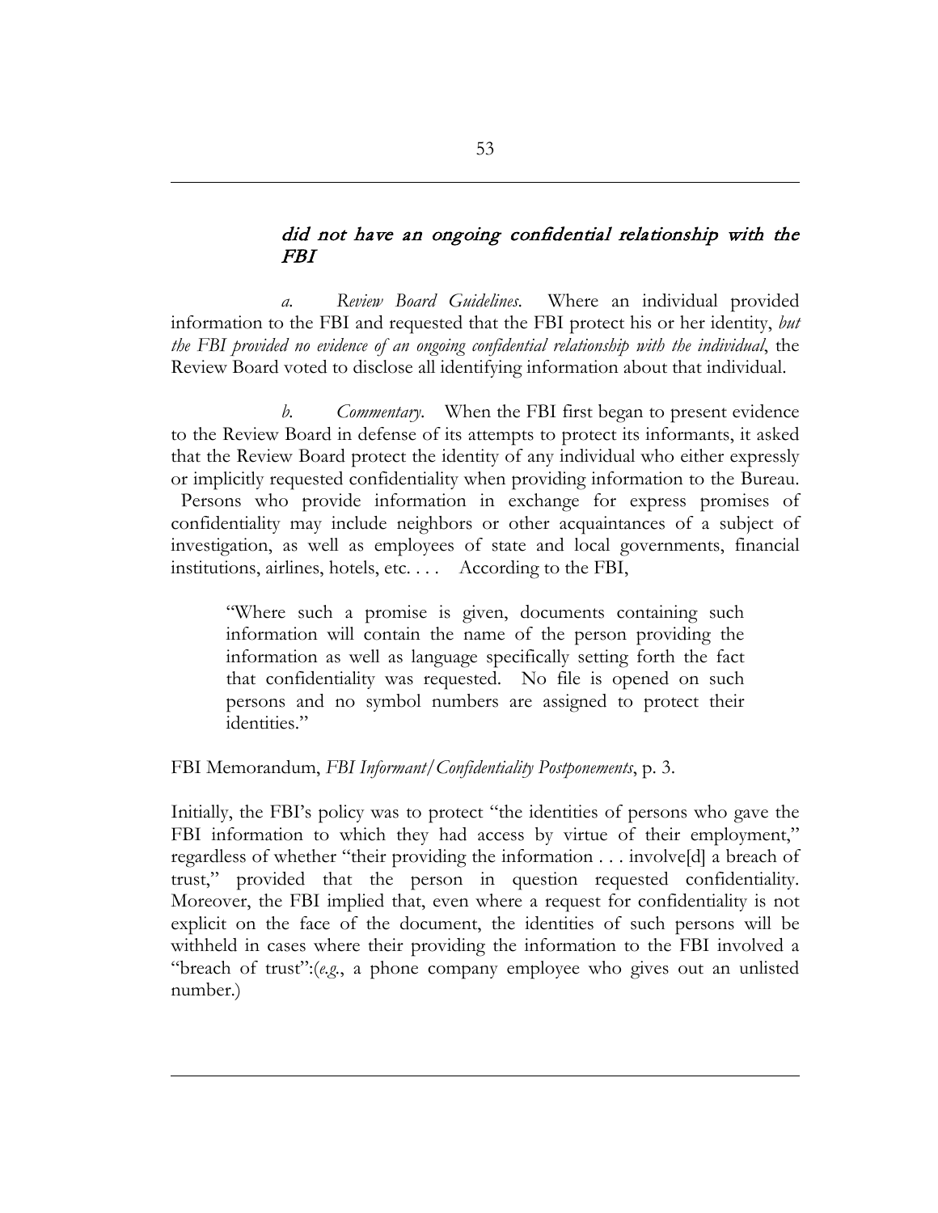***did not have an ongoing confidential relationship with the FBI***

*a. Review Board Guidelines.* Where an individual provided information to the FBI and requested that the FBI protect his or her identity, *but the FBI provided no evidence of an ongoing confidential relationship with the individual*, the Review Board voted to disclose all identifying information about that individual.

*b. Commentary.* When the FBI first began to present evidence to the Review Board in defense of its attempts to protect its informants, it asked that the Review Board protect the identity of any individual who either expressly or implicitly requested confidentiality when providing information to the Bureau. Persons who provide information in exchange for express promises of confidentiality may include neighbors or other acquaintances of a subject of investigation, as well as employees of state and local governments, financial institutions, airlines, hotels, etc. . . . According to the FBI,

> "Where such a promise is given, documents containing such information will contain the name of the person providing the information as well as language specifically setting forth the fact that confidentiality was requested. No file is opened on such persons and no symbol numbers are assigned to protect their identities."

FBI Memorandum, *FBI Informant/Confidentiality Postponements*, p. 3.

Initially, the FBI's policy was to protect "the identities of persons who gave the FBI information to which they had access by virtue of their employment," regardless of whether "their providing the information . . . involve[d] a breach of trust," provided that the person in question requested confidentiality. Moreover, the FBI implied that, even where a request for confidentiality is not explicit on the face of the document, the identities of such persons will be withheld in cases where their providing the information to the FBI involved a "breach of trust":(*e.g.*, a phone company employee who gives out an unlisted number.)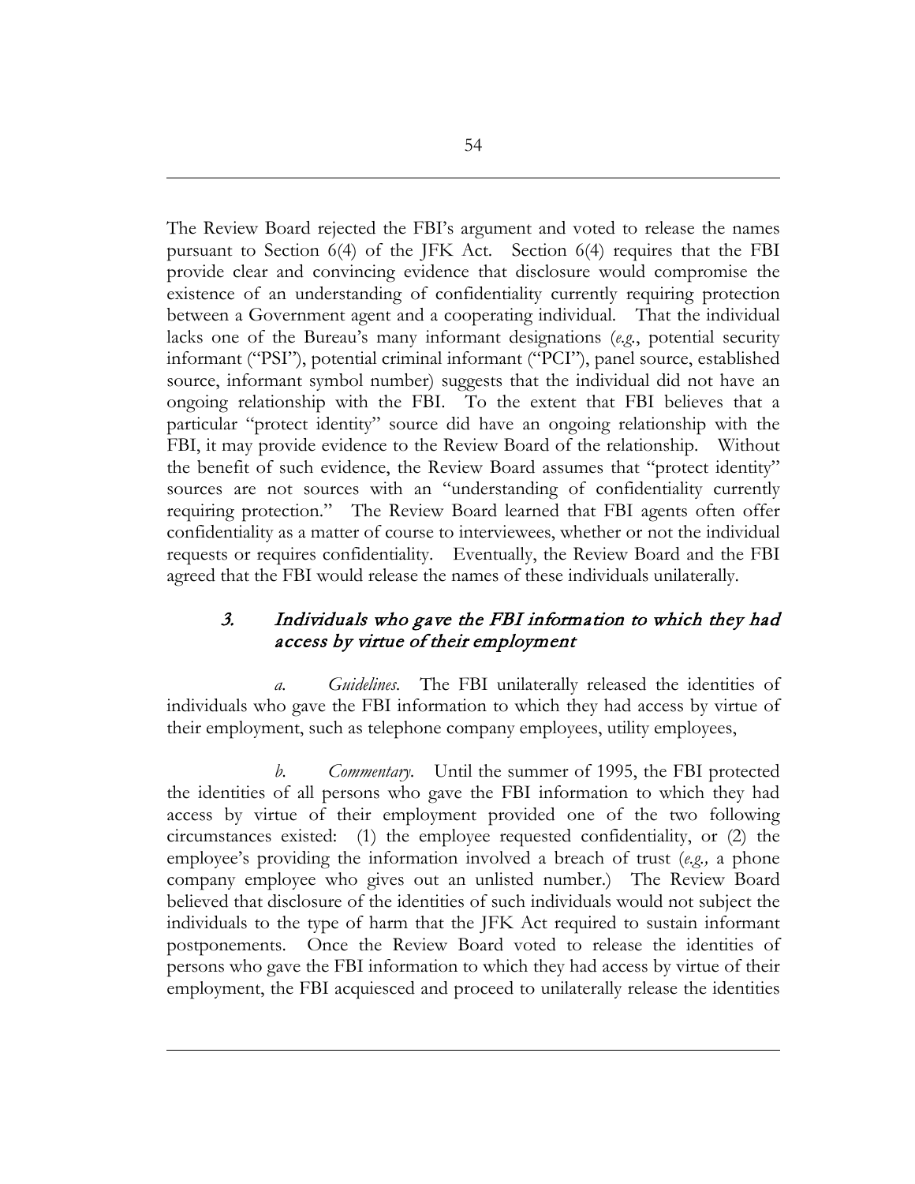The Review Board rejected the FBI's argument and voted to release the names pursuant to Section 6(4) of the JFK Act. Section 6(4) requires that the FBI provide clear and convincing evidence that disclosure would compromise the existence of an understanding of confidentiality currently requiring protection between a Government agent and a cooperating individual. That the individual lacks one of the Bureau's many informant designations (*e.g.*, potential security informant ("PSI"), potential criminal informant ("PCI"), panel source, established source, informant symbol number) suggests that the individual did not have an ongoing relationship with the FBI. To the extent that FBI believes that a particular "protect identity" source did have an ongoing relationship with the FBI, it may provide evidence to the Review Board of the relationship. Without the benefit of such evidence, the Review Board assumes that "protect identity" sources are not sources with an "understanding of confidentiality currently requiring protection." The Review Board learned that FBI agents often offer confidentiality as a matter of course to interviewees, whether or not the individual requests or requires confidentiality. Eventually, the Review Board and the FBI agreed that the FBI would release the names of these individuals unilaterally.

### 3. *Individuals who gave the FBI information to which they had access by virtue of their employment*

*a. Guidelines*. The FBI unilaterally released the identities of individuals who gave the FBI information to which they had access by virtue of their employment, such as telephone company employees, utility employees,

*b. Commentary*. Until the summer of 1995, the FBI protected the identities of all persons who gave the FBI information to which they had access by virtue of their employment provided one of the two following circumstances existed: (1) the employee requested confidentiality, or (2) the employee's providing the information involved a breach of trust (*e.g.,* a phone company employee who gives out an unlisted number.) The Review Board believed that disclosure of the identities of such individuals would not subject the individuals to the type of harm that the JFK Act required to sustain informant postponements. Once the Review Board voted to release the identities of persons who gave the FBI information to which they had access by virtue of their employment, the FBI acquiesced and proceed to unilaterally release the identities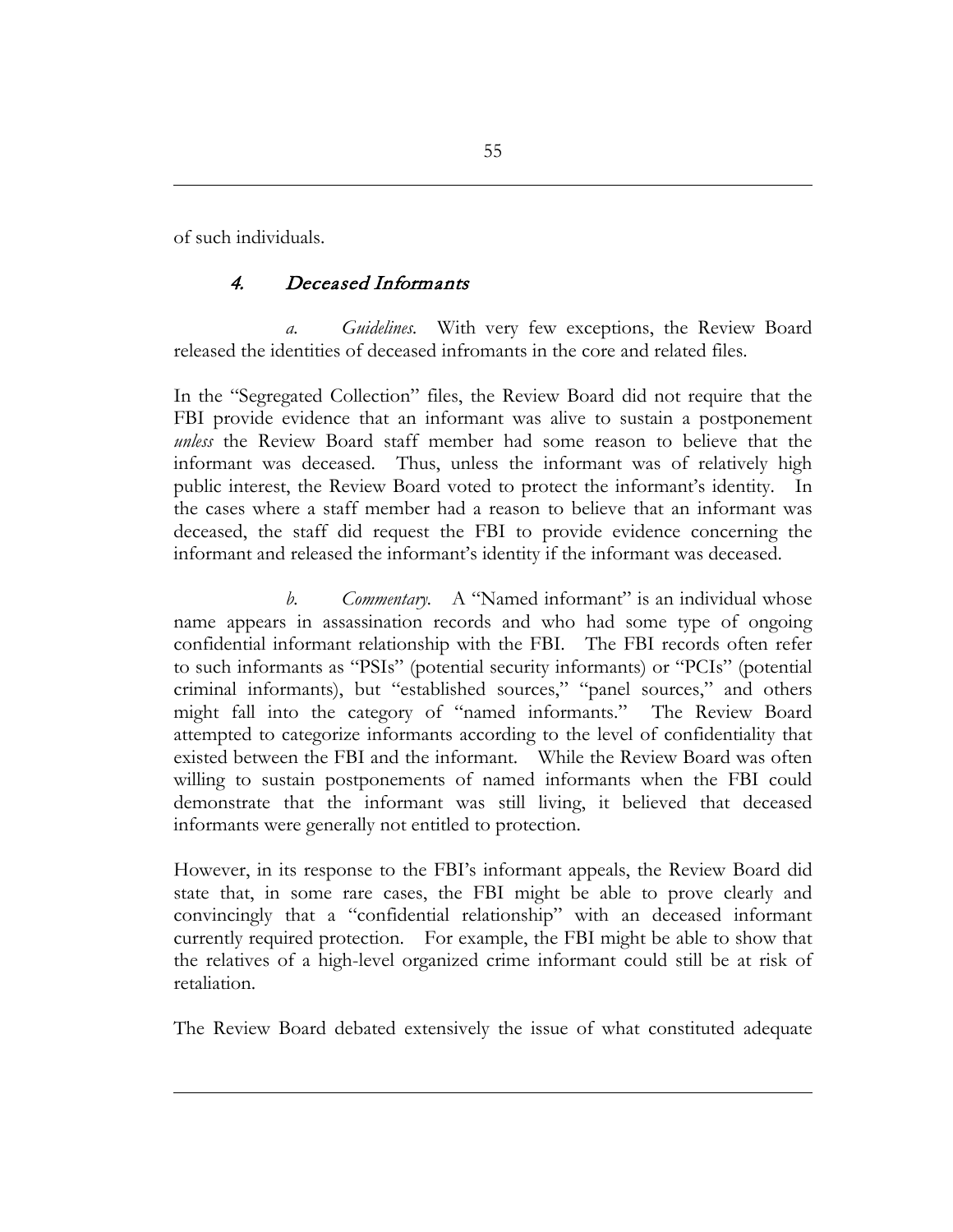of such individuals.

### 4. *Deceased Informants*

*a. Guidelines.* With very few exceptions, the Review Board released the identities of deceased infromants in the core and related files.

In the "Segregated Collection" files, the Review Board did not require that the FBI provide evidence that an informant was alive to sustain a postponement *unless* the Review Board staff member had some reason to believe that the informant was deceased. Thus, unless the informant was of relatively high public interest, the Review Board voted to protect the informant's identity. In the cases where a staff member had a reason to believe that an informant was deceased, the staff did request the FBI to provide evidence concerning the informant and released the informant's identity if the informant was deceased.

*b. Commentary.* A "Named informant" is an individual whose name appears in assassination records and who had some type of ongoing confidential informant relationship with the FBI. The FBI records often refer to such informants as "PSIs" (potential security informants) or "PCIs" (potential criminal informants), but "established sources," "panel sources," and others might fall into the category of "named informants." The Review Board attempted to categorize informants according to the level of confidentiality that existed between the FBI and the informant. While the Review Board was often willing to sustain postponements of named informants when the FBI could demonstrate that the informant was still living, it believed that deceased informants were generally not entitled to protection.

However, in its response to the FBI's informant appeals, the Review Board did state that, in some rare cases, the FBI might be able to prove clearly and convincingly that a "confidential relationship" with an deceased informant currently required protection. For example, the FBI might be able to show that the relatives of a high-level organized crime informant could still be at risk of retaliation.

The Review Board debated extensively the issue of what constituted adequate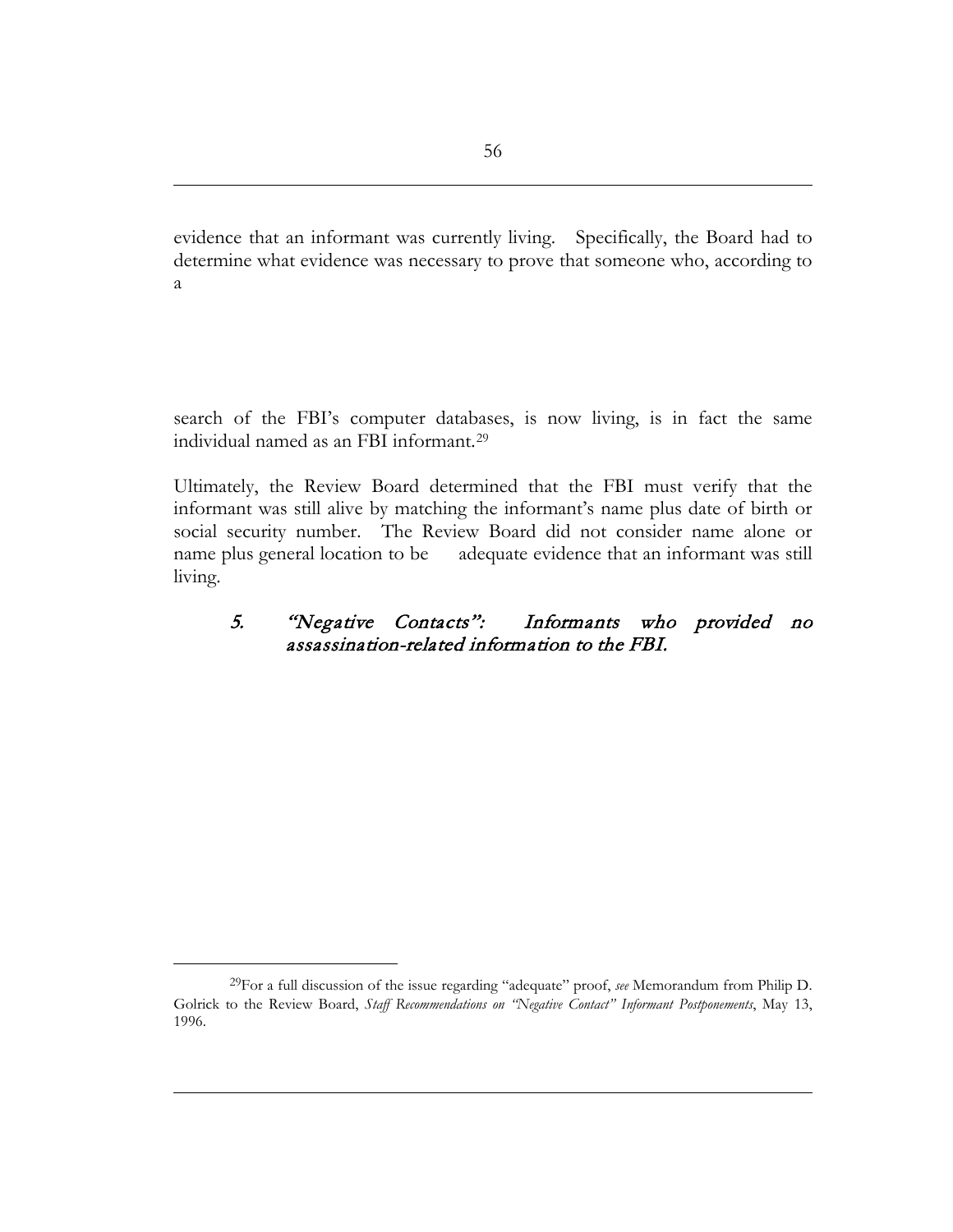evidence that an informant was currently living. Specifically, the Board had to determine what evidence was necessary to prove that someone who, according to a

search of the FBI's computer databases, is now living, is in fact the same individual named as an FBI informant.[29]

Ultimately, the Review Board determined that the FBI must verify that the informant was still alive by matching the informant's name plus date of birth or social security number. The Review Board did not consider name alone or name plus general location to be adequate evidence that an informant was still living.

### *5. "Negative Contacts": Informants who provided no assassination-related information to the FBI.*

---

[29]For a full discussion of the issue regarding "adequate" proof, *see* Memorandum from Philip D. Golrick to the Review Board, *Staff Recommendations on "Negative Contact" Informant Postponements*, May 13, 1996.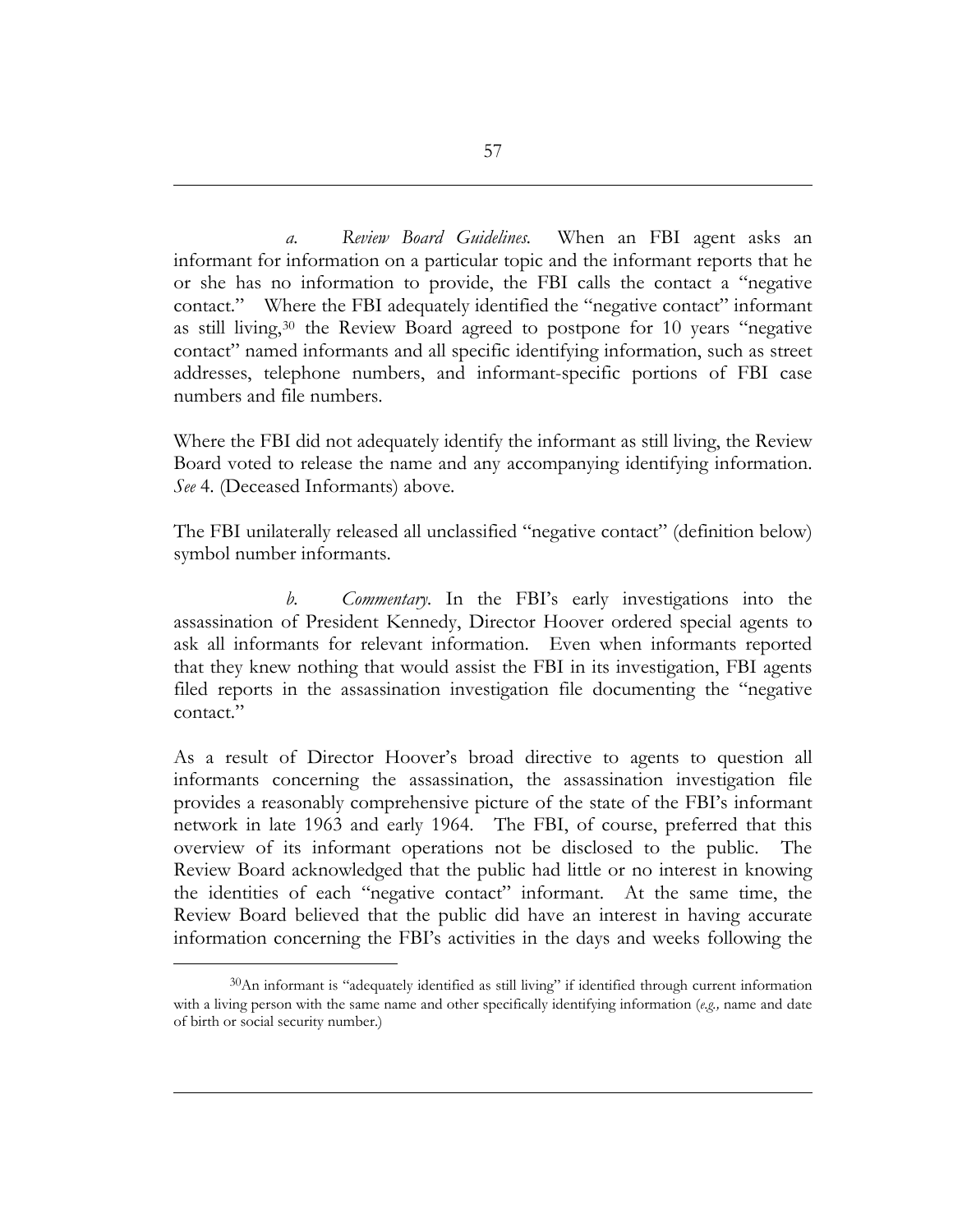*a. Review Board Guidelines.* When an FBI agent asks an informant for information on a particular topic and the informant reports that he or she has no information to provide, the FBI calls the contact a "negative contact." Where the FBI adequately identified the "negative contact" informant as still living,[30] the Review Board agreed to postpone for 10 years "negative contact" named informants and all specific identifying information, such as street addresses, telephone numbers, and informant-specific portions of FBI case numbers and file numbers.

Where the FBI did not adequately identify the informant as still living, the Review Board voted to release the name and any accompanying identifying information. *See* 4. (Deceased Informants) above.

The FBI unilaterally released all unclassified "negative contact" (definition below) symbol number informants.

*b. Commentary.* In the FBI's early investigations into the assassination of President Kennedy, Director Hoover ordered special agents to ask all informants for relevant information. Even when informants reported that they knew nothing that would assist the FBI in its investigation, FBI agents filed reports in the assassination investigation file documenting the "negative contact."

As a result of Director Hoover's broad directive to agents to question all informants concerning the assassination, the assassination investigation file provides a reasonably comprehensive picture of the state of the FBI's informant network in late 1963 and early 1964. The FBI, of course, preferred that this overview of its informant operations not be disclosed to the public. The Review Board acknowledged that the public had little or no interest in knowing the identities of each "negative contact" informant. At the same time, the Review Board believed that the public did have an interest in having accurate information concerning the FBI's activities in the days and weeks following the

[30] An informant is "adequately identified as still living" if identified through current information with a living person with the same name and other specifically identifying information (*e.g.,* name and date of birth or social security number.)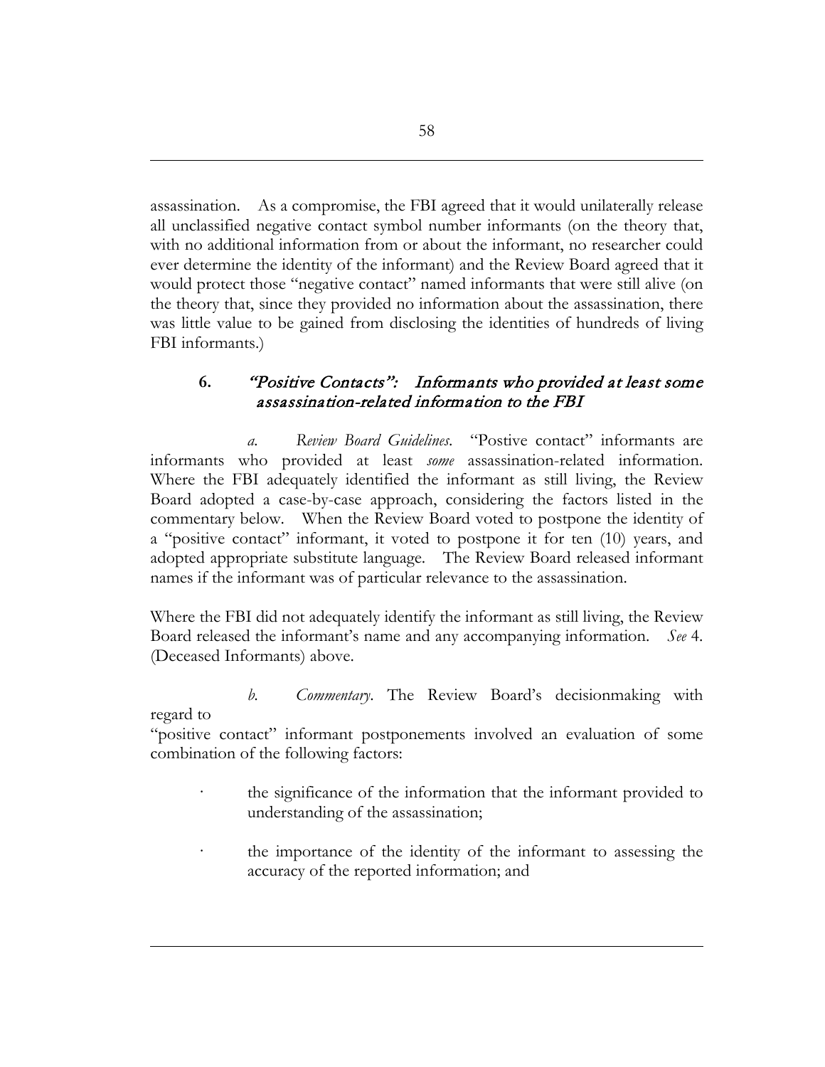assassination. As a compromise, the FBI agreed that it would unilaterally release all unclassified negative contact symbol number informants (on the theory that, with no additional information from or about the informant, no researcher could ever determine the identity of the informant) and the Review Board agreed that it would protect those "negative contact" named informants that were still alive (on the theory that, since they provided no information about the assassination, there was little value to be gained from disclosing the identities of hundreds of living FBI informants.)

### 6. *"Positive Contacts": Informants who provided at least some assassination-related information to the FBI*

*a. Review Board Guidelines.* "Postive contact" informants are informants who provided at least *some* assassination-related information. Where the FBI adequately identified the informant as still living, the Review Board adopted a case-by-case approach, considering the factors listed in the commentary below. When the Review Board voted to postpone the identity of a "positive contact" informant, it voted to postpone it for ten (10) years, and adopted appropriate substitute language. The Review Board released informant names if the informant was of particular relevance to the assassination.

Where the FBI did not adequately identify the informant as still living, the Review Board released the informant's name and any accompanying information. *See* 4. (Deceased Informants) above.

*b. Commentary.* The Review Board's decisionmaking with regard to
"positive contact" informant postponements involved an evaluation of some combination of the following factors:

- the significance of the information that the informant provided to understanding of the assassination;
- the importance of the identity of the informant to assessing the accuracy of the reported information; and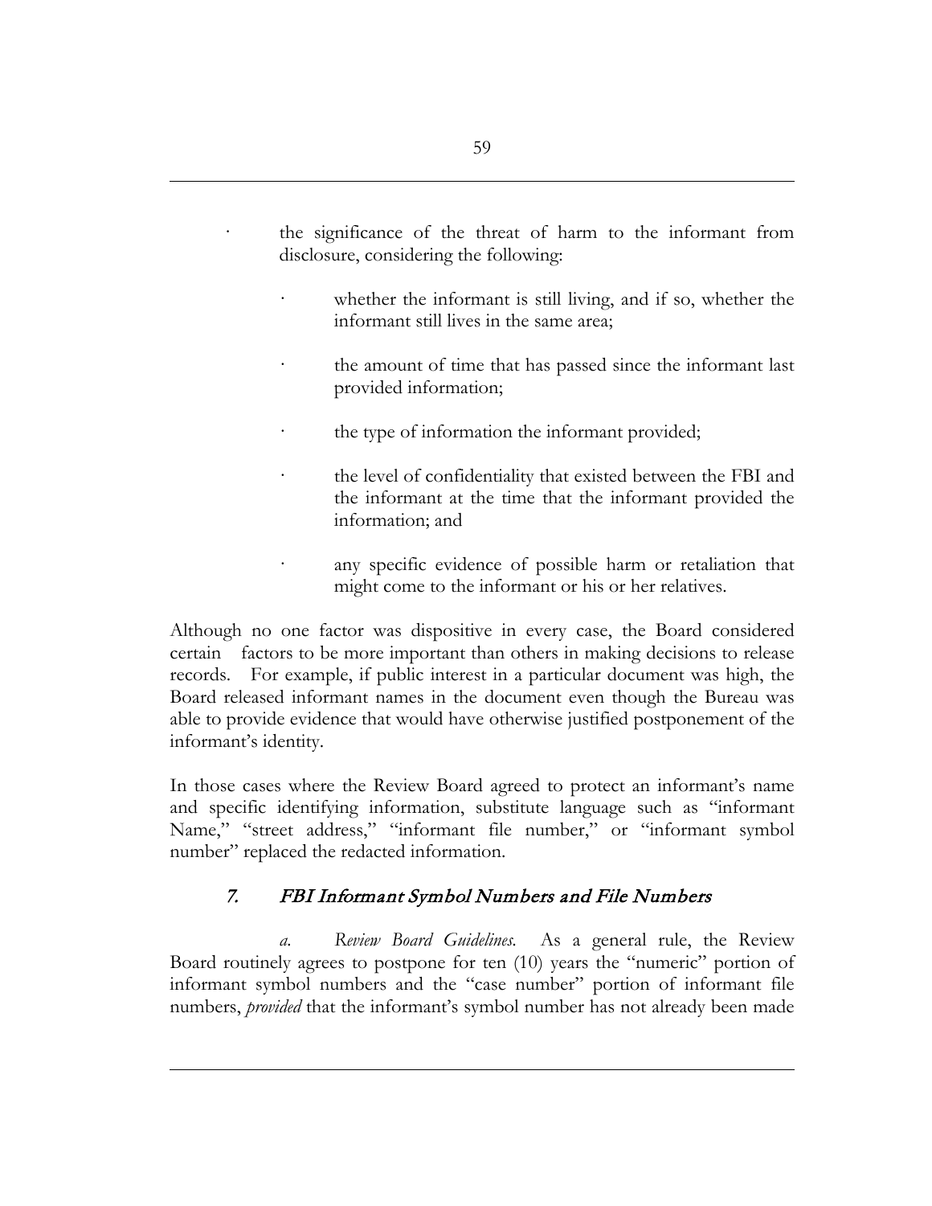- the significance of the threat of harm to the informant from disclosure, considering the following:
    - whether the informant is still living, and if so, whether the informant still lives in the same area;
    - the amount of time that has passed since the informant last provided information;
    - the type of information the informant provided;
    - the level of confidentiality that existed between the FBI and the informant at the time that the informant provided the information; and
    - any specific evidence of possible harm or retaliation that might come to the informant or his or her relatives.

Although no one factor was dispositive in every case, the Board considered certain factors to be more important than others in making decisions to release records. For example, if public interest in a particular document was high, the Board released informant names in the document even though the Bureau was able to provide evidence that would have otherwise justified postponement of the informant's identity.

In those cases where the Review Board agreed to protect an informant's name and specific identifying information, substitute language such as "informant Name," "street address," "informant file number," or "informant symbol number" replaced the redacted information.

### 7. *FBI Informant Symbol Numbers and File Numbers*

*a. Review Board Guidelines.* As a general rule, the Review Board routinely agrees to postpone for ten (10) years the "numeric" portion of informant symbol numbers and the "case number" portion of informant file numbers, *provided* that the informant's symbol number has not already been made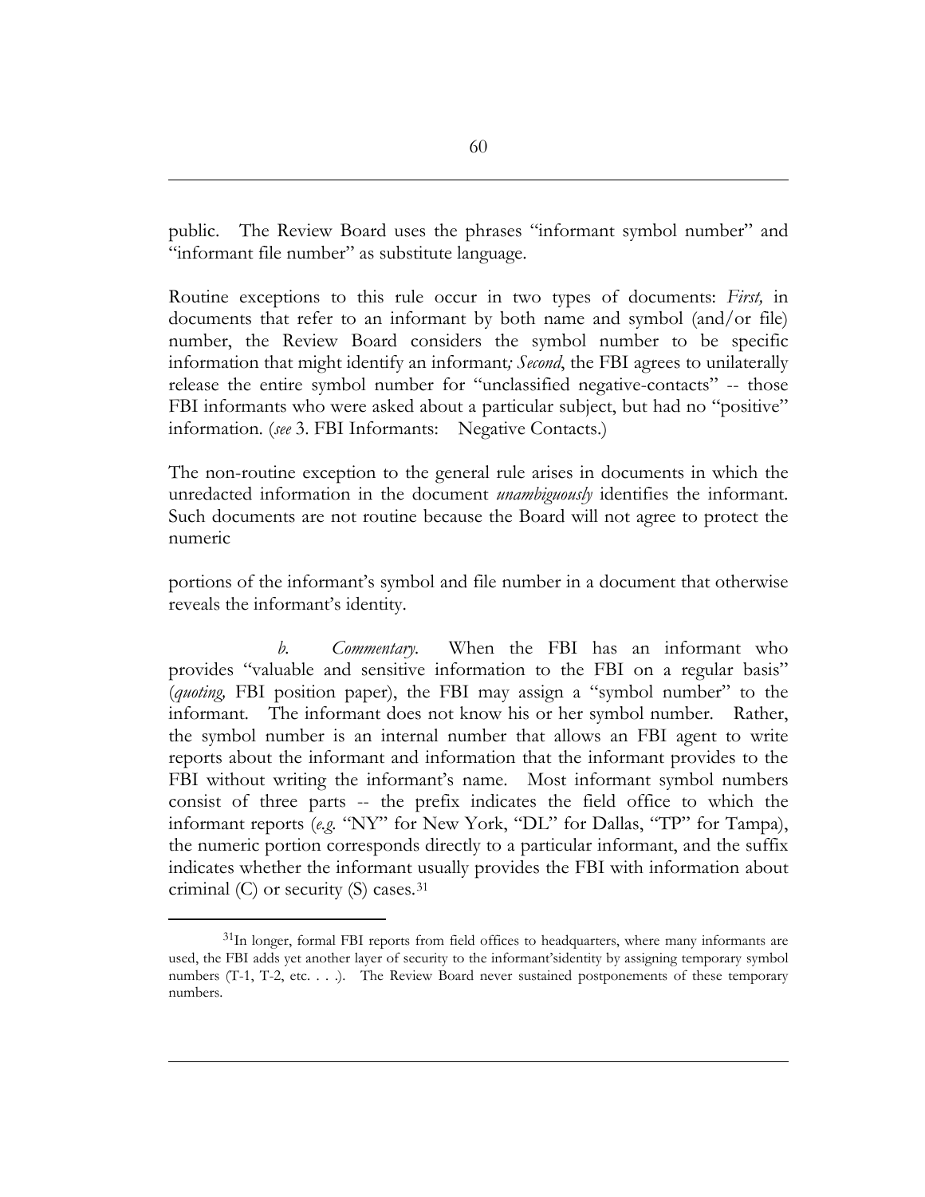public. The Review Board uses the phrases "informant symbol number" and "informant file number" as substitute language.

Routine exceptions to this rule occur in two types of documents: *First,* in documents that refer to an informant by both name and symbol (and/or file) number, the Review Board considers the symbol number to be specific information that might identify an informant*; Second*, the FBI agrees to unilaterally release the entire symbol number for "unclassified negative-contacts" -- those FBI informants who were asked about a particular subject, but had no "positive" information. (*see* 3. FBI Informants: Negative Contacts.)

The non-routine exception to the general rule arises in documents in which the unredacted information in the document *unambiguously* identifies the informant. Such documents are not routine because the Board will not agree to protect the numeric

portions of the informant's symbol and file number in a document that otherwise reveals the informant's identity.

*b. Commentary.* When the FBI has an informant who provides "valuable and sensitive information to the FBI on a regular basis" (*quoting,* FBI position paper), the FBI may assign a "symbol number" to the informant. The informant does not know his or her symbol number. Rather, the symbol number is an internal number that allows an FBI agent to write reports about the informant and information that the informant provides to the FBI without writing the informant's name. Most informant symbol numbers consist of three parts -- the prefix indicates the field office to which the informant reports (*e.g.* "NY" for New York, "DL" for Dallas, "TP" for Tampa), the numeric portion corresponds directly to a particular informant, and the suffix indicates whether the informant usually provides the FBI with information about criminal (C) or security (S) cases.[31]

---

[31]In longer, formal FBI reports from field offices to headquarters, where many informants are used, the FBI adds yet another layer of security to the informant'sidentity by assigning temporary symbol numbers (T-1, T-2, etc. . . .). The Review Board never sustained postponements of these temporary numbers.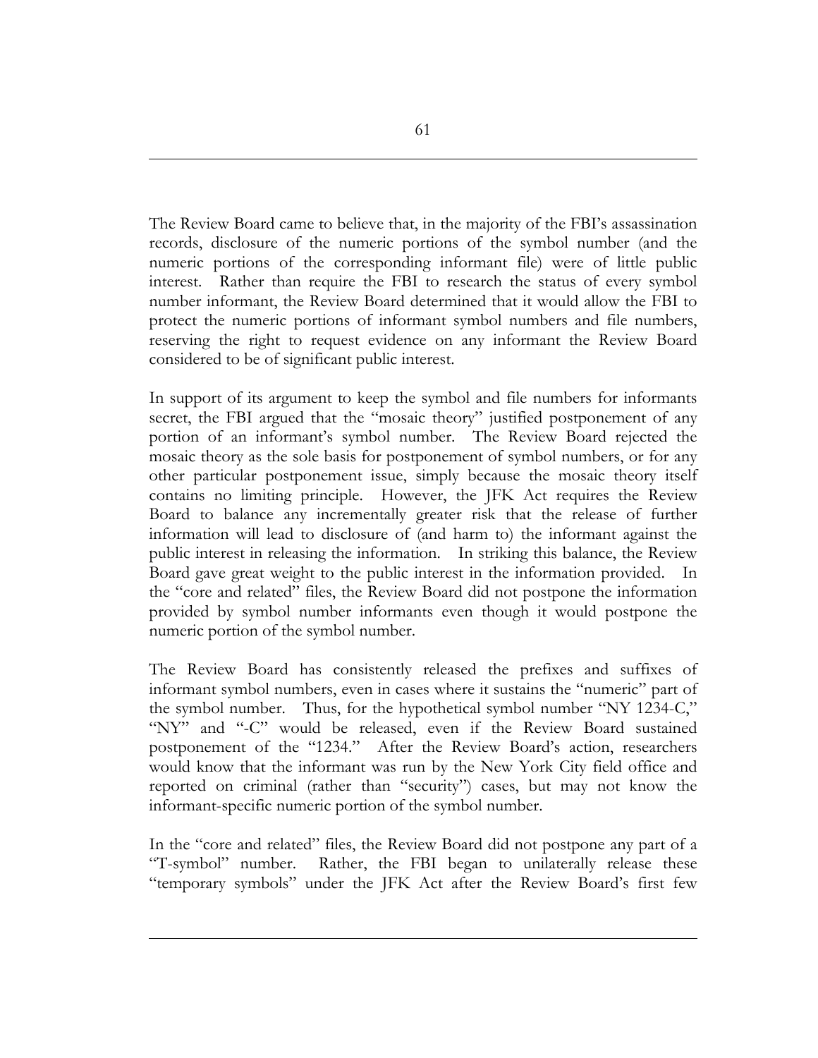The Review Board came to believe that, in the majority of the FBI's assassination records, disclosure of the numeric portions of the symbol number (and the numeric portions of the corresponding informant file) were of little public interest. Rather than require the FBI to research the status of every symbol number informant, the Review Board determined that it would allow the FBI to protect the numeric portions of informant symbol numbers and file numbers, reserving the right to request evidence on any informant the Review Board considered to be of significant public interest.

In support of its argument to keep the symbol and file numbers for informants secret, the FBI argued that the "mosaic theory" justified postponement of any portion of an informant's symbol number. The Review Board rejected the mosaic theory as the sole basis for postponement of symbol numbers, or for any other particular postponement issue, simply because the mosaic theory itself contains no limiting principle. However, the JFK Act requires the Review Board to balance any incrementally greater risk that the release of further information will lead to disclosure of (and harm to) the informant against the public interest in releasing the information. In striking this balance, the Review Board gave great weight to the public interest in the information provided. In the "core and related" files, the Review Board did not postpone the information provided by symbol number informants even though it would postpone the numeric portion of the symbol number.

The Review Board has consistently released the prefixes and suffixes of informant symbol numbers, even in cases where it sustains the "numeric" part of the symbol number. Thus, for the hypothetical symbol number "NY 1234-C," "NY" and "-C" would be released, even if the Review Board sustained postponement of the "1234." After the Review Board's action, researchers would know that the informant was run by the New York City field office and reported on criminal (rather than "security") cases, but may not know the informant-specific numeric portion of the symbol number.

In the "core and related" files, the Review Board did not postpone any part of a "T-symbol" number. Rather, the FBI began to unilaterally release these "temporary symbols" under the JFK Act after the Review Board's first few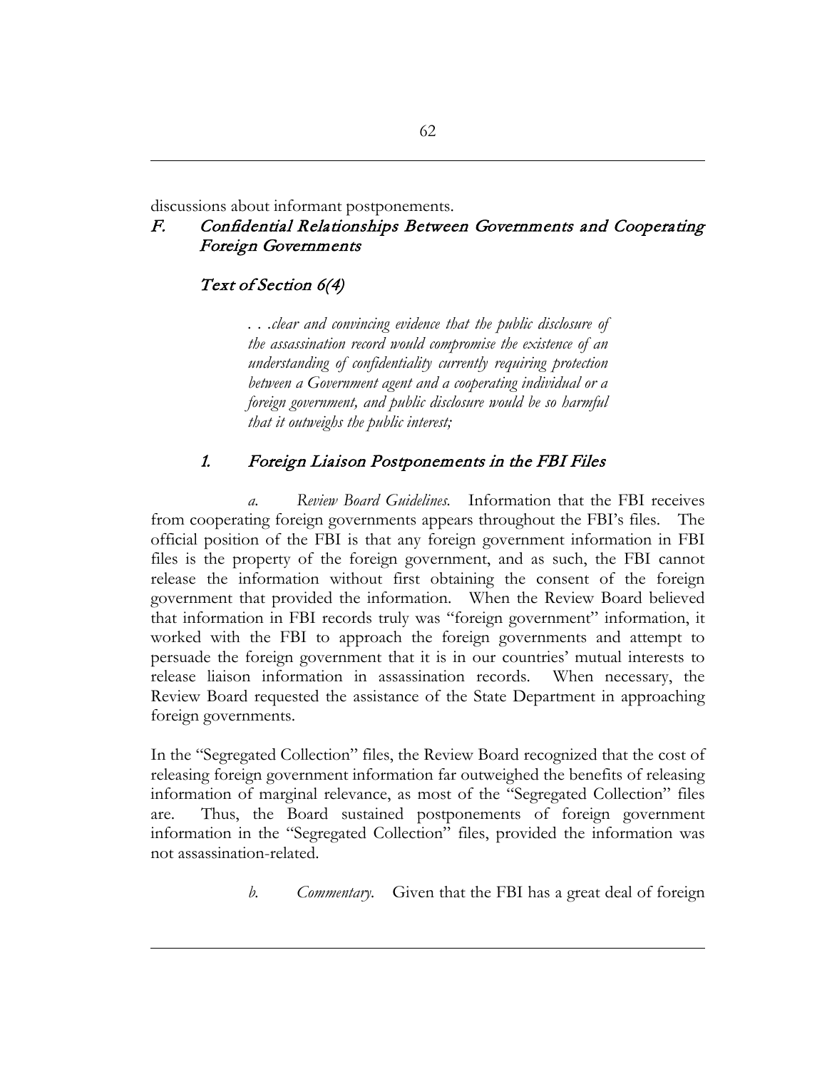discussions about informant postponements.

## F. Confidential Relationships Between Governments and Cooperating Foreign Governments

### Text of Section 6(4)

> *. . .clear and convincing evidence that the public disclosure of the assassination record would compromise the existence of an understanding of confidentiality currently requiring protection between a Government agent and a cooperating individual or a foreign government, and public disclosure would be so harmful that it outweighs the public interest;*

### 1. Foreign Liaison Postponements in the FBI Files

*a. Review Board Guidelines.* Information that the FBI receives from cooperating foreign governments appears throughout the FBI's files. The official position of the FBI is that any foreign government information in FBI files is the property of the foreign government, and as such, the FBI cannot release the information without first obtaining the consent of the foreign government that provided the information. When the Review Board believed that information in FBI records truly was "foreign government" information, it worked with the FBI to approach the foreign governments and attempt to persuade the foreign government that it is in our countries' mutual interests to release liaison information in assassination records. When necessary, the Review Board requested the assistance of the State Department in approaching foreign governments.

In the "Segregated Collection" files, the Review Board recognized that the cost of releasing foreign government information far outweighed the benefits of releasing information of marginal relevance, as most of the "Segregated Collection" files are. Thus, the Board sustained postponements of foreign government information in the "Segregated Collection" files, provided the information was not assassination-related.

*b. Commentary.* Given that the FBI has a great deal of foreign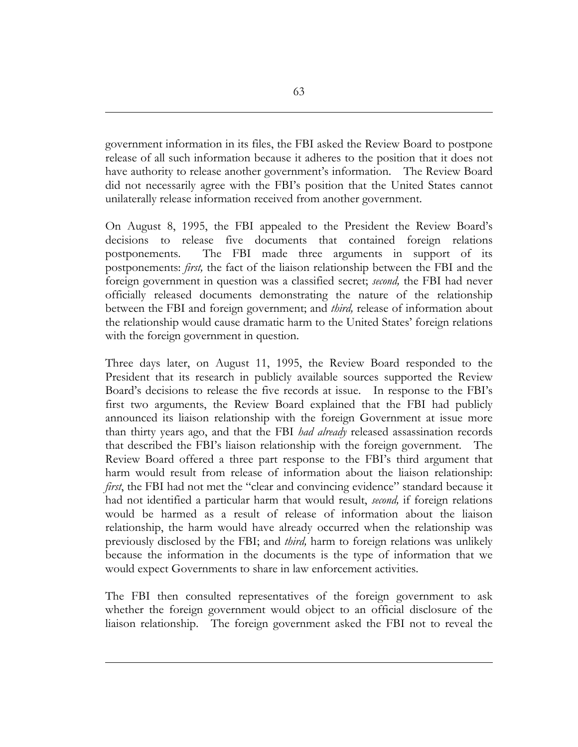government information in its files, the FBI asked the Review Board to postpone release of all such information because it adheres to the position that it does not have authority to release another government's information. The Review Board did not necessarily agree with the FBI's position that the United States cannot unilaterally release information received from another government.

On August 8, 1995, the FBI appealed to the President the Review Board's decisions to release five documents that contained foreign relations postponements. The FBI made three arguments in support of its postponements: *first,* the fact of the liaison relationship between the FBI and the foreign government in question was a classified secret; *second,* the FBI had never officially released documents demonstrating the nature of the relationship between the FBI and foreign government; and *third,* release of information about the relationship would cause dramatic harm to the United States' foreign relations with the foreign government in question.

Three days later, on August 11, 1995, the Review Board responded to the President that its research in publicly available sources supported the Review Board's decisions to release the five records at issue. In response to the FBI's first two arguments, the Review Board explained that the FBI had publicly announced its liaison relationship with the foreign Government at issue more than thirty years ago, and that the FBI *had already* released assassination records that described the FBI's liaison relationship with the foreign government. The Review Board offered a three part response to the FBI's third argument that harm would result from release of information about the liaison relationship: *first*, the FBI had not met the "clear and convincing evidence" standard because it had not identified a particular harm that would result, *second,* if foreign relations would be harmed as a result of release of information about the liaison relationship, the harm would have already occurred when the relationship was previously disclosed by the FBI; and *third,* harm to foreign relations was unlikely because the information in the documents is the type of information that we would expect Governments to share in law enforcement activities.

The FBI then consulted representatives of the foreign government to ask whether the foreign government would object to an official disclosure of the liaison relationship. The foreign government asked the FBI not to reveal the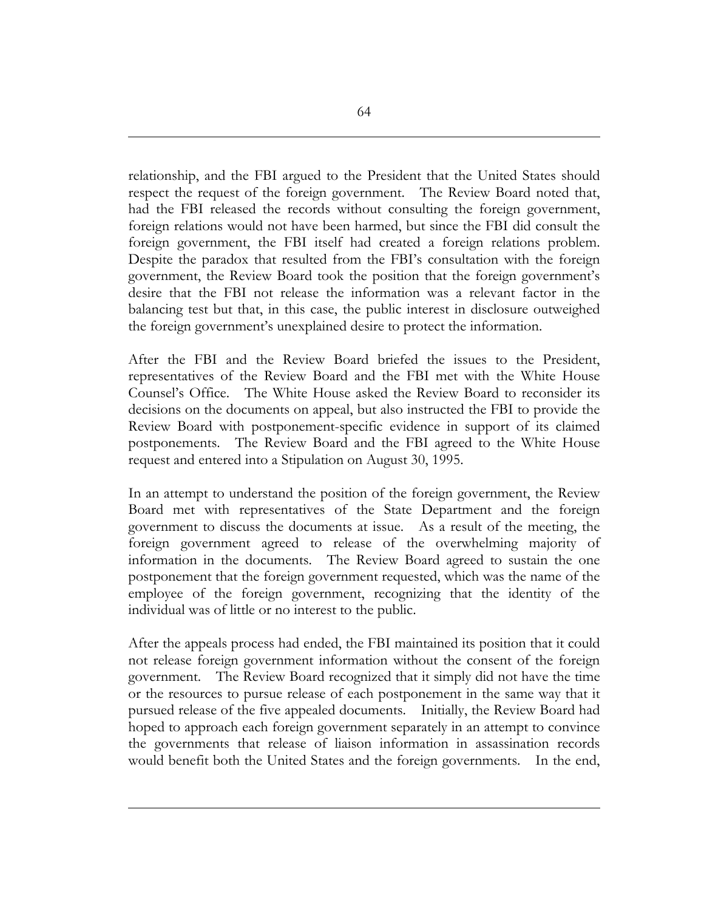relationship, and the FBI argued to the President that the United States should respect the request of the foreign government. The Review Board noted that, had the FBI released the records without consulting the foreign government, foreign relations would not have been harmed, but since the FBI did consult the foreign government, the FBI itself had created a foreign relations problem. Despite the paradox that resulted from the FBI's consultation with the foreign government, the Review Board took the position that the foreign government's desire that the FBI not release the information was a relevant factor in the balancing test but that, in this case, the public interest in disclosure outweighed the foreign government's unexplained desire to protect the information.

After the FBI and the Review Board briefed the issues to the President, representatives of the Review Board and the FBI met with the White House Counsel's Office. The White House asked the Review Board to reconsider its decisions on the documents on appeal, but also instructed the FBI to provide the Review Board with postponement-specific evidence in support of its claimed postponements. The Review Board and the FBI agreed to the White House request and entered into a Stipulation on August 30, 1995.

In an attempt to understand the position of the foreign government, the Review Board met with representatives of the State Department and the foreign government to discuss the documents at issue. As a result of the meeting, the foreign government agreed to release of the overwhelming majority of information in the documents. The Review Board agreed to sustain the one postponement that the foreign government requested, which was the name of the employee of the foreign government, recognizing that the identity of the individual was of little or no interest to the public.

After the appeals process had ended, the FBI maintained its position that it could not release foreign government information without the consent of the foreign government. The Review Board recognized that it simply did not have the time or the resources to pursue release of each postponement in the same way that it pursued release of the five appealed documents. Initially, the Review Board had hoped to approach each foreign government separately in an attempt to convince the governments that release of liaison information in assassination records would benefit both the United States and the foreign governments. In the end,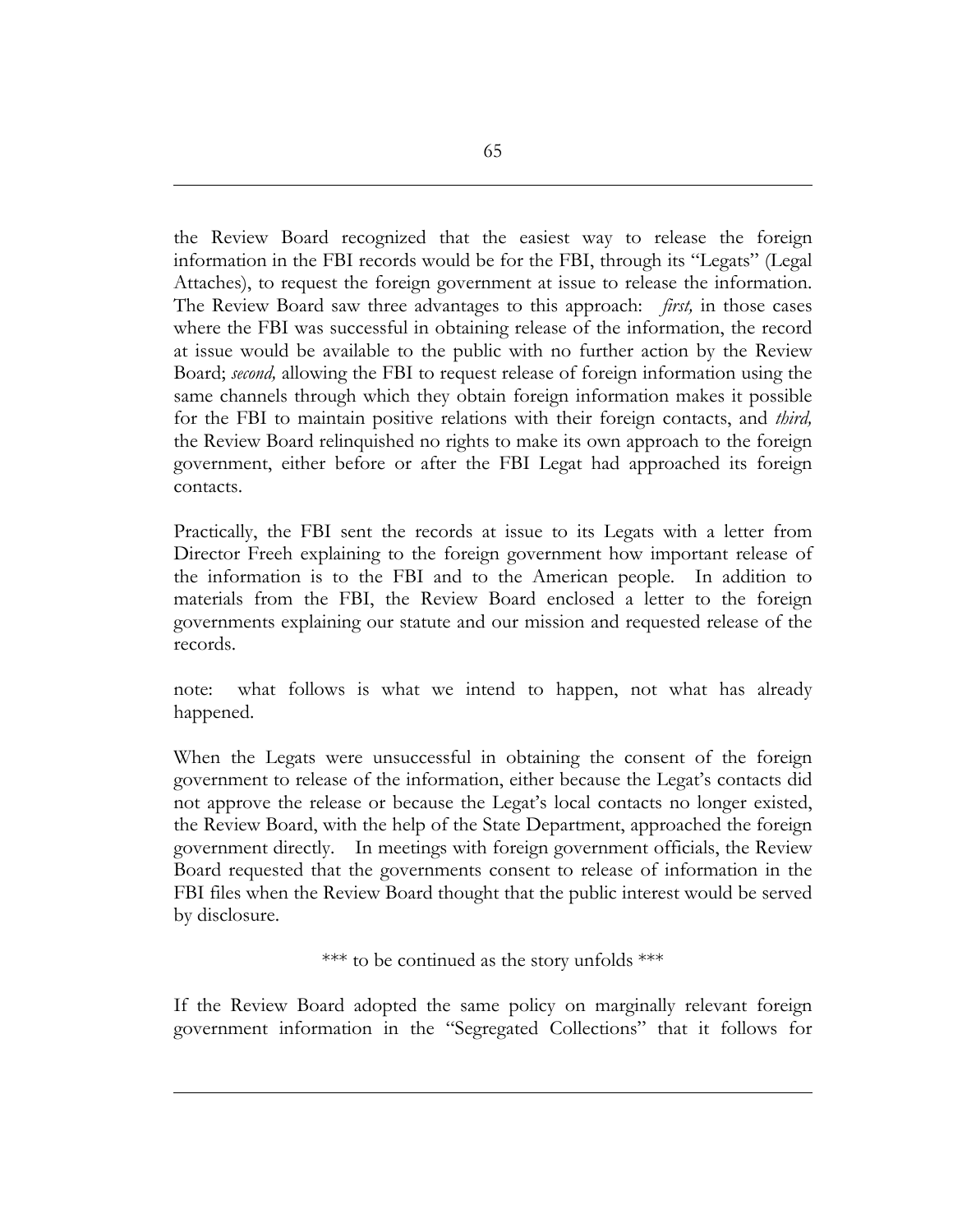the Review Board recognized that the easiest way to release the foreign information in the FBI records would be for the FBI, through its "Legats" (Legal Attaches), to request the foreign government at issue to release the information. The Review Board saw three advantages to this approach: *first,* in those cases where the FBI was successful in obtaining release of the information, the record at issue would be available to the public with no further action by the Review Board; *second,* allowing the FBI to request release of foreign information using the same channels through which they obtain foreign information makes it possible for the FBI to maintain positive relations with their foreign contacts, and *third,* the Review Board relinquished no rights to make its own approach to the foreign government, either before or after the FBI Legat had approached its foreign contacts.

Practically, the FBI sent the records at issue to its Legats with a letter from Director Freeh explaining to the foreign government how important release of the information is to the FBI and to the American people. In addition to materials from the FBI, the Review Board enclosed a letter to the foreign governments explaining our statute and our mission and requested release of the records.

note: what follows is what we intend to happen, not what has already happened.

When the Legats were unsuccessful in obtaining the consent of the foreign government to release of the information, either because the Legat's contacts did not approve the release or because the Legat's local contacts no longer existed, the Review Board, with the help of the State Department, approached the foreign government directly. In meetings with foreign government officials, the Review Board requested that the governments consent to release of information in the FBI files when the Review Board thought that the public interest would be served by disclosure.

*** to be continued as the story unfolds ***

If the Review Board adopted the same policy on marginally relevant foreign government information in the "Segregated Collections" that it follows for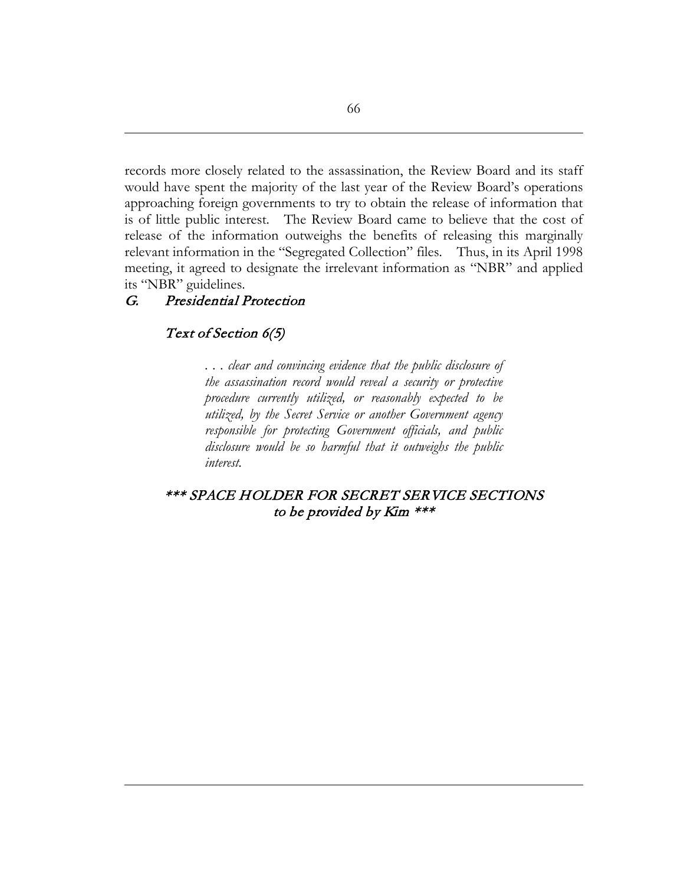records more closely related to the assassination, the Review Board and its staff would have spent the majority of the last year of the Review Board's operations approaching foreign governments to try to obtain the release of information that is of little public interest. The Review Board came to believe that the cost of release of the information outweighs the benefits of releasing this marginally relevant information in the "Segregated Collection" files. Thus, in its April 1998 meeting, it agreed to designate the irrelevant information as "NBR" and applied its "NBR" guidelines.

## G. *Presidential Protection*

### *Text of Section 6(5)*

> *. . . clear and convincing evidence that the public disclosure of the assassination record would reveal a security or protective procedure currently utilized, or reasonably expected to be utilized, by the Secret Service or another Government agency responsible for protecting Government officials, and public disclosure would be so harmful that it outweighs the public interest.*

*\*\*\* SPACE HOLDER FOR SECRET SERVICE SECTIONS to be provided by Kim \*\*\**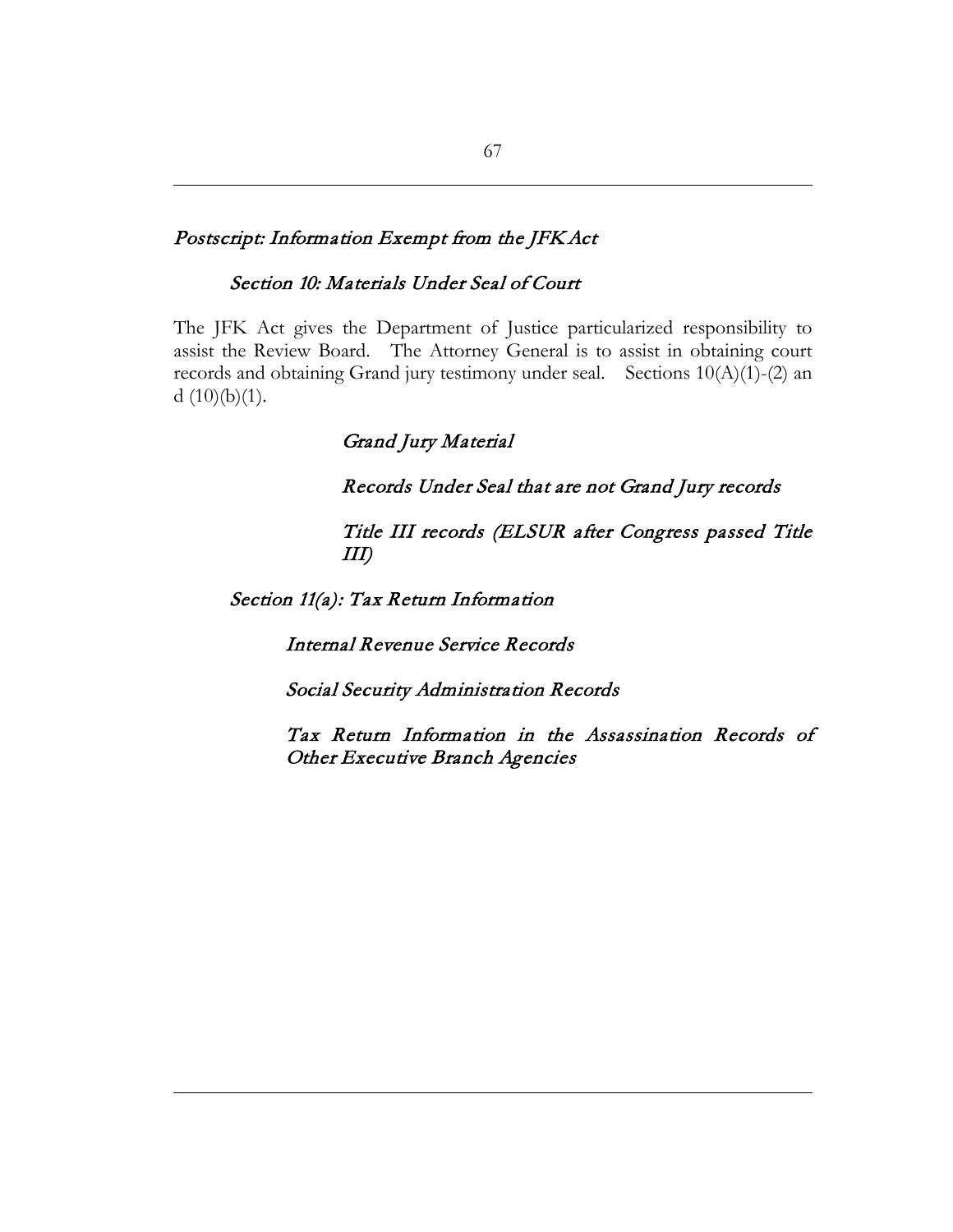## *Postscript: Information Exempt from the JFK Act*

### *Section 10: Materials Under Seal of Court*

The JFK Act gives the Department of Justice particularized responsibility to assist the Review Board. The Attorney General is to assist in obtaining court records and obtaining Grand jury testimony under seal. Sections 10(A)(1)-(2) an d (10)(b)(1).

*Grand Jury Material*

*Records Under Seal that are not Grand Jury records*

*Title III records (ELSUR after Congress passed Title III)*

### *Section 11(a): Tax Return Information*

*Internal Revenue Service Records*

*Social Security Administration Records*

*Tax Return Information in the Assassination Records of Other Executive Branch Agencies*